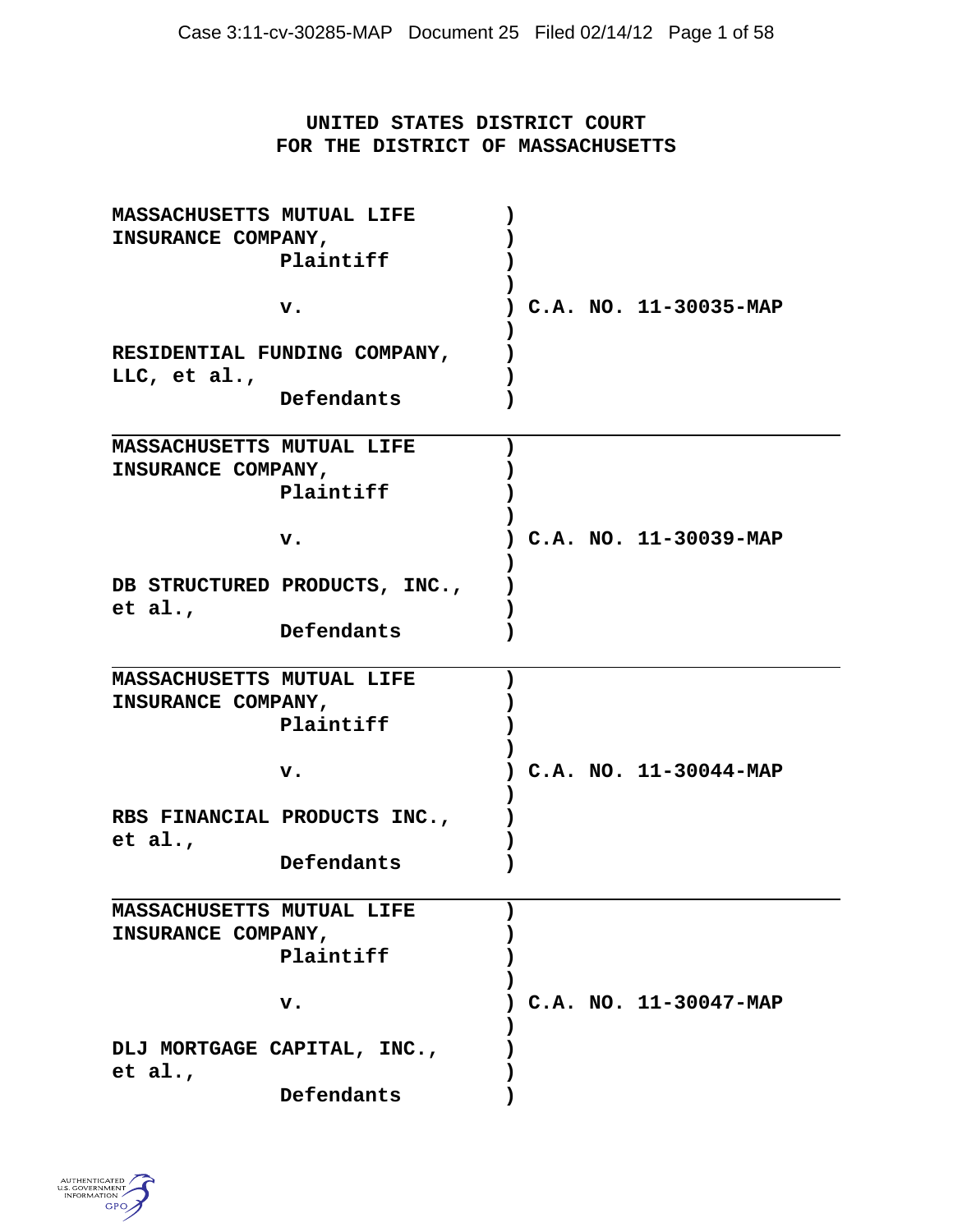**UNITED STATES DISTRICT COURT**
**FOR THE DISTRICT OF MASSACHUSETTS**

| | |
|---|---|
| **MASSACHUSETTS MUTUAL LIFE INSURANCE COMPANY,**<br>Plaintiff<br><br>**v.**<br><br>**RESIDENTIAL FUNDING COMPANY, LLC, et al.,**<br>Defendants | **C.A. NO. 11-30035-MAP** |
| **MASSACHUSETTS MUTUAL LIFE INSURANCE COMPANY,**<br>Plaintiff<br><br>**v.**<br><br>**DB STRUCTURED PRODUCTS, INC., et al.,**<br>Defendants | **C.A. NO. 11-30039-MAP** |
| **MASSACHUSETTS MUTUAL LIFE INSURANCE COMPANY,**<br>Plaintiff<br><br>**v.**<br><br>**RBS FINANCIAL PRODUCTS INC., et al.,**<br>Defendants | **C.A. NO. 11-30044-MAP** |
| **MASSACHUSETTS MUTUAL LIFE INSURANCE COMPANY,**<br>Plaintiff<br><br>**v.**<br><br>**DLJ MORTGAGE CAPITAL, INC., et al.,**<br>Defendants | **C.A. NO. 11-30047-MAP** |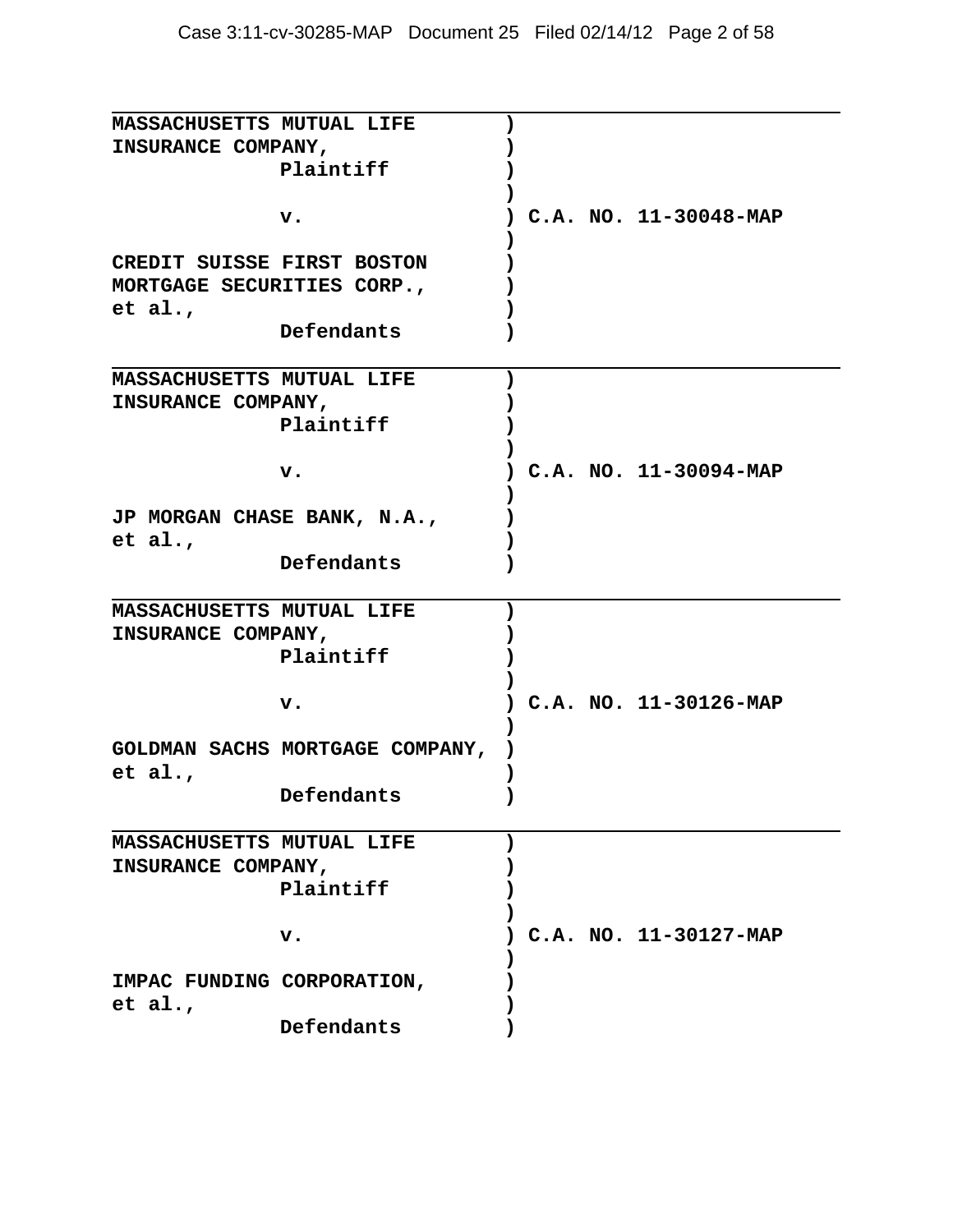**MASSACHUSETTS MUTUAL LIFE INSURANCE COMPANY,**
**Plaintiff**

**v.** **C.A. NO. 11-30048-MAP**

**CREDIT SUISSE FIRST BOSTON MORTGAGE SECURITIES CORP., et al.,**
**Defendants**

---

**MASSACHUSETTS MUTUAL LIFE INSURANCE COMPANY,**
**Plaintiff**

**v.** **C.A. NO. 11-30094-MAP**

**JP MORGAN CHASE BANK, N.A., et al.,**
**Defendants**

---

**MASSACHUSETTS MUTUAL LIFE INSURANCE COMPANY,**
**Plaintiff**

**v.** **C.A. NO. 11-30126-MAP**

**GOLDMAN SACHS MORTGAGE COMPANY, et al.,**
**Defendants**

---

**MASSACHUSETTS MUTUAL LIFE INSURANCE COMPANY,**
**Plaintiff**

**v.** **C.A. NO. 11-30127-MAP**

**IMPAC FUNDING CORPORATION, et al.,**
**Defendants**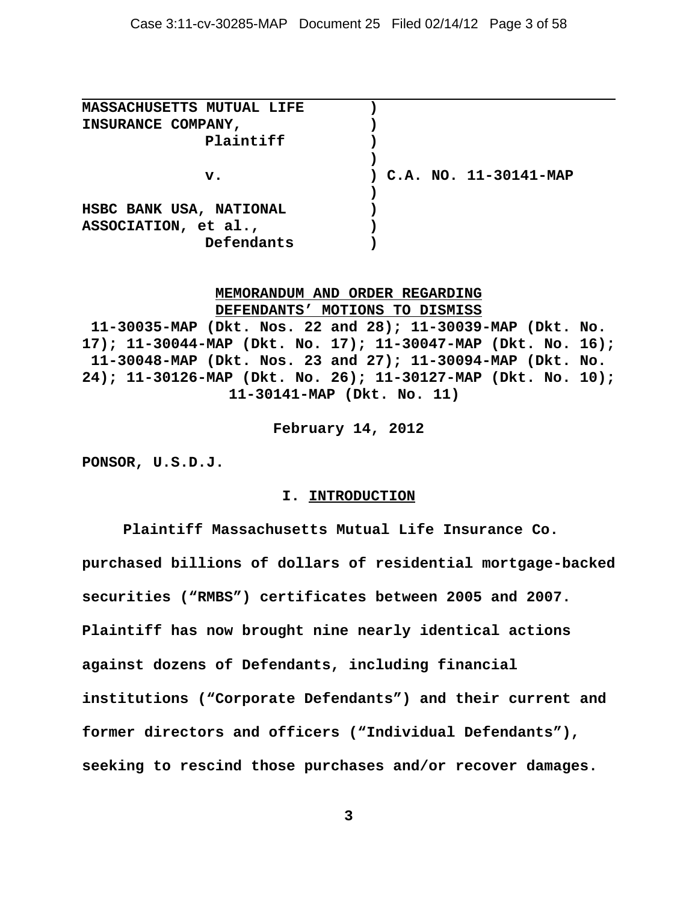MASSACHUSETTS MUTUAL LIFE INSURANCE COMPANY,
Plaintiff

v.

HSBC BANK USA, NATIONAL ASSOCIATION, et al.,
Defendants

C.A. NO. 11-30141-MAP

**MEMORANDUM AND ORDER REGARDING DEFENDANTS' MOTIONS TO DISMISS**

**11-30035-MAP (Dkt. Nos. 22 and 28); 11-30039-MAP (Dkt. No. 17); 11-30044-MAP (Dkt. No. 17); 11-30047-MAP (Dkt. No. 16); 11-30048-MAP (Dkt. Nos. 23 and 27); 11-30094-MAP (Dkt. No. 24); 11-30126-MAP (Dkt. No. 26); 11-30127-MAP (Dkt. No. 10); 11-30141-MAP (Dkt. No. 11)**

**February 14, 2012**

**PONSOR, U.S.D.J.**

## I. INTRODUCTION

Plaintiff Massachusetts Mutual Life Insurance Co. purchased billions of dollars of residential mortgage-backed securities ("RMBS") certificates between 2005 and 2007. Plaintiff has now brought nine nearly identical actions against dozens of Defendants, including financial institutions ("Corporate Defendants") and their current and former directors and officers ("Individual Defendants"), seeking to rescind those purchases and/or recover damages.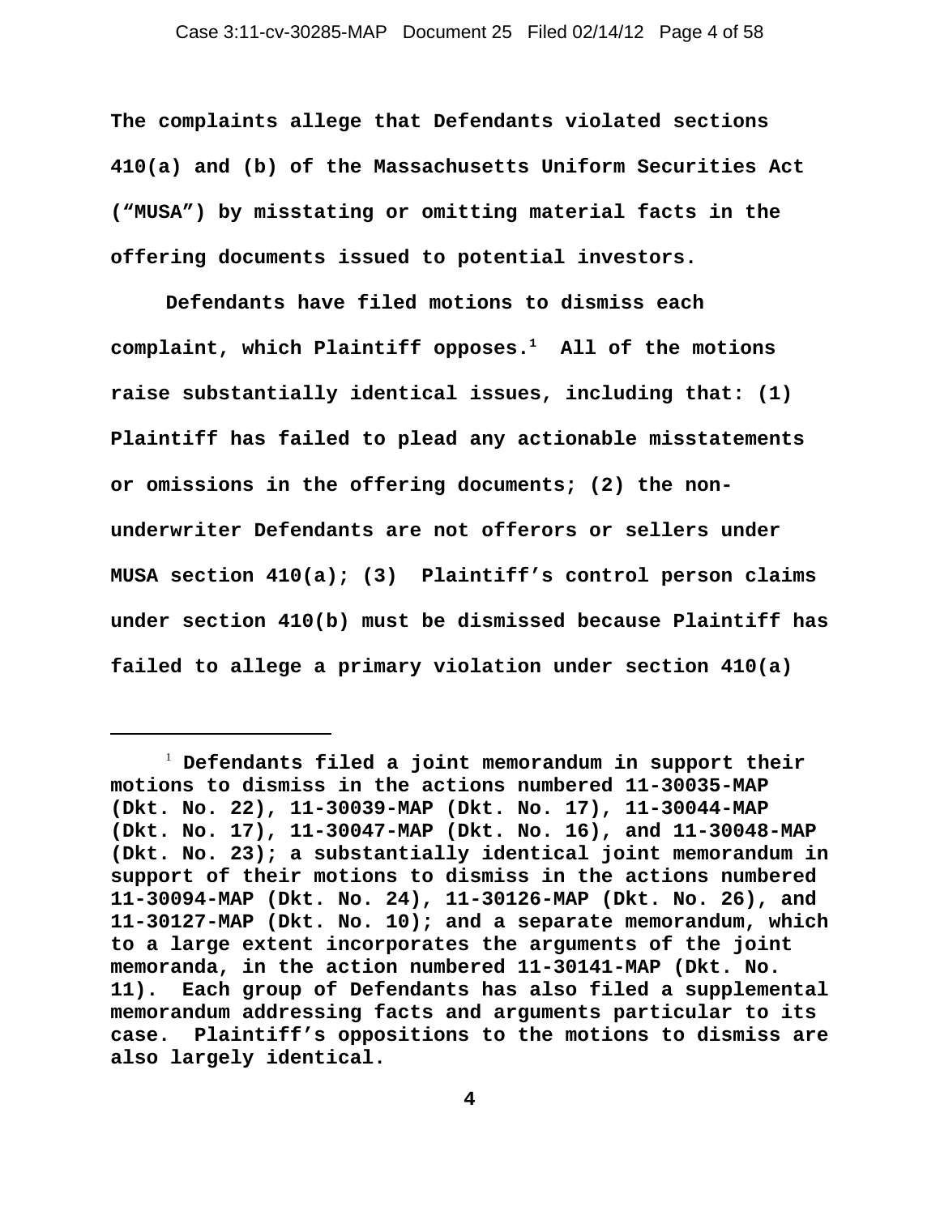The complaints allege that Defendants violated sections 410(a) and (b) of the Massachusetts Uniform Securities Act ("MUSA") by misstating or omitting material facts in the offering documents issued to potential investors.

Defendants have filed motions to dismiss each complaint, which Plaintiff opposes.[1] All of the motions raise substantially identical issues, including that: (1) Plaintiff has failed to plead any actionable misstatements or omissions in the offering documents; (2) the non-underwriter Defendants are not offerors or sellers under MUSA section 410(a); (3) Plaintiff's control person claims under section 410(b) must be dismissed because Plaintiff has failed to allege a primary violation under section 410(a)

---

[1] Defendants filed a joint memorandum in support their motions to dismiss in the actions numbered 11-30035-MAP (Dkt. No. 22), 11-30039-MAP (Dkt. No. 17), 11-30044-MAP (Dkt. No. 17), 11-30047-MAP (Dkt. No. 16), and 11-30048-MAP (Dkt. No. 23); a substantially identical joint memorandum in support of their motions to dismiss in the actions numbered 11-30094-MAP (Dkt. No. 24), 11-30126-MAP (Dkt. No. 26), and 11-30127-MAP (Dkt. No. 10); and a separate memorandum, which to a large extent incorporates the arguments of the joint memoranda, in the action numbered 11-30141-MAP (Dkt. No. 11). Each group of Defendants has also filed a supplemental memorandum addressing facts and arguments particular to its case. Plaintiff's oppositions to the motions to dismiss are also largely identical.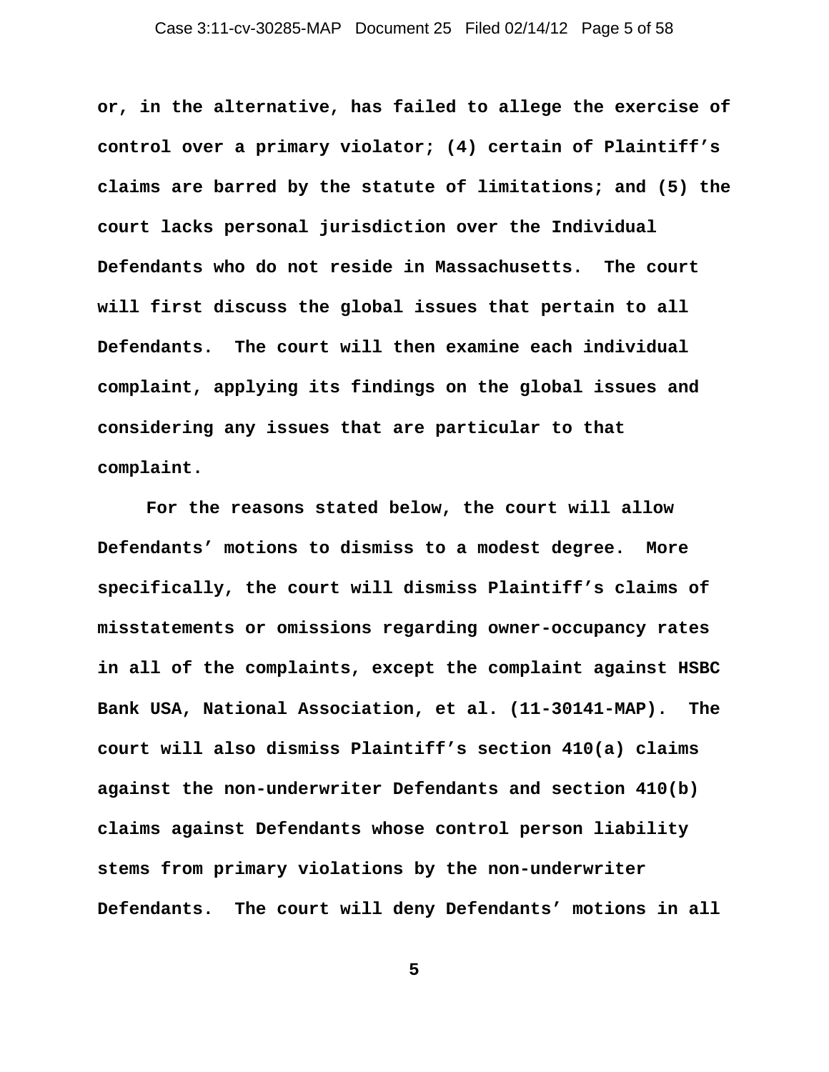or, in the alternative, has failed to allege the exercise of control over a primary violator; (4) certain of Plaintiff's claims are barred by the statute of limitations; and (5) the court lacks personal jurisdiction over the Individual Defendants who do not reside in Massachusetts. The court will first discuss the global issues that pertain to all Defendants. The court will then examine each individual complaint, applying its findings on the global issues and considering any issues that are particular to that complaint.

For the reasons stated below, the court will allow Defendants' motions to dismiss to a modest degree. More specifically, the court will dismiss Plaintiff's claims of misstatements or omissions regarding owner-occupancy rates in all of the complaints, except the complaint against HSBC Bank USA, National Association, et al. (11-30141-MAP). The court will also dismiss Plaintiff's section 410(a) claims against the non-underwriter Defendants and section 410(b) claims against Defendants whose control person liability stems from primary violations by the non-underwriter Defendants. The court will deny Defendants' motions in all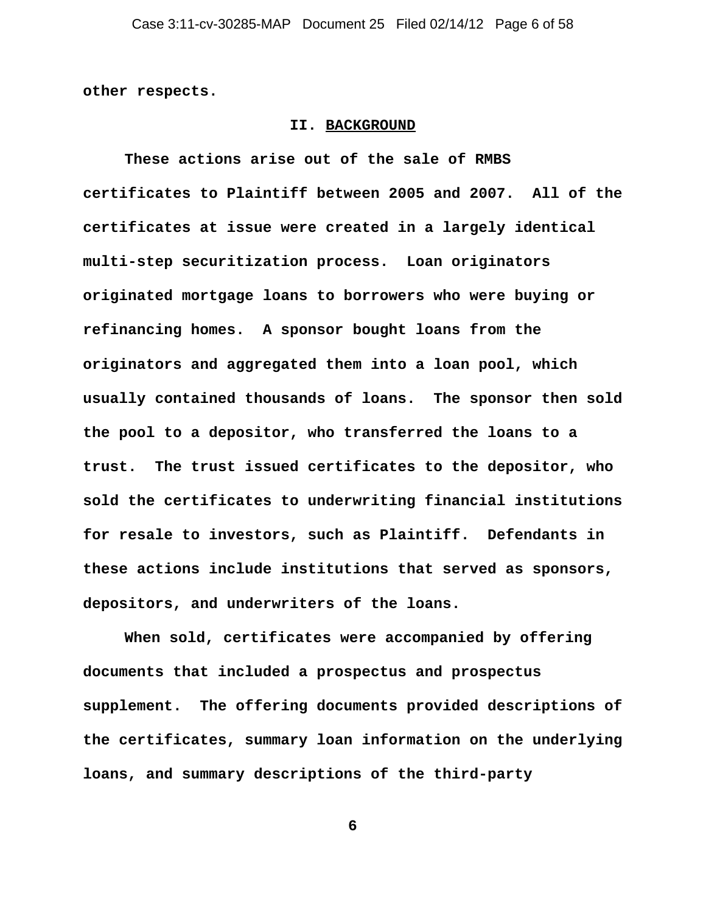other respects.

## II. BACKGROUND

These actions arise out of the sale of RMBS certificates to Plaintiff between 2005 and 2007. All of the certificates at issue were created in a largely identical multi-step securitization process. Loan originators originated mortgage loans to borrowers who were buying or refinancing homes. A sponsor bought loans from the originators and aggregated them into a loan pool, which usually contained thousands of loans. The sponsor then sold the pool to a depositor, who transferred the loans to a trust. The trust issued certificates to the depositor, who sold the certificates to underwriting financial institutions for resale to investors, such as Plaintiff. Defendants in these actions include institutions that served as sponsors, depositors, and underwriters of the loans.

When sold, certificates were accompanied by offering documents that included a prospectus and prospectus supplement. The offering documents provided descriptions of the certificates, summary loan information on the underlying loans, and summary descriptions of the third-party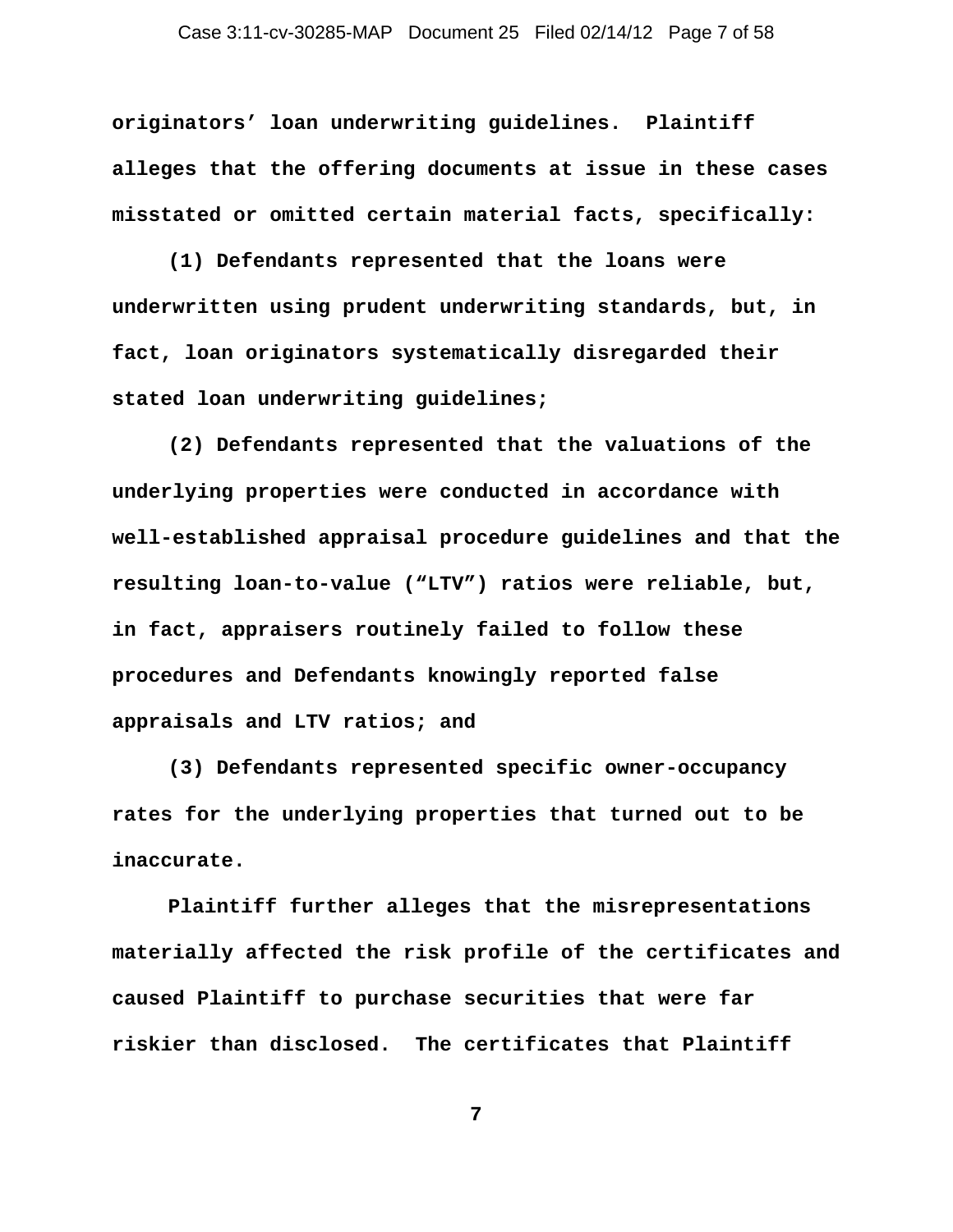originators' loan underwriting guidelines. Plaintiff alleges that the offering documents at issue in these cases misstated or omitted certain material facts, specifically:

(1) Defendants represented that the loans were underwritten using prudent underwriting standards, but, in fact, loan originators systematically disregarded their stated loan underwriting guidelines;

(2) Defendants represented that the valuations of the underlying properties were conducted in accordance with well-established appraisal procedure guidelines and that the resulting loan-to-value ("LTV") ratios were reliable, but, in fact, appraisers routinely failed to follow these procedures and Defendants knowingly reported false appraisals and LTV ratios; and

(3) Defendants represented specific owner-occupancy rates for the underlying properties that turned out to be inaccurate.

Plaintiff further alleges that the misrepresentations materially affected the risk profile of the certificates and caused Plaintiff to purchase securities that were far riskier than disclosed. The certificates that Plaintiff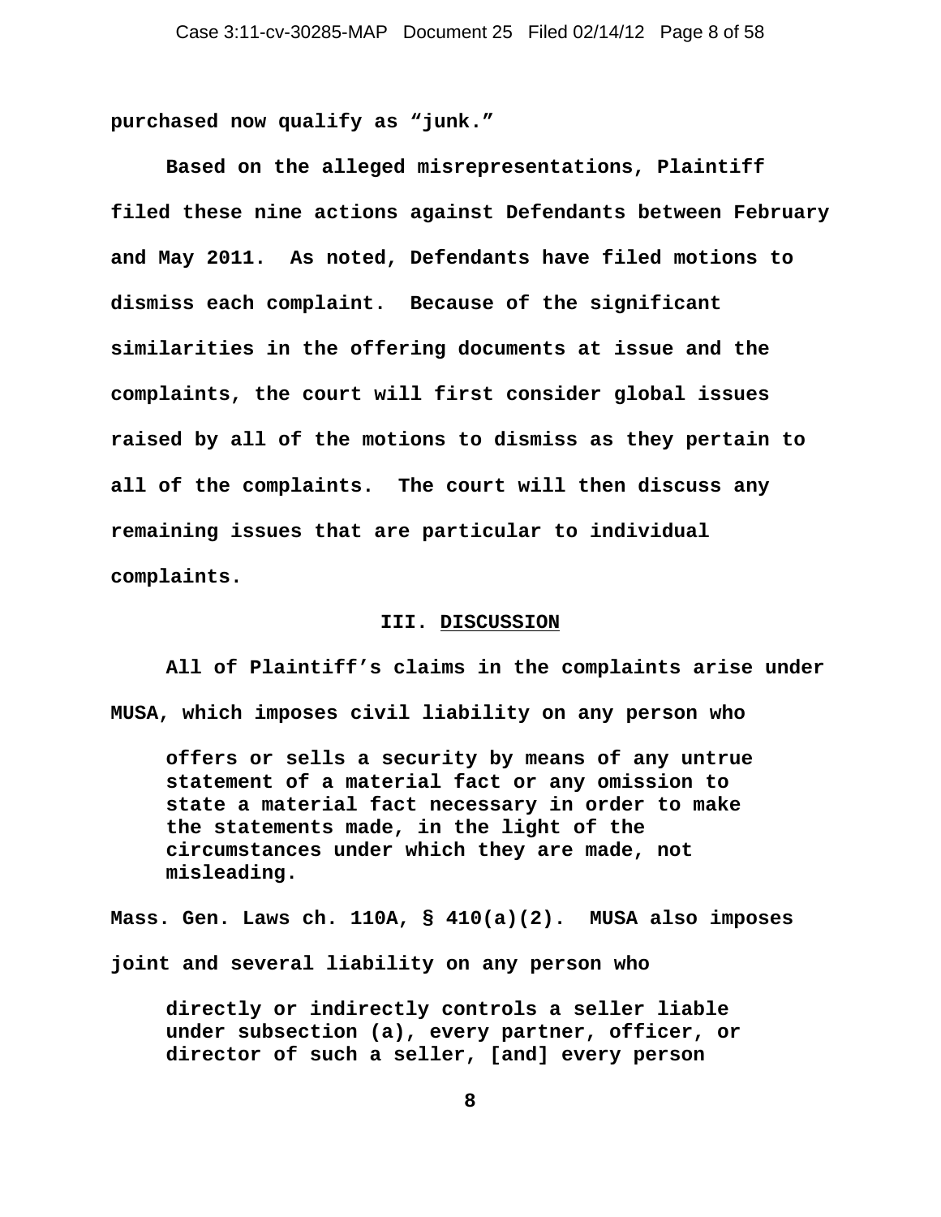purchased now qualify as "junk."

Based on the alleged misrepresentations, Plaintiff filed these nine actions against Defendants between February and May 2011. As noted, Defendants have filed motions to dismiss each complaint. Because of the significant similarities in the offering documents at issue and the complaints, the court will first consider global issues raised by all of the motions to dismiss as they pertain to all of the complaints. The court will then discuss any remaining issues that are particular to individual complaints.

## III. DISCUSSION

All of Plaintiff's claims in the complaints arise under MUSA, which imposes civil liability on any person who

> offers or sells a security by means of any untrue statement of a material fact or any omission to state a material fact necessary in order to make the statements made, in the light of the circumstances under which they are made, not misleading.

Mass. Gen. Laws ch. 110A, § 410(a)(2). MUSA also imposes joint and several liability on any person who

> directly or indirectly controls a seller liable under subsection (a), every partner, officer, or director of such a seller, [and] every person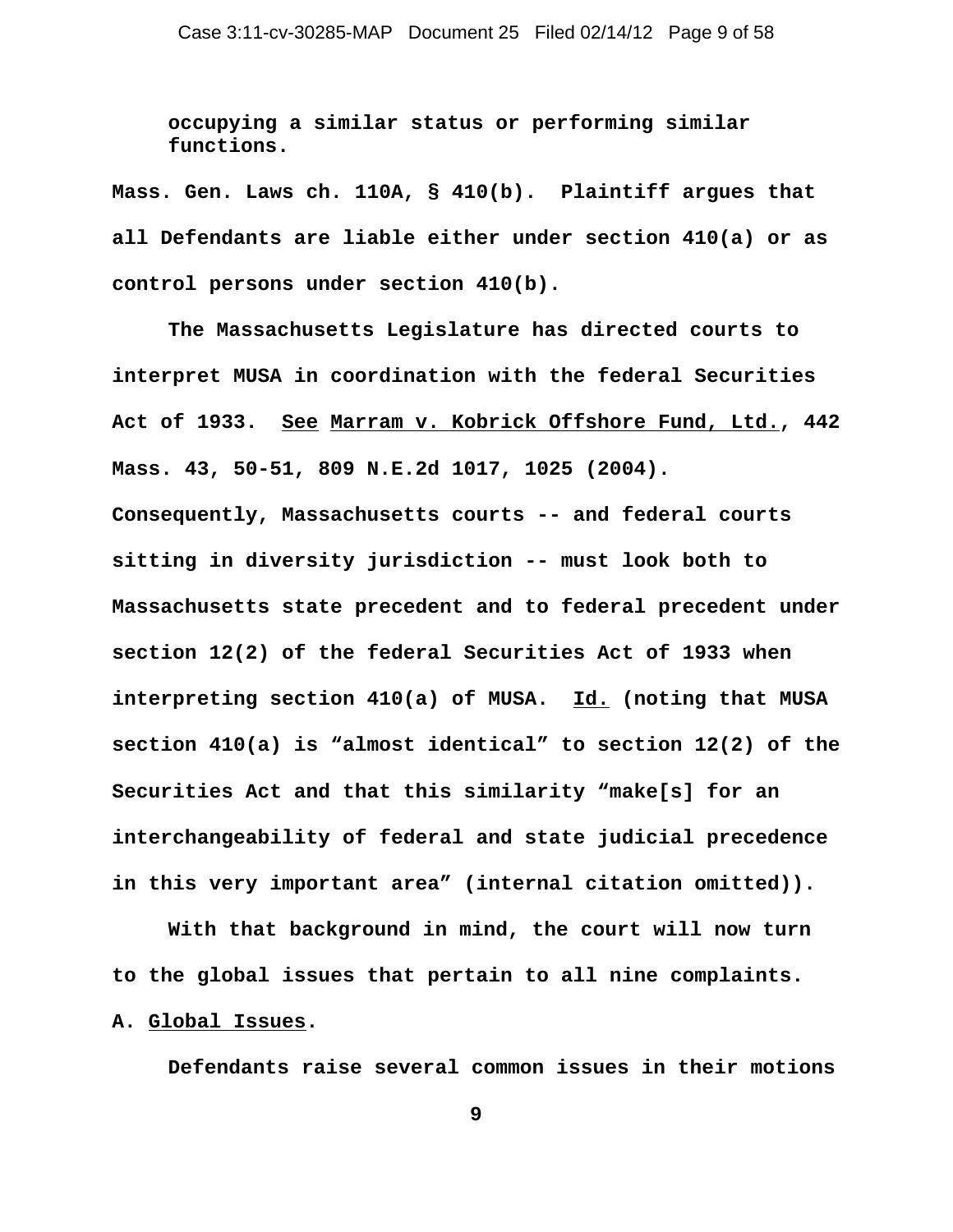occupying a similar status or performing similar functions.

Mass. Gen. Laws ch. 110A, § 410(b). Plaintiff argues that all Defendants are liable either under section 410(a) or as control persons under section 410(b).

The Massachusetts Legislature has directed courts to interpret MUSA in coordination with the federal Securities Act of 1933. See Marram v. Kobrick Offshore Fund, Ltd., 442 Mass. 43, 50-51, 809 N.E.2d 1017, 1025 (2004). Consequently, Massachusetts courts -- and federal courts sitting in diversity jurisdiction -- must look both to Massachusetts state precedent and to federal precedent under section 12(2) of the federal Securities Act of 1933 when interpreting section 410(a) of MUSA. Id. (noting that MUSA section 410(a) is "almost identical" to section 12(2) of the Securities Act and that this similarity "make[s] for an interchangeability of federal and state judicial precedence in this very important area" (internal citation omitted)).

With that background in mind, the court will now turn to the global issues that pertain to all nine complaints.

A. Global Issues.

Defendants raise several common issues in their motions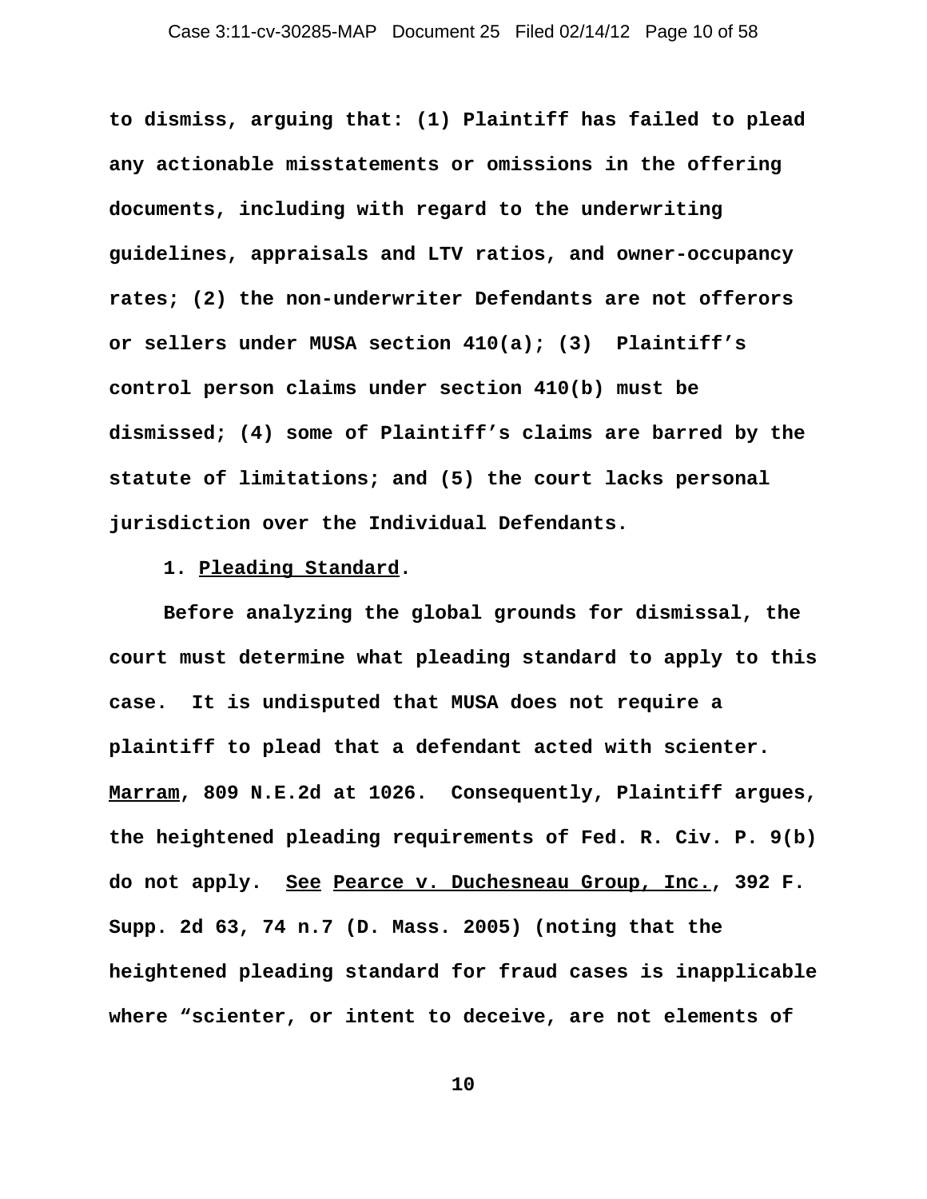to dismiss, arguing that: (1) Plaintiff has failed to plead any actionable misstatements or omissions in the offering documents, including with regard to the underwriting guidelines, appraisals and LTV ratios, and owner-occupancy rates; (2) the non-underwriter Defendants are not offerors or sellers under MUSA section 410(a); (3) Plaintiff's control person claims under section 410(b) must be dismissed; (4) some of Plaintiff's claims are barred by the statute of limitations; and (5) the court lacks personal jurisdiction over the Individual Defendants.

1. Pleading Standard.

Before analyzing the global grounds for dismissal, the court must determine what pleading standard to apply to this case. It is undisputed that MUSA does not require a plaintiff to plead that a defendant acted with scienter. Marram, 809 N.E.2d at 1026. Consequently, Plaintiff argues, the heightened pleading requirements of Fed. R. Civ. P. 9(b) do not apply. See Pearce v. Duchesneau Group, Inc., 392 F. Supp. 2d 63, 74 n.7 (D. Mass. 2005) (noting that the heightened pleading standard for fraud cases is inapplicable where "scienter, or intent to deceive, are not elements of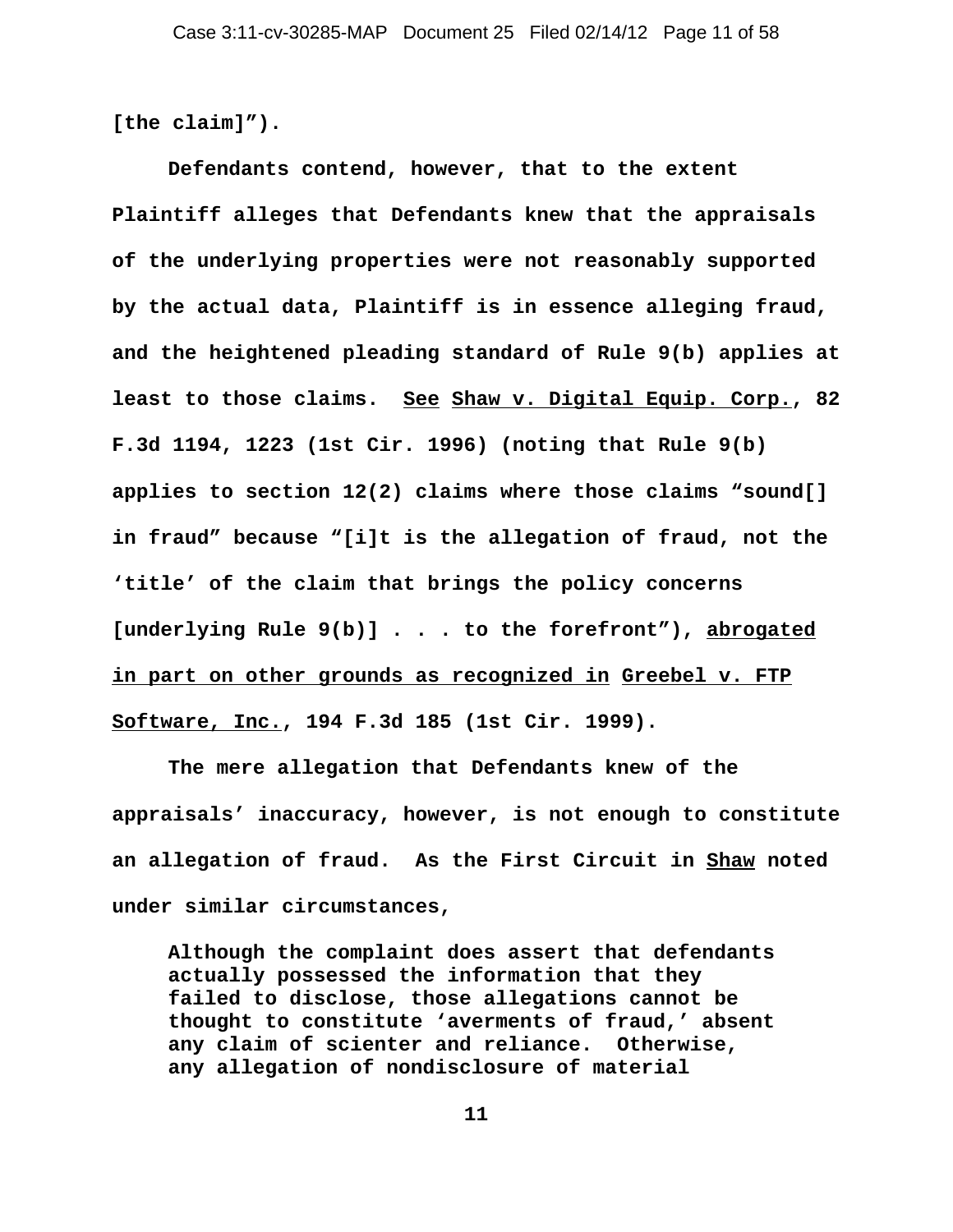[the claim]”).

Defendants contend, however, that to the extent Plaintiff alleges that Defendants knew that the appraisals of the underlying properties were not reasonably supported by the actual data, Plaintiff is in essence alleging fraud, and the heightened pleading standard of Rule 9(b) applies at least to those claims. See Shaw v. Digital Equip. Corp., 82 F.3d 1194, 1223 (1st Cir. 1996) (noting that Rule 9(b) applies to section 12(2) claims where those claims “sound[] in fraud” because “[i]t is the allegation of fraud, not the ‘title’ of the claim that brings the policy concerns [underlying Rule 9(b)] . . . to the forefront”), abrogated in part on other grounds as recognized in Greebel v. FTP Software, Inc., 194 F.3d 185 (1st Cir. 1999).

The mere allegation that Defendants knew of the appraisals’ inaccuracy, however, is not enough to constitute an allegation of fraud. As the First Circuit in Shaw noted under similar circumstances,

> Although the complaint does assert that defendants actually possessed the information that they failed to disclose, those allegations cannot be thought to constitute ‘averments of fraud,’ absent any claim of scienter and reliance. Otherwise, any allegation of nondisclosure of material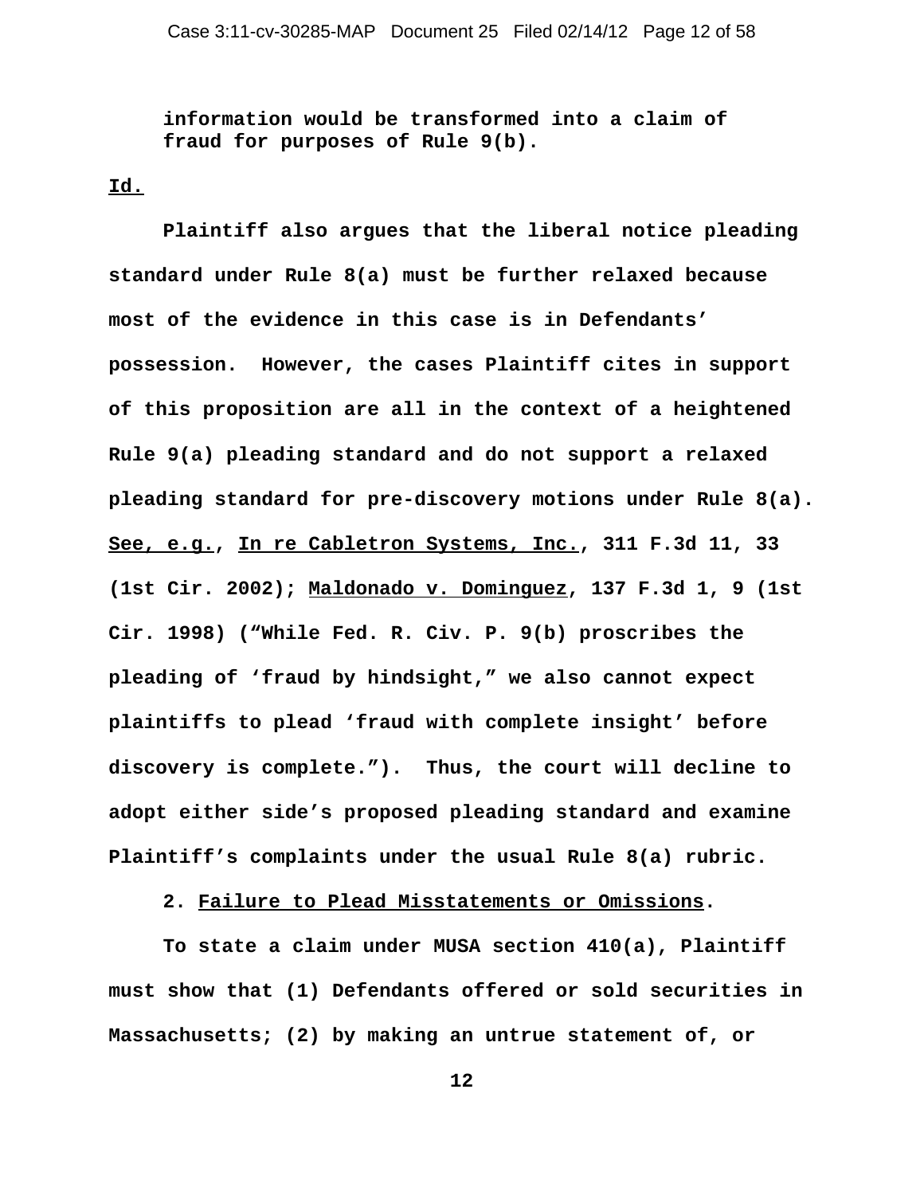information would be transformed into a claim of fraud for purposes of Rule 9(b).

Id.

Plaintiff also argues that the liberal notice pleading standard under Rule 8(a) must be further relaxed because most of the evidence in this case is in Defendants' possession. However, the cases Plaintiff cites in support of this proposition are all in the context of a heightened Rule 9(a) pleading standard and do not support a relaxed pleading standard for pre-discovery motions under Rule 8(a). See, e.g., In re Cabletron Systems, Inc., 311 F.3d 11, 33 (1st Cir. 2002); Maldonado v. Dominguez, 137 F.3d 1, 9 (1st Cir. 1998) ("While Fed. R. Civ. P. 9(b) proscribes the pleading of 'fraud by hindsight," we also cannot expect plaintiffs to plead 'fraud with complete insight' before discovery is complete."). Thus, the court will decline to adopt either side's proposed pleading standard and examine Plaintiff's complaints under the usual Rule 8(a) rubric.

2. Failure to Plead Misstatements or Omissions.

To state a claim under MUSA section 410(a), Plaintiff must show that (1) Defendants offered or sold securities in Massachusetts; (2) by making an untrue statement of, or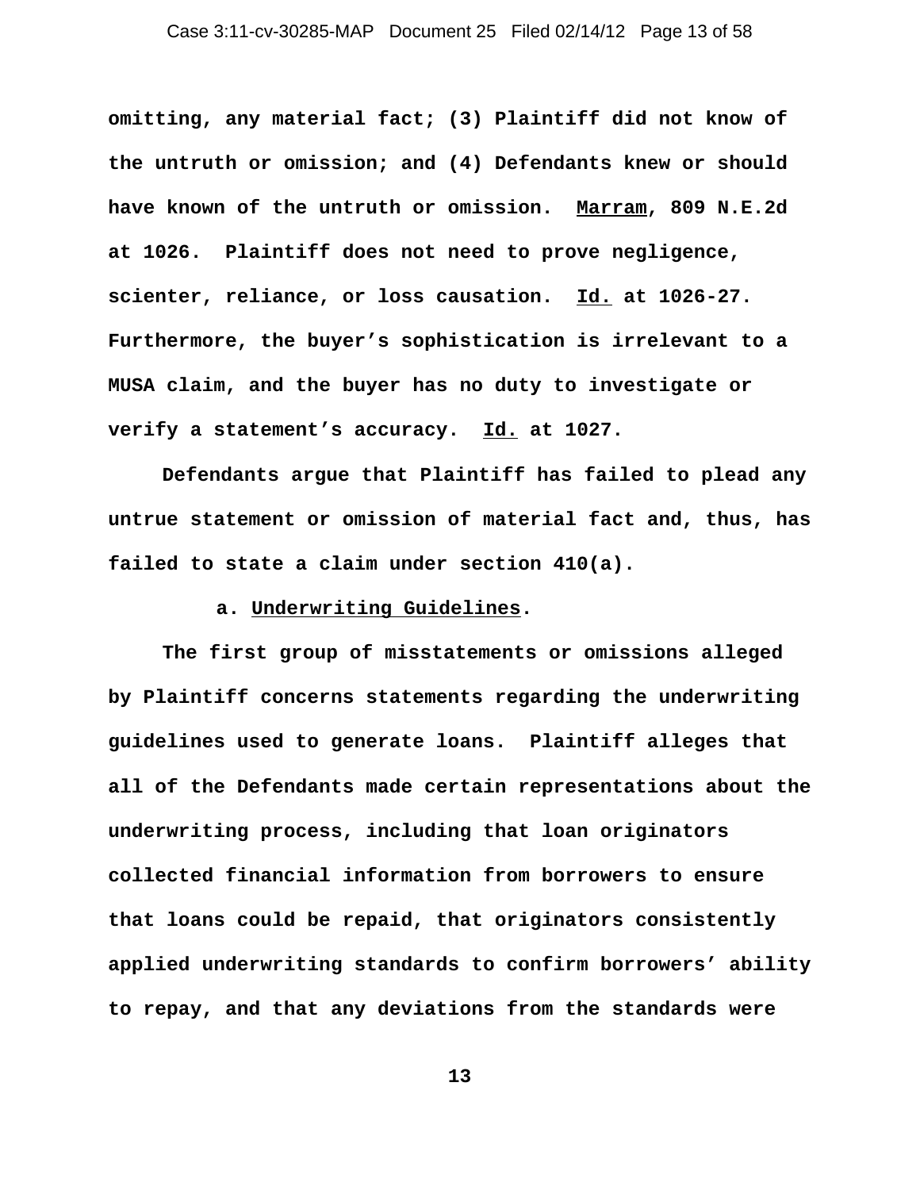omitting, any material fact; (3) Plaintiff did not know of the untruth or omission; and (4) Defendants knew or should have known of the untruth or omission. Marram, 809 N.E.2d at 1026. Plaintiff does not need to prove negligence, scienter, reliance, or loss causation. Id. at 1026-27. Furthermore, the buyer's sophistication is irrelevant to a MUSA claim, and the buyer has no duty to investigate or verify a statement's accuracy. Id. at 1027.

Defendants argue that Plaintiff has failed to plead any untrue statement or omission of material fact and, thus, has failed to state a claim under section 410(a).

a. Underwriting Guidelines.

The first group of misstatements or omissions alleged by Plaintiff concerns statements regarding the underwriting guidelines used to generate loans. Plaintiff alleges that all of the Defendants made certain representations about the underwriting process, including that loan originators collected financial information from borrowers to ensure that loans could be repaid, that originators consistently applied underwriting standards to confirm borrowers' ability to repay, and that any deviations from the standards were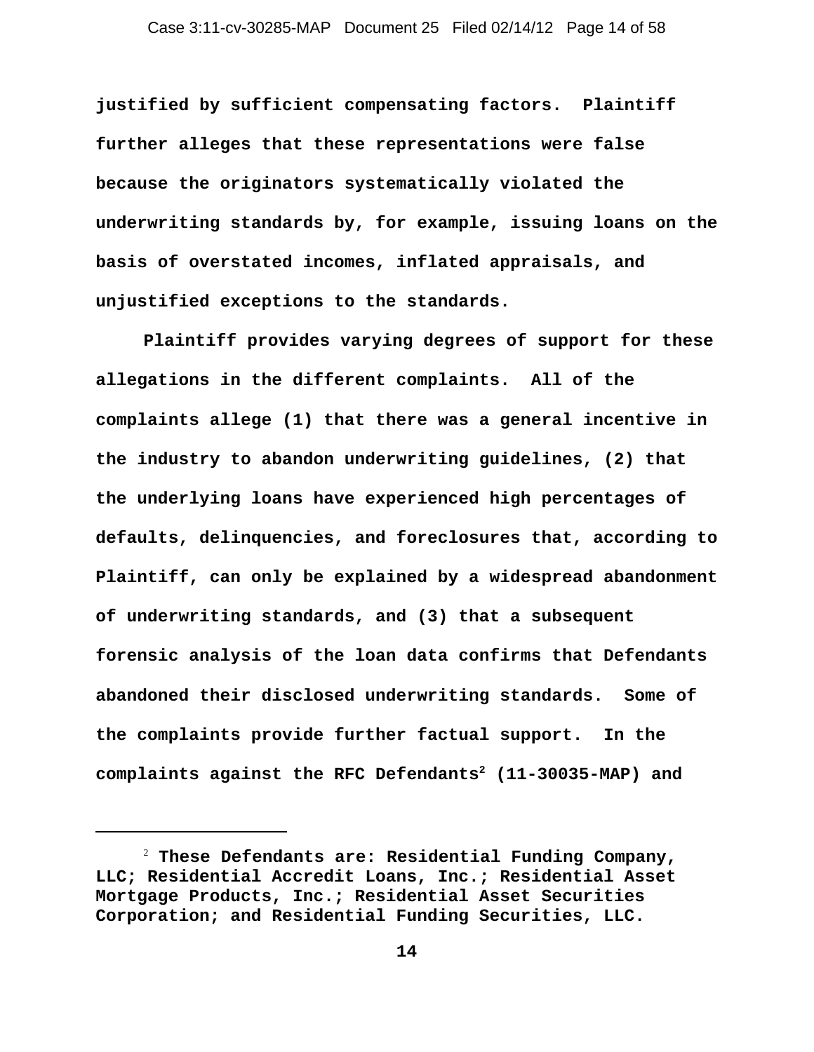justified by sufficient compensating factors. Plaintiff further alleges that these representations were false because the originators systematically violated the underwriting standards by, for example, issuing loans on the basis of overstated incomes, inflated appraisals, and unjustified exceptions to the standards.

Plaintiff provides varying degrees of support for these allegations in the different complaints. All of the complaints allege (1) that there was a general incentive in the industry to abandon underwriting guidelines, (2) that the underlying loans have experienced high percentages of defaults, delinquencies, and foreclosures that, according to Plaintiff, can only be explained by a widespread abandonment of underwriting standards, and (3) that a subsequent forensic analysis of the loan data confirms that Defendants abandoned their disclosed underwriting standards. Some of the complaints provide further factual support. In the complaints against the RFC Defendants[2] (11-30035-MAP) and

---

[2] These Defendants are: Residential Funding Company, LLC; Residential Accredit Loans, Inc.; Residential Asset Mortgage Products, Inc.; Residential Asset Securities Corporation; and Residential Funding Securities, LLC.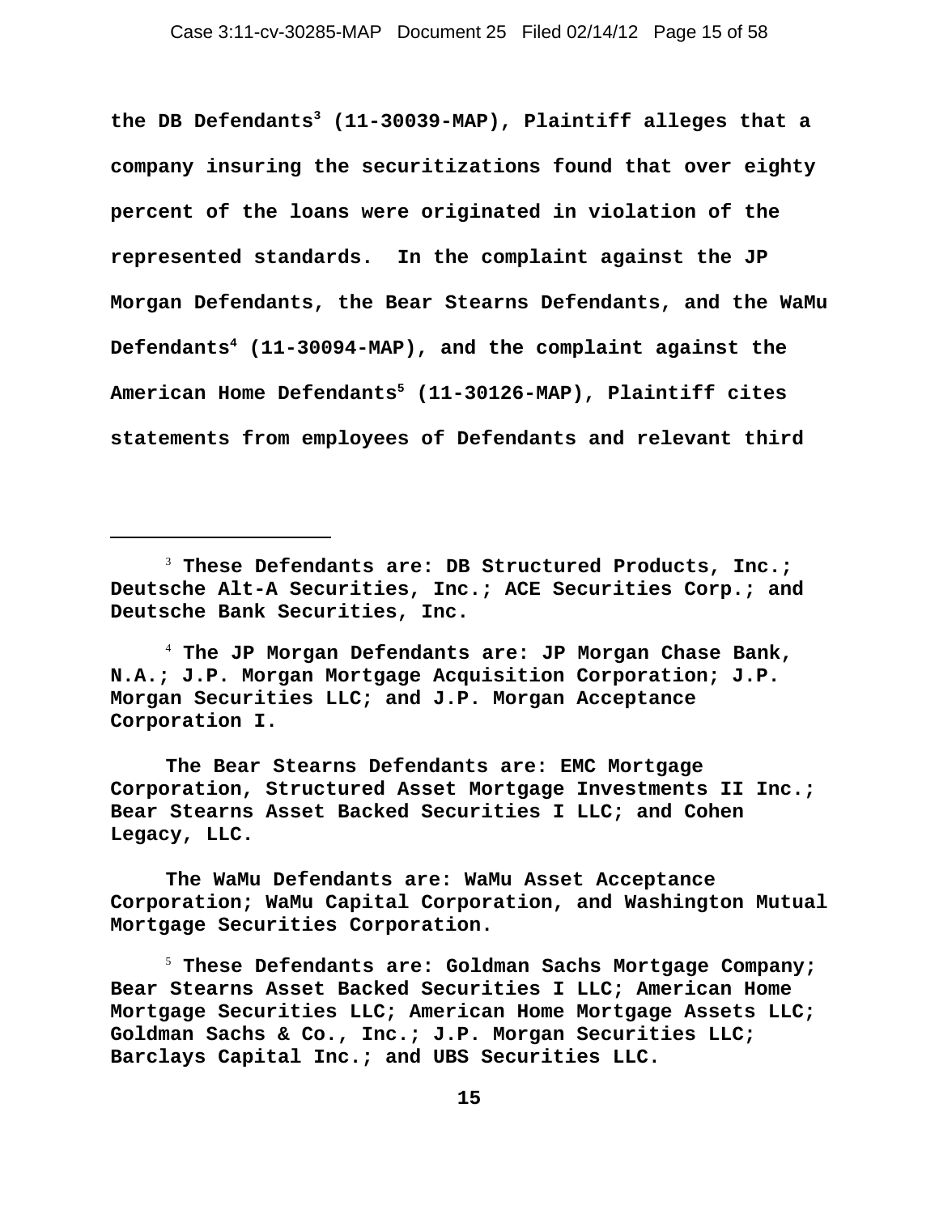**the DB Defendants[3] (11-30039-MAP), Plaintiff alleges that a company insuring the securitizations found that over eighty percent of the loans were originated in violation of the represented standards. In the complaint against the JP Morgan Defendants, the Bear Stearns Defendants, and the WaMu Defendants[4] (11-30094-MAP), and the complaint against the American Home Defendants[5] (11-30126-MAP), Plaintiff cites statements from employees of Defendants and relevant third**

---

[3] **These Defendants are: DB Structured Products, Inc.; Deutsche Alt-A Securities, Inc.; ACE Securities Corp.; and Deutsche Bank Securities, Inc.**

[4] **The JP Morgan Defendants are: JP Morgan Chase Bank, N.A.; J.P. Morgan Mortgage Acquisition Corporation; J.P. Morgan Securities LLC; and J.P. Morgan Acceptance Corporation I.**

**The Bear Stearns Defendants are: EMC Mortgage Corporation, Structured Asset Mortgage Investments II Inc.; Bear Stearns Asset Backed Securities I LLC; and Cohen Legacy, LLC.**

**The WaMu Defendants are: WaMu Asset Acceptance Corporation; WaMu Capital Corporation, and Washington Mutual Mortgage Securities Corporation.**

[5] **These Defendants are: Goldman Sachs Mortgage Company; Bear Stearns Asset Backed Securities I LLC; American Home Mortgage Securities LLC; American Home Mortgage Assets LLC; Goldman Sachs & Co., Inc.; J.P. Morgan Securities LLC; Barclays Capital Inc.; and UBS Securities LLC.**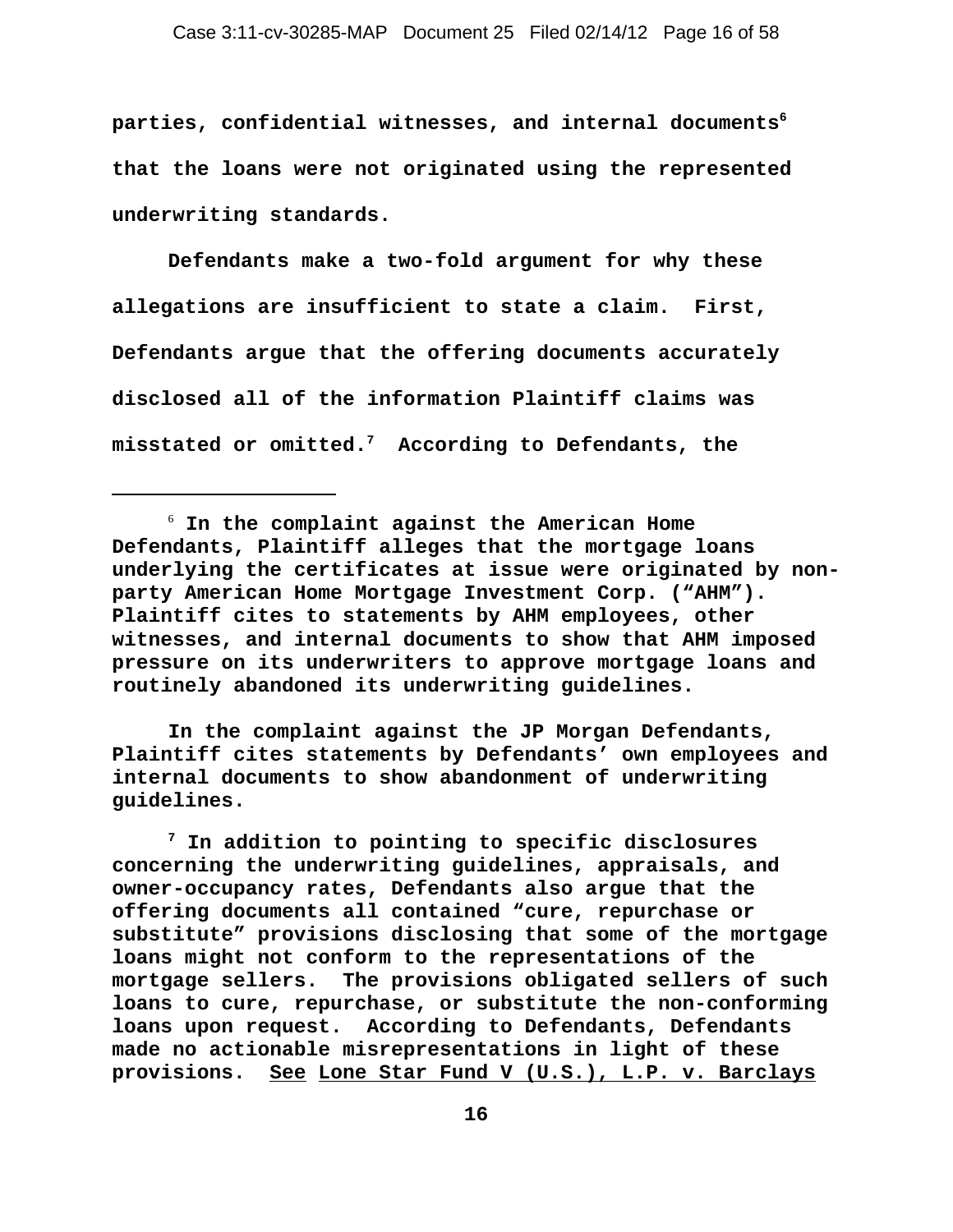parties, confidential witnesses, and internal documents[6] that the loans were not originated using the represented underwriting standards.

Defendants make a two-fold argument for why these allegations are insufficient to state a claim. First, Defendants argue that the offering documents accurately disclosed all of the information Plaintiff claims was misstated or omitted.[7] According to Defendants, the

---

[6] In the complaint against the American Home Defendants, Plaintiff alleges that the mortgage loans underlying the certificates at issue were originated by non-party American Home Mortgage Investment Corp. ("AHM"). Plaintiff cites to statements by AHM employees, other witnesses, and internal documents to show that AHM imposed pressure on its underwriters to approve mortgage loans and routinely abandoned its underwriting guidelines.

In the complaint against the JP Morgan Defendants, Plaintiff cites statements by Defendants' own employees and internal documents to show abandonment of underwriting guidelines.

[7] In addition to pointing to specific disclosures concerning the underwriting guidelines, appraisals, and owner-occupancy rates, Defendants also argue that the offering documents all contained "cure, repurchase or substitute" provisions disclosing that some of the mortgage loans might not conform to the representations of the mortgage sellers. The provisions obligated sellers of such loans to cure, repurchase, or substitute the non-conforming loans upon request. According to Defendants, Defendants made no actionable misrepresentations in light of these provisions. See Lone Star Fund V (U.S.), L.P. v. Barclays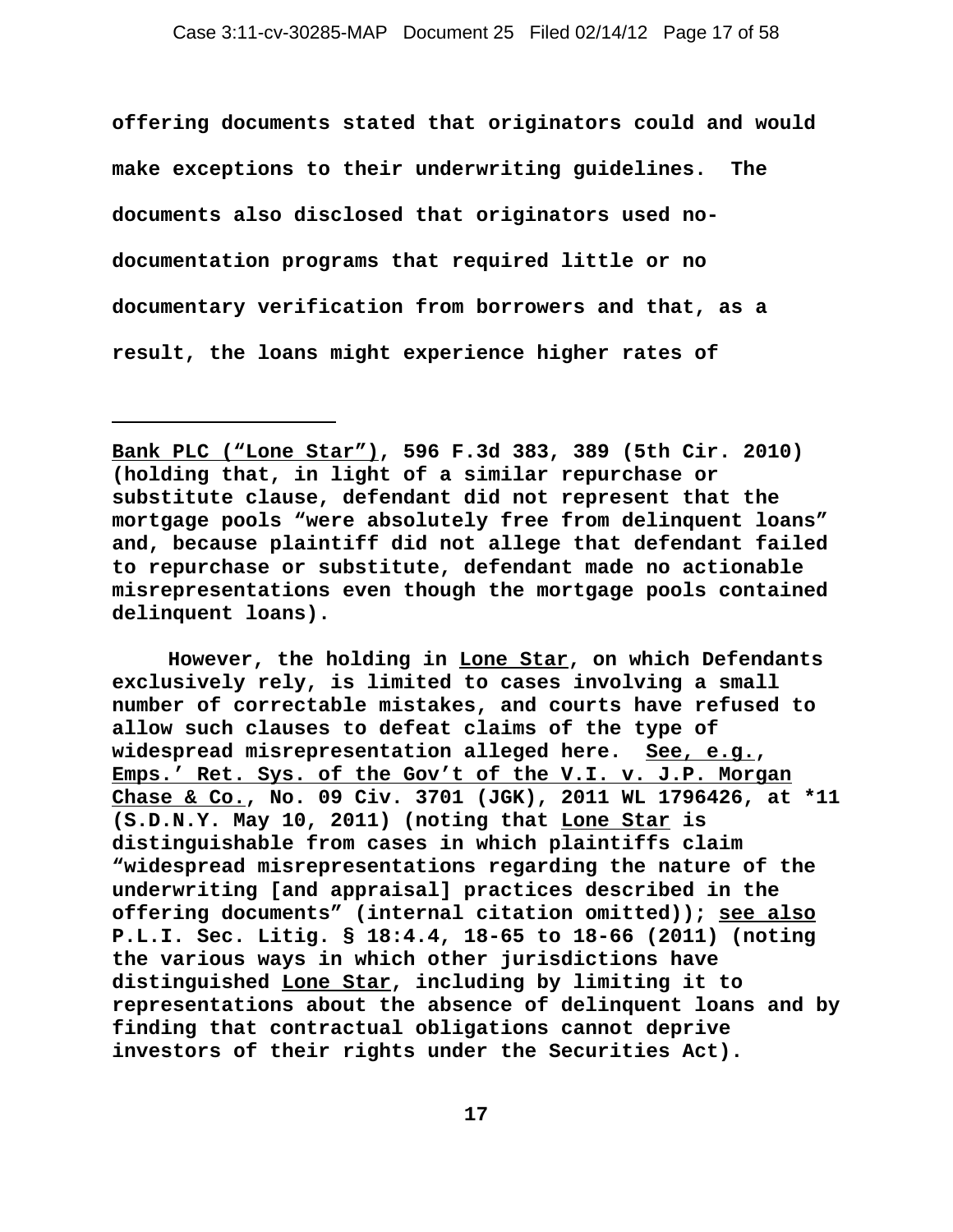**offering documents stated that originators could and would make exceptions to their underwriting guidelines. The documents also disclosed that originators used no-documentation programs that required little or no documentary verification from borrowers and that, as a result, the loans might experience higher rates of**

---

**Bank PLC ("Lone Star"), 596 F.3d 383, 389 (5th Cir. 2010) (holding that, in light of a similar repurchase or substitute clause, defendant did not represent that the mortgage pools "were absolutely free from delinquent loans" and, because plaintiff did not allege that defendant failed to repurchase or substitute, defendant made no actionable misrepresentations even though the mortgage pools contained delinquent loans).**

**However, the holding in Lone Star, on which Defendants exclusively rely, is limited to cases involving a small number of correctable mistakes, and courts have refused to allow such clauses to defeat claims of the type of widespread misrepresentation alleged here. See, e.g., Emps.' Ret. Sys. of the Gov't of the V.I. v. J.P. Morgan Chase & Co., No. 09 Civ. 3701 (JGK), 2011 WL 1796426, at \*11 (S.D.N.Y. May 10, 2011) (noting that Lone Star is distinguishable from cases in which plaintiffs claim "widespread misrepresentations regarding the nature of the underwriting [and appraisal] practices described in the offering documents" (internal citation omitted)); see also P.L.I. Sec. Litig. § 18:4.4, 18-65 to 18-66 (2011) (noting the various ways in which other jurisdictions have distinguished Lone Star, including by limiting it to representations about the absence of delinquent loans and by finding that contractual obligations cannot deprive investors of their rights under the Securities Act).**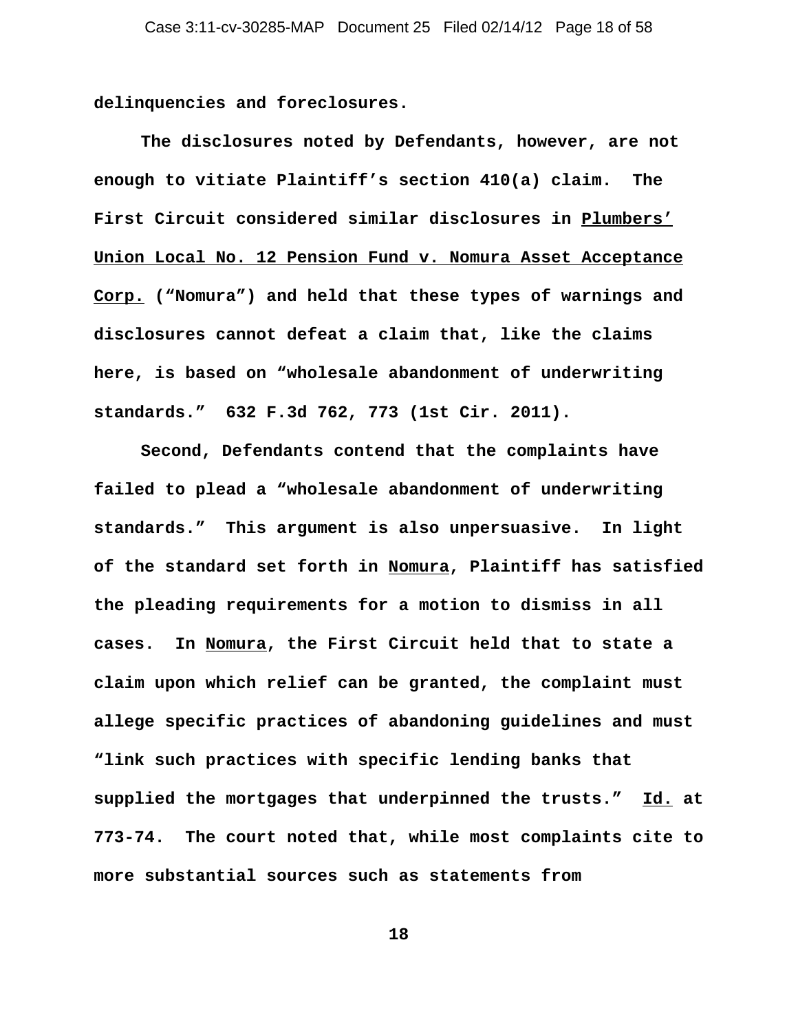delinquencies and foreclosures.

The disclosures noted by Defendants, however, are not enough to vitiate Plaintiff's section 410(a) claim. The First Circuit considered similar disclosures in Plumbers' Union Local No. 12 Pension Fund v. Nomura Asset Acceptance Corp. ("Nomura") and held that these types of warnings and disclosures cannot defeat a claim that, like the claims here, is based on "wholesale abandonment of underwriting standards." 632 F.3d 762, 773 (1st Cir. 2011).

Second, Defendants contend that the complaints have failed to plead a "wholesale abandonment of underwriting standards." This argument is also unpersuasive. In light of the standard set forth in Nomura, Plaintiff has satisfied the pleading requirements for a motion to dismiss in all cases. In Nomura, the First Circuit held that to state a claim upon which relief can be granted, the complaint must allege specific practices of abandoning guidelines and must "link such practices with specific lending banks that supplied the mortgages that underpinned the trusts." Id. at 773-74. The court noted that, while most complaints cite to more substantial sources such as statements from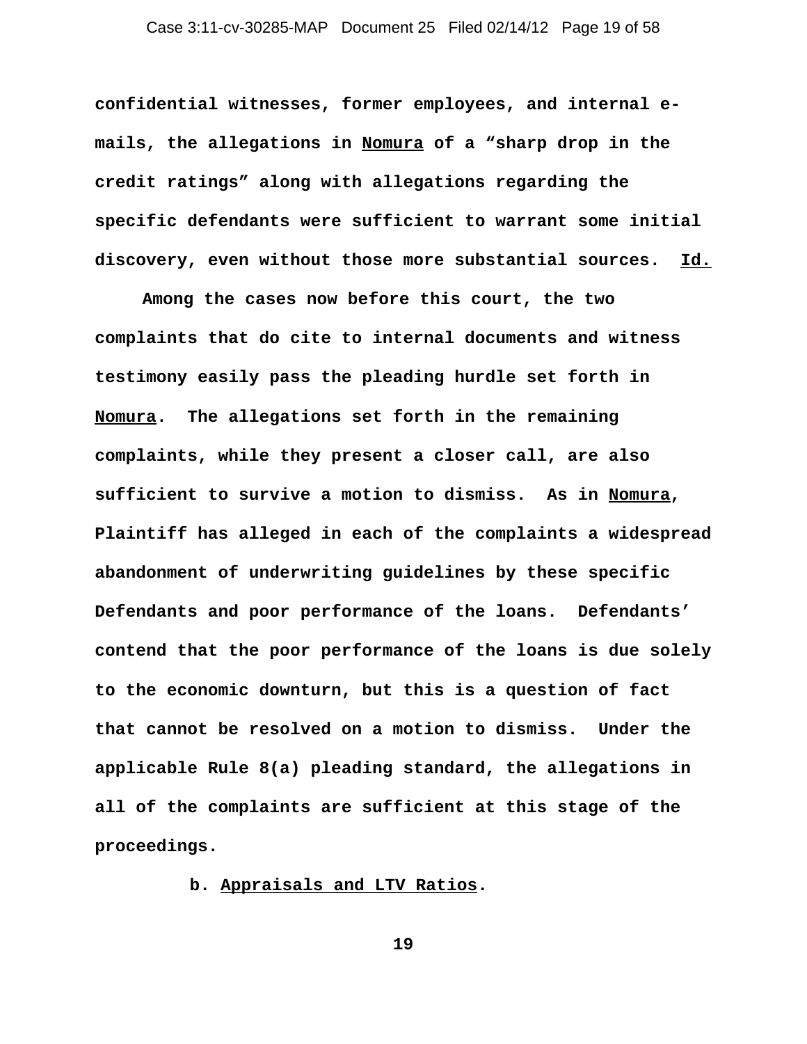**confidential witnesses, former employees, and internal e-mails, the allegations in Nomura of a "sharp drop in the credit ratings" along with allegations regarding the specific defendants were sufficient to warrant some initial discovery, even without those more substantial sources. Id.**

**Among the cases now before this court, the two complaints that do cite to internal documents and witness testimony easily pass the pleading hurdle set forth in Nomura. The allegations set forth in the remaining complaints, while they present a closer call, are also sufficient to survive a motion to dismiss. As in Nomura, Plaintiff has alleged in each of the complaints a widespread abandonment of underwriting guidelines by these specific Defendants and poor performance of the loans. Defendants' contend that the poor performance of the loans is due solely to the economic downturn, but this is a question of fact that cannot be resolved on a motion to dismiss. Under the applicable Rule 8(a) pleading standard, the allegations in all of the complaints are sufficient at this stage of the proceedings.**

**b. Appraisals and LTV Ratios.**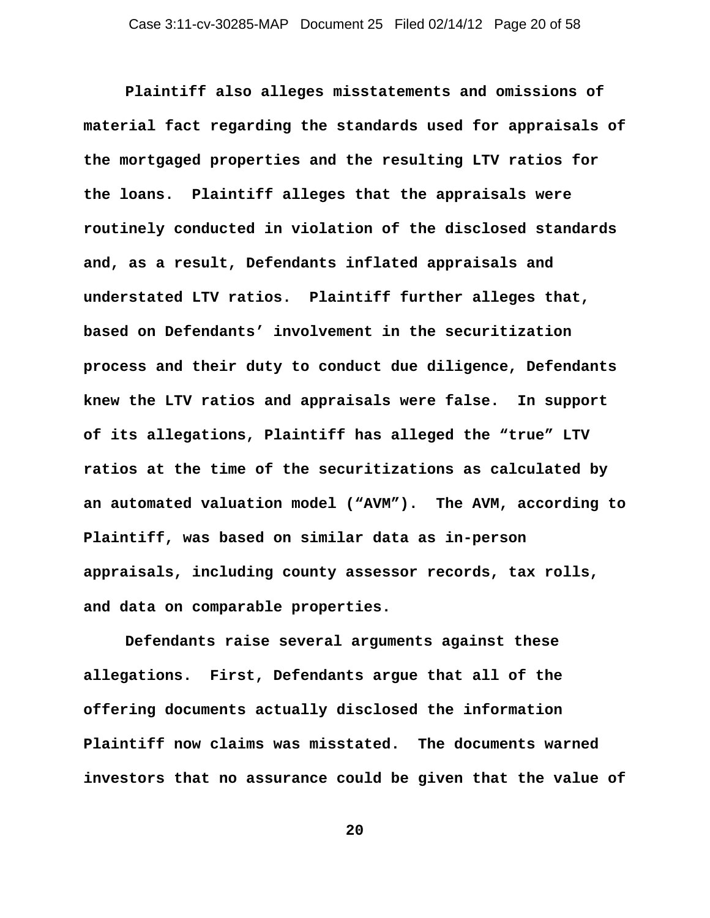Plaintiff also alleges misstatements and omissions of material fact regarding the standards used for appraisals of the mortgaged properties and the resulting LTV ratios for the loans. Plaintiff alleges that the appraisals were routinely conducted in violation of the disclosed standards and, as a result, Defendants inflated appraisals and understated LTV ratios. Plaintiff further alleges that, based on Defendants' involvement in the securitization process and their duty to conduct due diligence, Defendants knew the LTV ratios and appraisals were false. In support of its allegations, Plaintiff has alleged the "true" LTV ratios at the time of the securitizations as calculated by an automated valuation model ("AVM"). The AVM, according to Plaintiff, was based on similar data as in-person appraisals, including county assessor records, tax rolls, and data on comparable properties.

Defendants raise several arguments against these allegations. First, Defendants argue that all of the offering documents actually disclosed the information Plaintiff now claims was misstated. The documents warned investors that no assurance could be given that the value of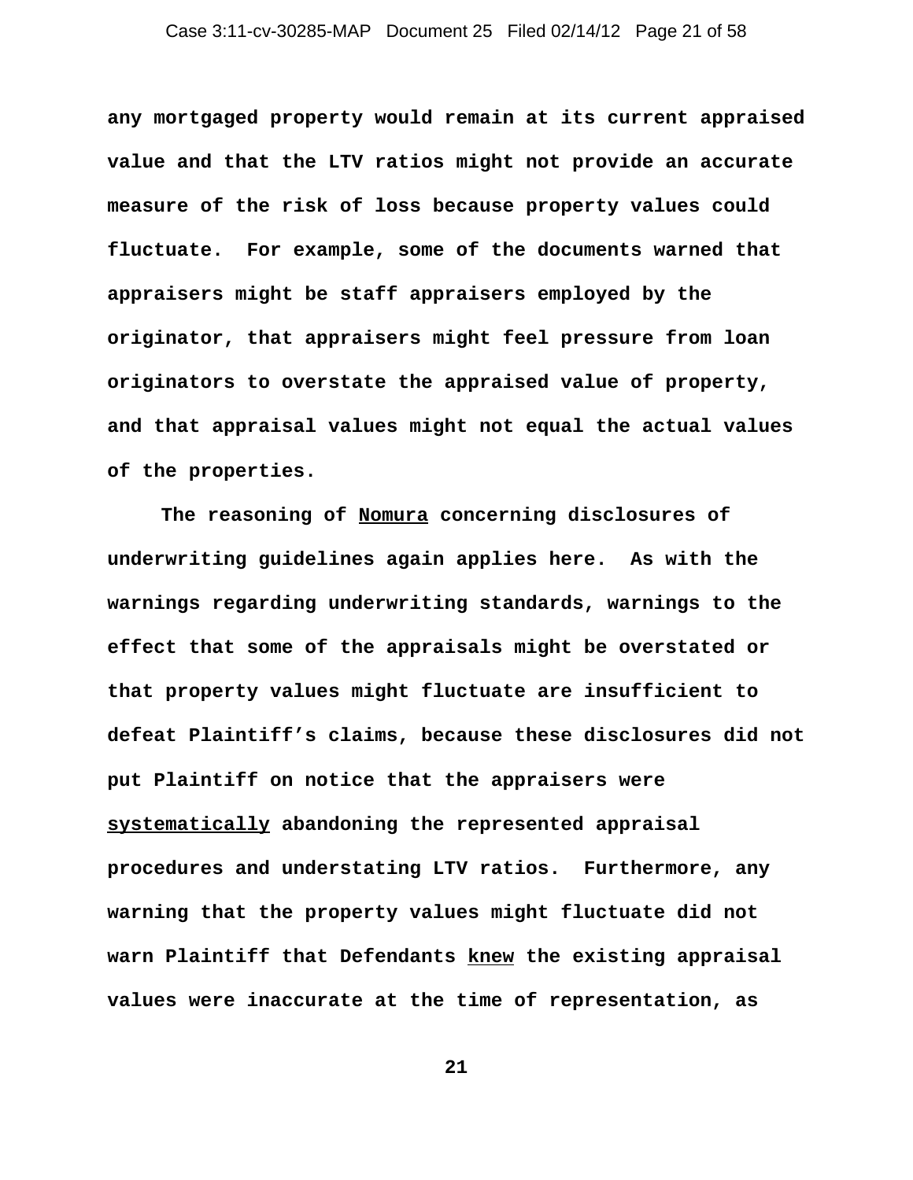**any mortgaged property would remain at its current appraised value and that the LTV ratios might not provide an accurate measure of the risk of loss because property values could fluctuate. For example, some of the documents warned that appraisers might be staff appraisers employed by the originator, that appraisers might feel pressure from loan originators to overstate the appraised value of property, and that appraisal values might not equal the actual values of the properties.**

**The reasoning of <u>Nomura</u> concerning disclosures of underwriting guidelines again applies here. As with the warnings regarding underwriting standards, warnings to the effect that some of the appraisals might be overstated or that property values might fluctuate are insufficient to defeat Plaintiff's claims, because these disclosures did not put Plaintiff on notice that the appraisers were <u>systematically</u> abandoning the represented appraisal procedures and understating LTV ratios. Furthermore, any warning that the property values might fluctuate did not warn Plaintiff that Defendants <u>knew</u> the existing appraisal values were inaccurate at the time of representation, as**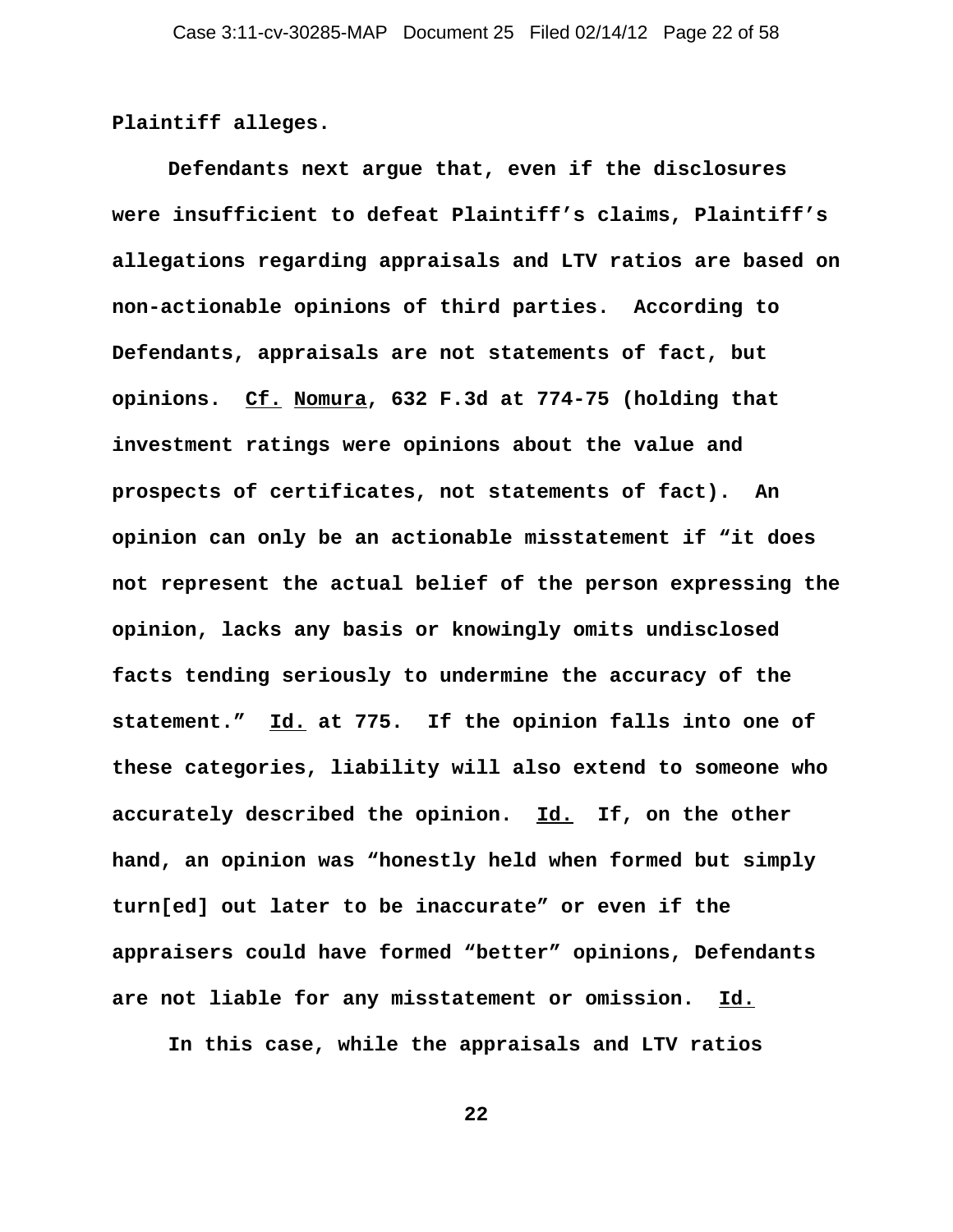**Plaintiff alleges.**

**Defendants next argue that, even if the disclosures were insufficient to defeat Plaintiff's claims, Plaintiff's allegations regarding appraisals and LTV ratios are based on non-actionable opinions of third parties. According to Defendants, appraisals are not statements of fact, but opinions. Cf. Nomura, 632 F.3d at 774-75 (holding that investment ratings were opinions about the value and prospects of certificates, not statements of fact). An opinion can only be an actionable misstatement if "it does not represent the actual belief of the person expressing the opinion, lacks any basis or knowingly omits undisclosed facts tending seriously to undermine the accuracy of the statement." Id. at 775. If the opinion falls into one of these categories, liability will also extend to someone who accurately described the opinion. Id. If, on the other hand, an opinion was "honestly held when formed but simply turn[ed] out later to be inaccurate" or even if the appraisers could have formed "better" opinions, Defendants are not liable for any misstatement or omission. Id.**

**In this case, while the appraisals and LTV ratios**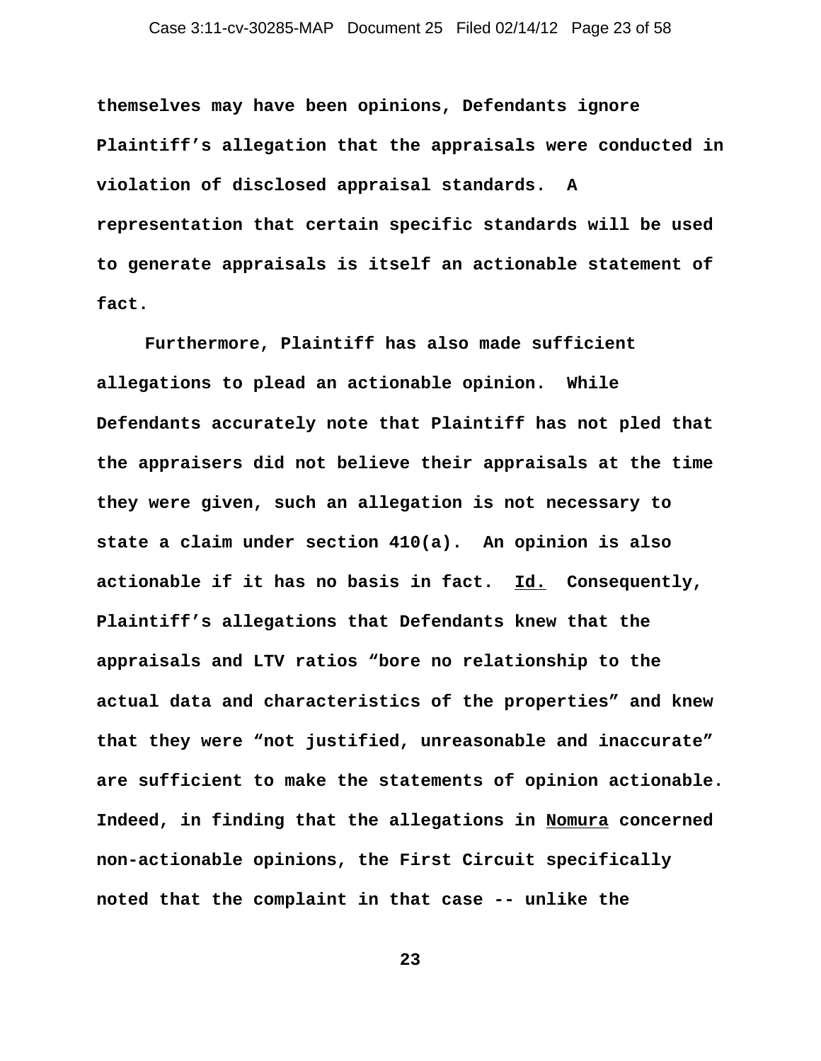**themselves may have been opinions, Defendants ignore Plaintiff's allegation that the appraisals were conducted in violation of disclosed appraisal standards. A representation that certain specific standards will be used to generate appraisals is itself an actionable statement of fact.**

**Furthermore, Plaintiff has also made sufficient allegations to plead an actionable opinion. While Defendants accurately note that Plaintiff has not pled that the appraisers did not believe their appraisals at the time they were given, such an allegation is not necessary to state a claim under section 410(a). An opinion is also actionable if it has no basis in fact. *Id.* Consequently, Plaintiff's allegations that Defendants knew that the appraisals and LTV ratios "bore no relationship to the actual data and characteristics of the properties" and knew that they were "not justified, unreasonable and inaccurate" are sufficient to make the statements of opinion actionable. Indeed, in finding that the allegations in Nomura concerned non-actionable opinions, the First Circuit specifically noted that the complaint in that case -- unlike the**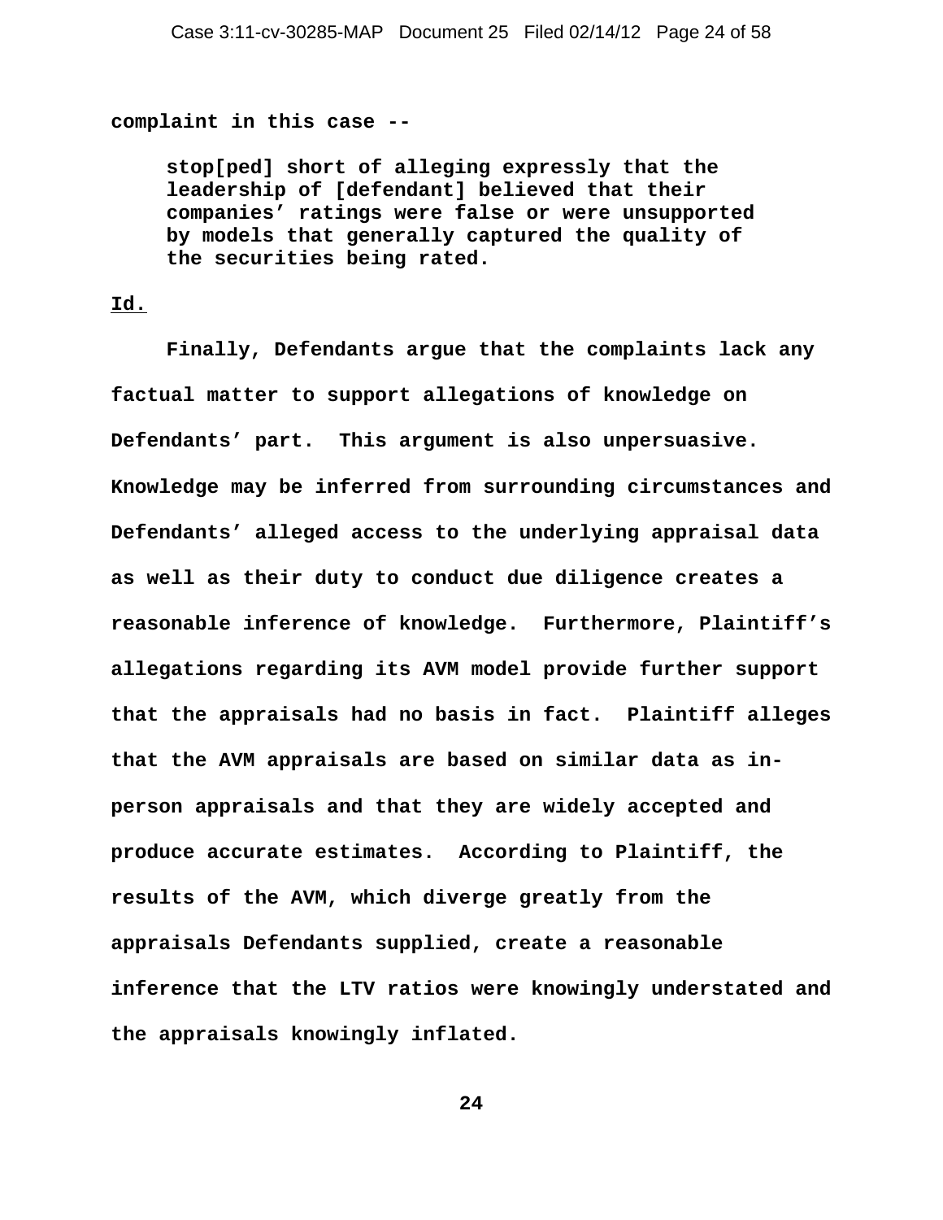**complaint in this case --**

> **stop[ped] short of alleging expressly that the leadership of [defendant] believed that their companies' ratings were false or were unsupported by models that generally captured the quality of the securities being rated.**

**Id.**

**Finally, Defendants argue that the complaints lack any factual matter to support allegations of knowledge on Defendants' part. This argument is also unpersuasive. Knowledge may be inferred from surrounding circumstances and Defendants' alleged access to the underlying appraisal data as well as their duty to conduct due diligence creates a reasonable inference of knowledge. Furthermore, Plaintiff's allegations regarding its AVM model provide further support that the appraisals had no basis in fact. Plaintiff alleges that the AVM appraisals are based on similar data as in-person appraisals and that they are widely accepted and produce accurate estimates. According to Plaintiff, the results of the AVM, which diverge greatly from the appraisals Defendants supplied, create a reasonable inference that the LTV ratios were knowingly understated and the appraisals knowingly inflated.**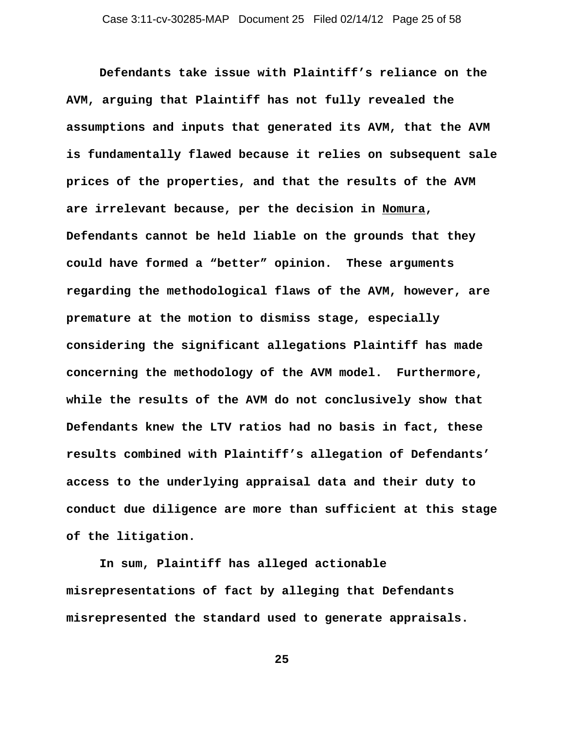**Defendants take issue with Plaintiff's reliance on the AVM, arguing that Plaintiff has not fully revealed the assumptions and inputs that generated its AVM, that the AVM is fundamentally flawed because it relies on subsequent sale prices of the properties, and that the results of the AVM are irrelevant because, per the decision in <u>Nomura</u>, Defendants cannot be held liable on the grounds that they could have formed a "better" opinion. These arguments regarding the methodological flaws of the AVM, however, are premature at the motion to dismiss stage, especially considering the significant allegations Plaintiff has made concerning the methodology of the AVM model. Furthermore, while the results of the AVM do not conclusively show that Defendants knew the LTV ratios had no basis in fact, these results combined with Plaintiff's allegation of Defendants' access to the underlying appraisal data and their duty to conduct due diligence are more than sufficient at this stage of the litigation.**

**In sum, Plaintiff has alleged actionable misrepresentations of fact by alleging that Defendants misrepresented the standard used to generate appraisals.**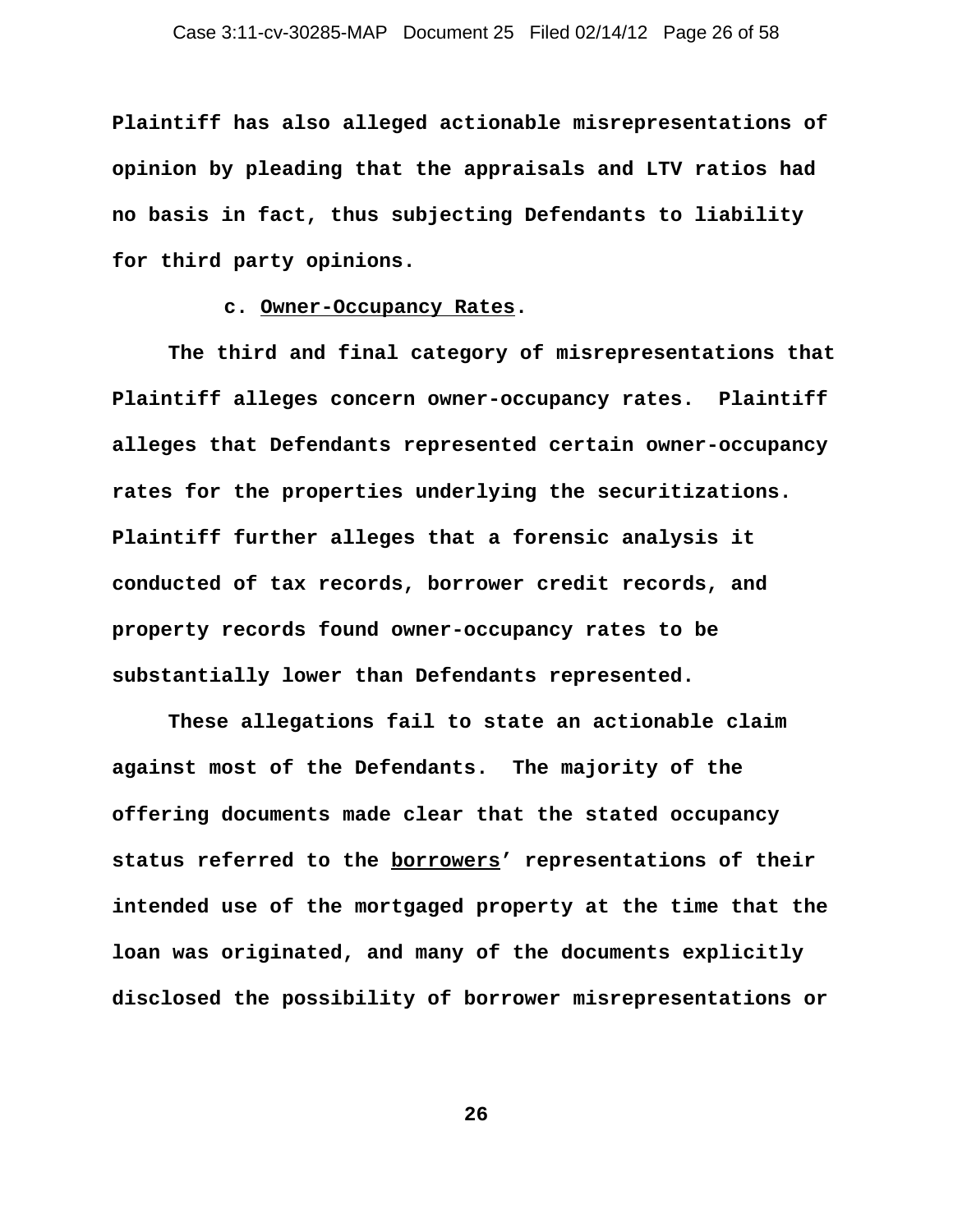**Plaintiff has also alleged actionable misrepresentations of opinion by pleading that the appraisals and LTV ratios had no basis in fact, thus subjecting Defendants to liability for third party opinions.**

**c. <u>Owner-Occupancy Rates</u>.**

**The third and final category of misrepresentations that Plaintiff alleges concern owner-occupancy rates. Plaintiff alleges that Defendants represented certain owner-occupancy rates for the properties underlying the securitizations. Plaintiff further alleges that a forensic analysis it conducted of tax records, borrower credit records, and property records found owner-occupancy rates to be substantially lower than Defendants represented.**

**These allegations fail to state an actionable claim against most of the Defendants. The majority of the offering documents made clear that the stated occupancy status referred to the <u>borrowers</u>' representations of their intended use of the mortgaged property at the time that the loan was originated, and many of the documents explicitly disclosed the possibility of borrower misrepresentations or**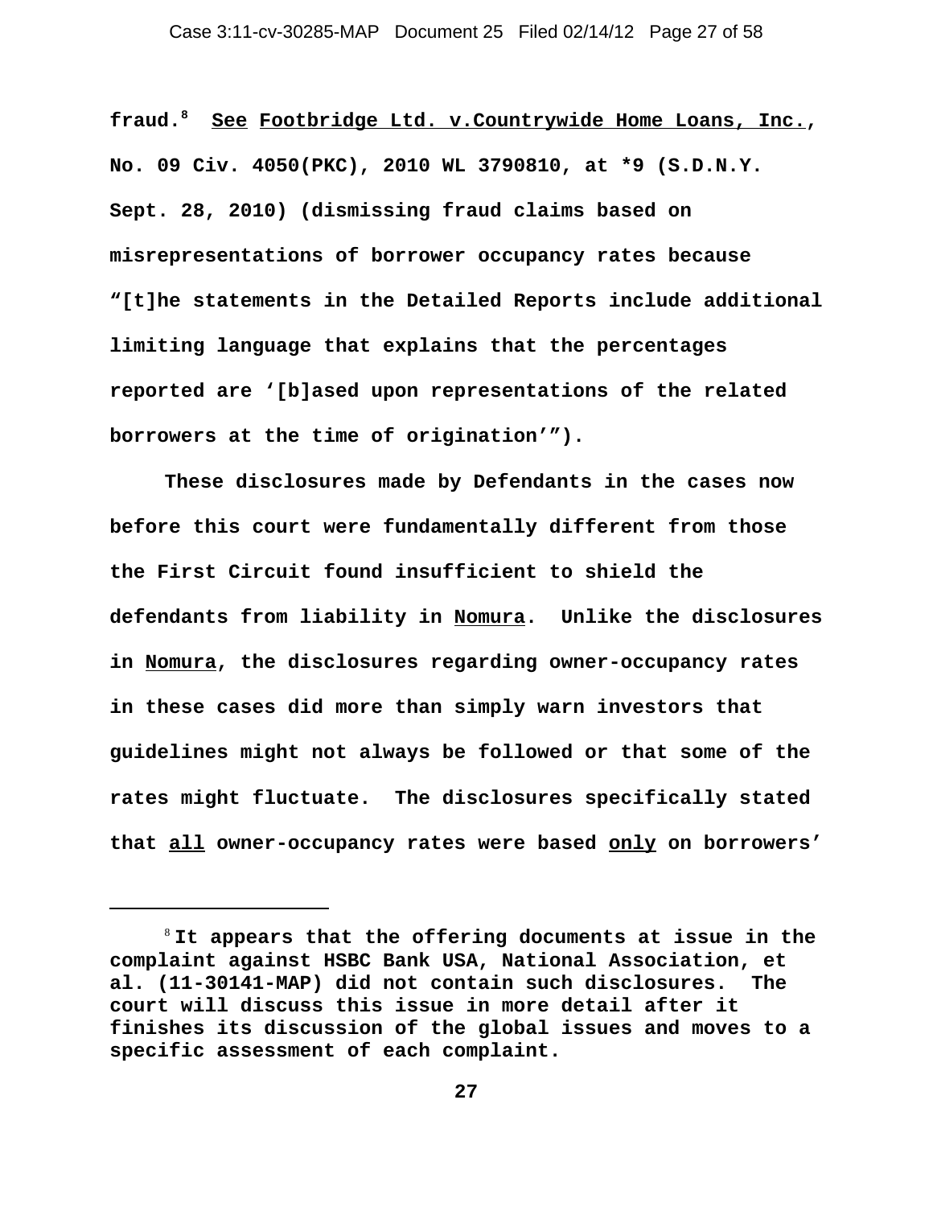fraud.[8] See Footbridge Ltd. v.Countrywide Home Loans, Inc., No. 09 Civ. 4050(PKC), 2010 WL 3790810, at *9 (S.D.N.Y. Sept. 28, 2010) (dismissing fraud claims based on misrepresentations of borrower occupancy rates because "[t]he statements in the Detailed Reports include additional limiting language that explains that the percentages reported are '[b]ased upon representations of the related borrowers at the time of origination'").

These disclosures made by Defendants in the cases now before this court were fundamentally different from those the First Circuit found insufficient to shield the defendants from liability in Nomura. Unlike the disclosures in Nomura, the disclosures regarding owner-occupancy rates in these cases did more than simply warn investors that guidelines might not always be followed or that some of the rates might fluctuate. The disclosures specifically stated that all owner-occupancy rates were based only on borrowers'

---

[8] It appears that the offering documents at issue in the complaint against HSBC Bank USA, National Association, et al. (11-30141-MAP) did not contain such disclosures. The court will discuss this issue in more detail after it finishes its discussion of the global issues and moves to a specific assessment of each complaint.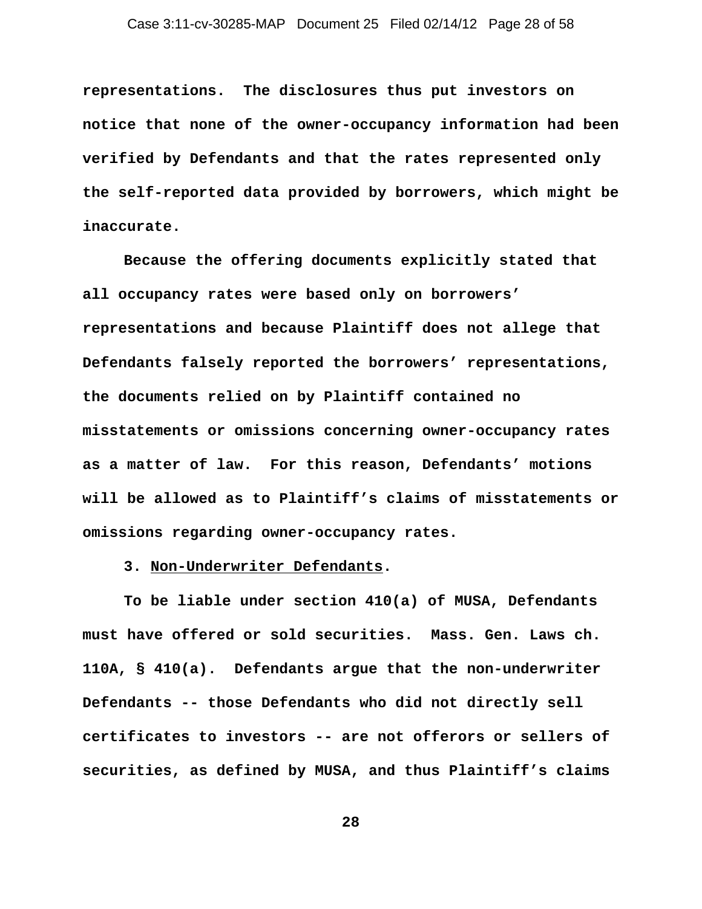representations. The disclosures thus put investors on notice that none of the owner-occupancy information had been verified by Defendants and that the rates represented only the self-reported data provided by borrowers, which might be inaccurate.

Because the offering documents explicitly stated that all occupancy rates were based only on borrowers' representations and because Plaintiff does not allege that Defendants falsely reported the borrowers' representations, the documents relied on by Plaintiff contained no misstatements or omissions concerning owner-occupancy rates as a matter of law. For this reason, Defendants' motions will be allowed as to Plaintiff's claims of misstatements or omissions regarding owner-occupancy rates.

3. <u>Non-Underwriter Defendants</u>.

To be liable under section 410(a) of MUSA, Defendants must have offered or sold securities. Mass. Gen. Laws ch. 110A, § 410(a). Defendants argue that the non-underwriter Defendants -- those Defendants who did not directly sell certificates to investors -- are not offerors or sellers of securities, as defined by MUSA, and thus Plaintiff's claims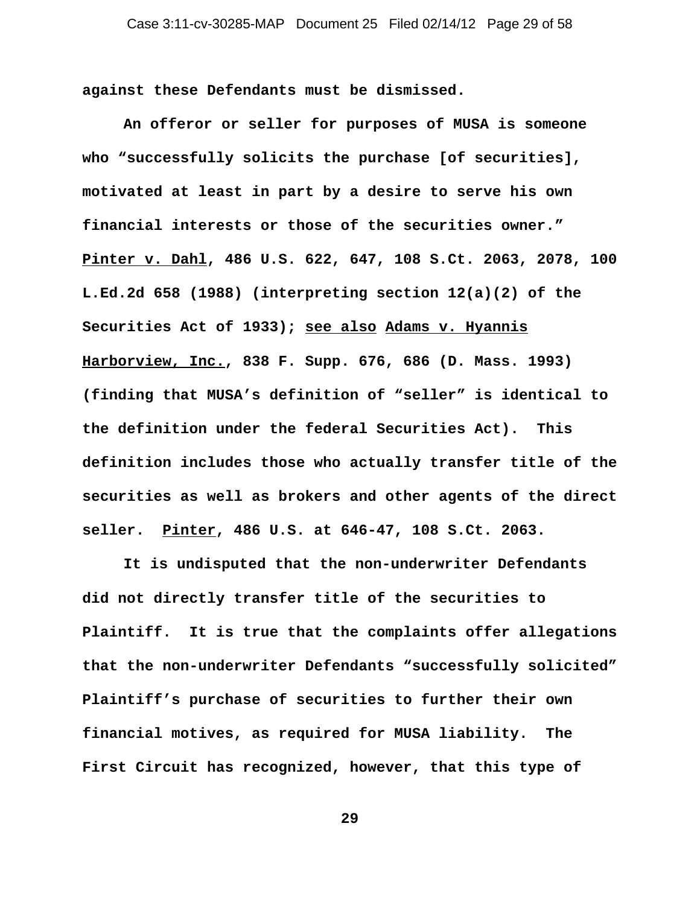**against these Defendants must be dismissed.**

**An offeror or seller for purposes of MUSA is someone who "successfully solicits the purchase [of securities], motivated at least in part by a desire to serve his own financial interests or those of the securities owner." Pinter v. Dahl, 486 U.S. 622, 647, 108 S.Ct. 2063, 2078, 100 L.Ed.2d 658 (1988) (interpreting section 12(a)(2) of the Securities Act of 1933); see also Adams v. Hyannis Harborview, Inc., 838 F. Supp. 676, 686 (D. Mass. 1993) (finding that MUSA's definition of "seller" is identical to the definition under the federal Securities Act). This definition includes those who actually transfer title of the securities as well as brokers and other agents of the direct seller. Pinter, 486 U.S. at 646-47, 108 S.Ct. 2063.**

**It is undisputed that the non-underwriter Defendants did not directly transfer title of the securities to Plaintiff. It is true that the complaints offer allegations that the non-underwriter Defendants "successfully solicited" Plaintiff's purchase of securities to further their own financial motives, as required for MUSA liability. The First Circuit has recognized, however, that this type of**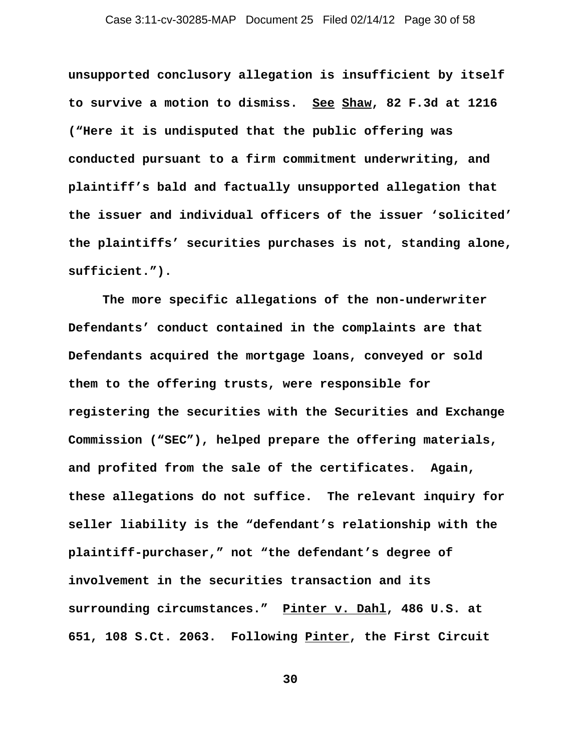**unsupported conclusory allegation is insufficient by itself to survive a motion to dismiss. <u>See</u> <u>Shaw</u>, 82 F.3d at 1216 ("Here it is undisputed that the public offering was conducted pursuant to a firm commitment underwriting, and plaintiff's bald and factually unsupported allegation that the issuer and individual officers of the issuer 'solicited' the plaintiffs' securities purchases is not, standing alone, sufficient.").**

**The more specific allegations of the non-underwriter Defendants' conduct contained in the complaints are that Defendants acquired the mortgage loans, conveyed or sold them to the offering trusts, were responsible for registering the securities with the Securities and Exchange Commission ("SEC"), helped prepare the offering materials, and profited from the sale of the certificates. Again, these allegations do not suffice. The relevant inquiry for seller liability is the "defendant's relationship with the plaintiff-purchaser," not "the defendant's degree of involvement in the securities transaction and its surrounding circumstances." <u>Pinter v. Dahl</u>, 486 U.S. at 651, 108 S.Ct. 2063. Following <u>Pinter</u>, the First Circuit**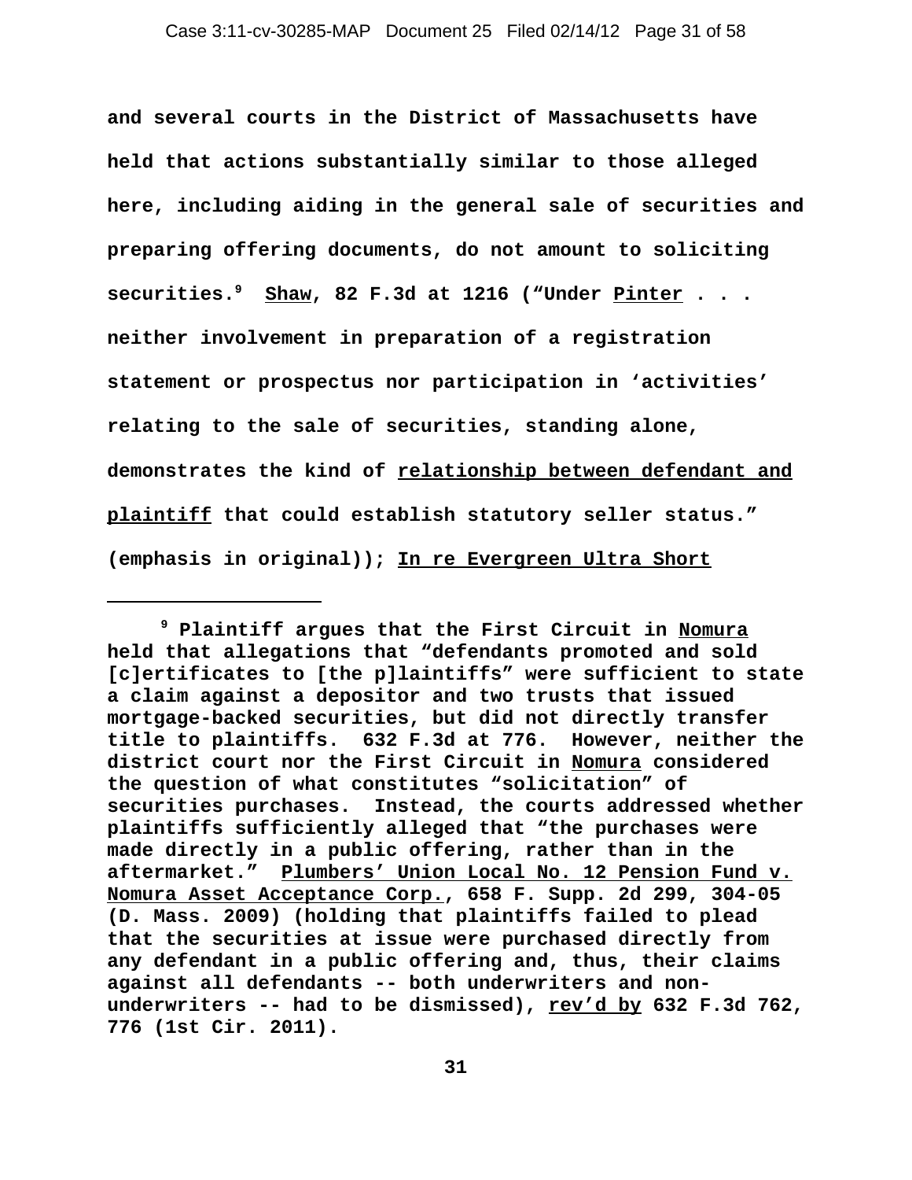and several courts in the District of Massachusetts have held that actions substantially similar to those alleged here, including aiding in the general sale of securities and preparing offering documents, do not amount to soliciting securities.[9] Shaw, 82 F.3d at 1216 ("Under Pinter . . . neither involvement in preparation of a registration statement or prospectus nor participation in 'activities' relating to the sale of securities, standing alone, demonstrates the kind of relationship between defendant and plaintiff that could establish statutory seller status." (emphasis in original)); In re Evergreen Ultra Short

---

[9] Plaintiff argues that the First Circuit in Nomura held that allegations that "defendants promoted and sold [c]ertificates to [the p]laintiffs" were sufficient to state a claim against a depositor and two trusts that issued mortgage-backed securities, but did not directly transfer title to plaintiffs. 632 F.3d at 776. However, neither the district court nor the First Circuit in Nomura considered the question of what constitutes "solicitation" of securities purchases. Instead, the courts addressed whether plaintiffs sufficiently alleged that "the purchases were made directly in a public offering, rather than in the aftermarket." Plumbers' Union Local No. 12 Pension Fund v. Nomura Asset Acceptance Corp., 658 F. Supp. 2d 299, 304-05 (D. Mass. 2009) (holding that plaintiffs failed to plead that the securities at issue were purchased directly from any defendant in a public offering and, thus, their claims against all defendants -- both underwriters and non-underwriters -- had to be dismissed), rev'd by 632 F.3d 762, 776 (1st Cir. 2011).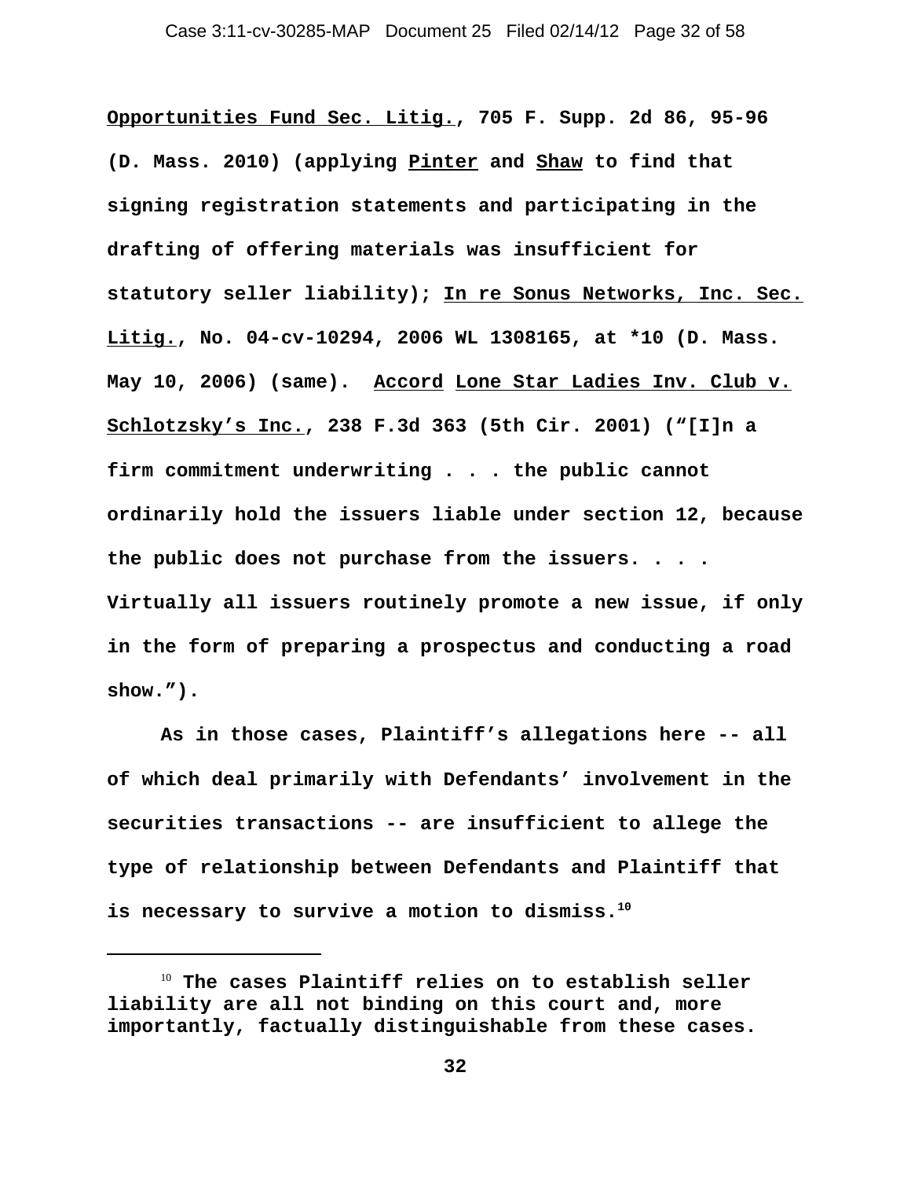Opportunities Fund Sec. Litig., 705 F. Supp. 2d 86, 95-96 (D. Mass. 2010) (applying Pinter and Shaw to find that signing registration statements and participating in the drafting of offering materials was insufficient for statutory seller liability); In re Sonus Networks, Inc. Sec. Litig., No. 04-cv-10294, 2006 WL 1308165, at *10 (D. Mass. May 10, 2006) (same). Accord Lone Star Ladies Inv. Club v. Schlotzsky's Inc., 238 F.3d 363 (5th Cir. 2001) ("[I]n a firm commitment underwriting . . . the public cannot ordinarily hold the issuers liable under section 12, because the public does not purchase from the issuers. . . . Virtually all issuers routinely promote a new issue, if only in the form of preparing a prospectus and conducting a road show.").

As in those cases, Plaintiff's allegations here -- all of which deal primarily with Defendants' involvement in the securities transactions -- are insufficient to allege the type of relationship between Defendants and Plaintiff that is necessary to survive a motion to dismiss.[10]

---

[10] The cases Plaintiff relies on to establish seller liability are all not binding on this court and, more importantly, factually distinguishable from these cases.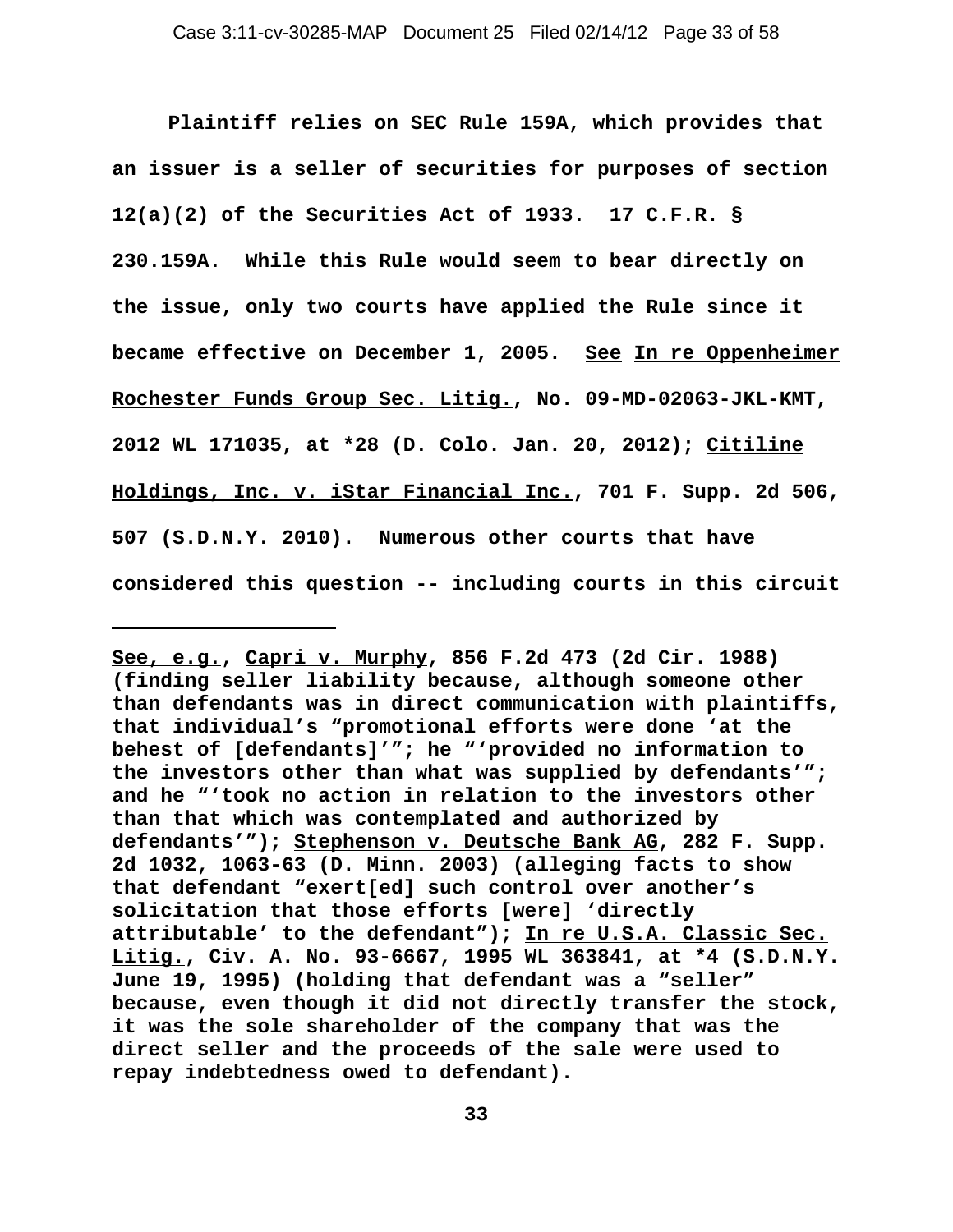Plaintiff relies on SEC Rule 159A, which provides that an issuer is a seller of securities for purposes of section 12(a)(2) of the Securities Act of 1933. 17 C.F.R. § 230.159A. While this Rule would seem to bear directly on the issue, only two courts have applied the Rule since it became effective on December 1, 2005. See In re Oppenheimer Rochester Funds Group Sec. Litig., No. 09-MD-02063-JKL-KMT, 2012 WL 171035, at *28 (D. Colo. Jan. 20, 2012); Citiline Holdings, Inc. v. iStar Financial Inc., 701 F. Supp. 2d 506, 507 (S.D.N.Y. 2010). Numerous other courts that have considered this question -- including courts in this circuit

---

See, e.g., Capri v. Murphy, 856 F.2d 473 (2d Cir. 1988) (finding seller liability because, although someone other than defendants was in direct communication with plaintiffs, that individual's "promotional efforts were done 'at the behest of [defendants]'"; he "'provided no information to the investors other than what was supplied by defendants'"; and he "'took no action in relation to the investors other than that which was contemplated and authorized by defendants'"); Stephenson v. Deutsche Bank AG, 282 F. Supp. 2d 1032, 1063-63 (D. Minn. 2003) (alleging facts to show that defendant "exert[ed] such control over another's solicitation that those efforts [were] 'directly attributable' to the defendant"); In re U.S.A. Classic Sec. Litig., Civ. A. No. 93-6667, 1995 WL 363841, at *4 (S.D.N.Y. June 19, 1995) (holding that defendant was a "seller" because, even though it did not directly transfer the stock, it was the sole shareholder of the company that was the direct seller and the proceeds of the sale were used to repay indebtedness owed to defendant).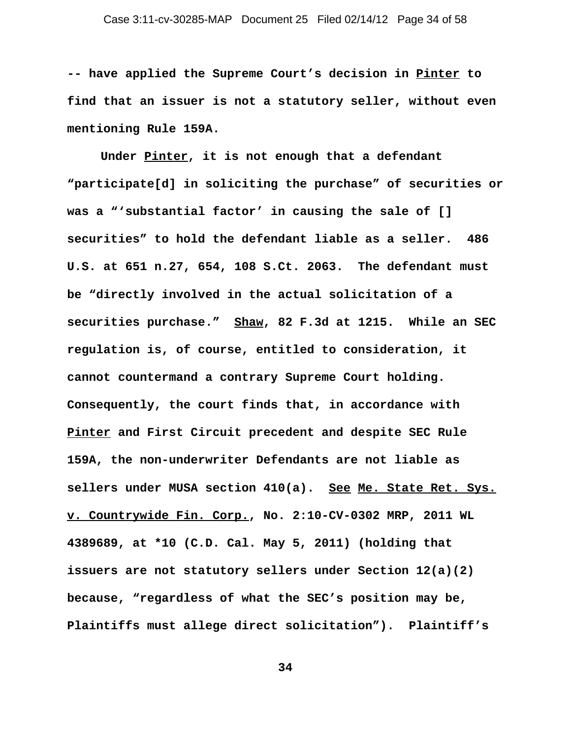**-- have applied the Supreme Court's decision in Pinter to find that an issuer is not a statutory seller, without even mentioning Rule 159A.**

**Under Pinter, it is not enough that a defendant "participate[d] in soliciting the purchase" of securities or was a "'substantial factor' in causing the sale of [] securities" to hold the defendant liable as a seller. 486 U.S. at 651 n.27, 654, 108 S.Ct. 2063. The defendant must be "directly involved in the actual solicitation of a securities purchase." Shaw, 82 F.3d at 1215. While an SEC regulation is, of course, entitled to consideration, it cannot countermand a contrary Supreme Court holding. Consequently, the court finds that, in accordance with Pinter and First Circuit precedent and despite SEC Rule 159A, the non-underwriter Defendants are not liable as sellers under MUSA section 410(a). See Me. State Ret. Sys. v. Countrywide Fin. Corp., No. 2:10-CV-0302 MRP, 2011 WL 4389689, at *10 (C.D. Cal. May 5, 2011) (holding that issuers are not statutory sellers under Section 12(a)(2) because, "regardless of what the SEC's position may be, Plaintiffs must allege direct solicitation"). Plaintiff's**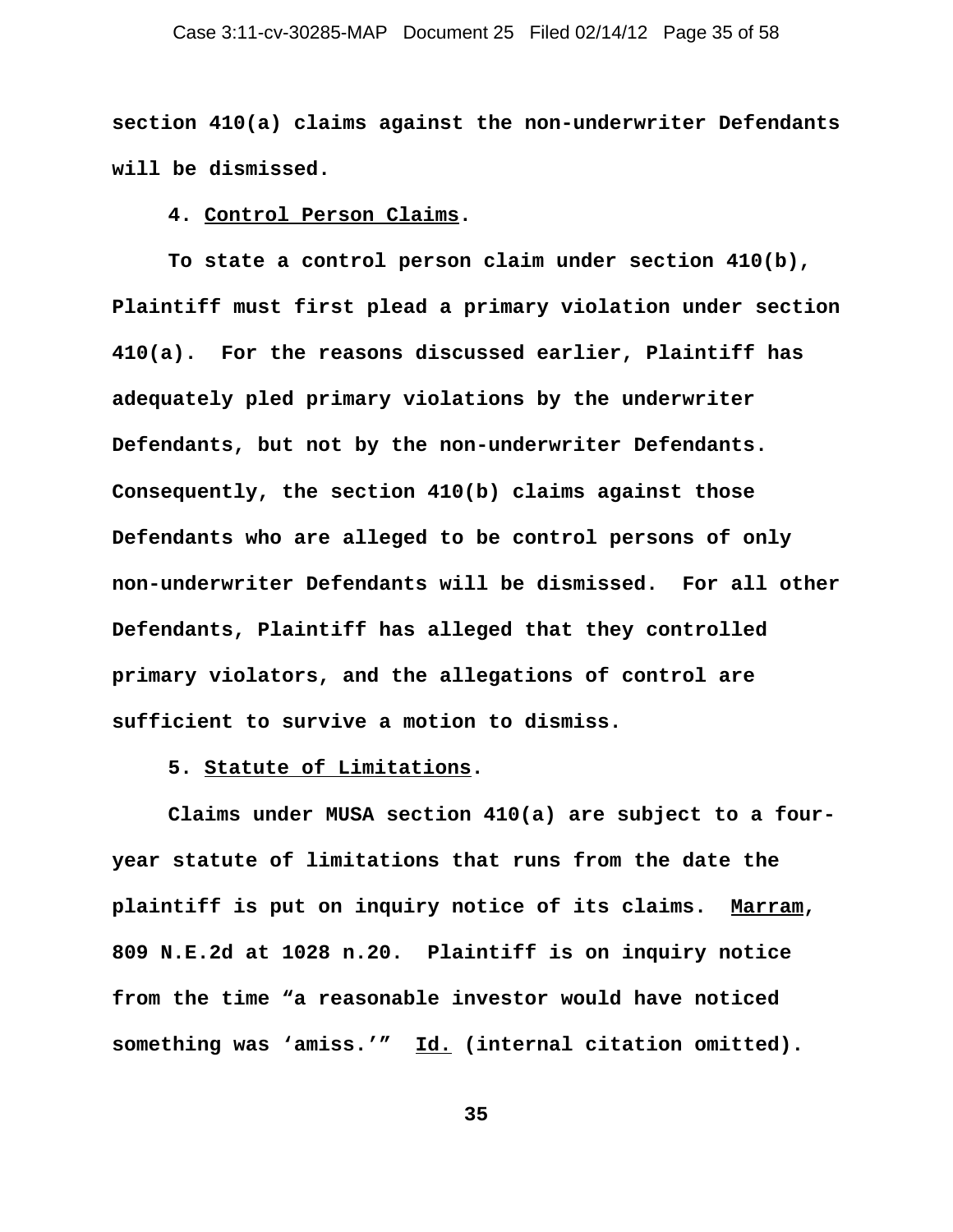section 410(a) claims against the non-underwriter Defendants will be dismissed.

4. <u>Control Person Claims</u>.

To state a control person claim under section 410(b), Plaintiff must first plead a primary violation under section 410(a). For the reasons discussed earlier, Plaintiff has adequately pled primary violations by the underwriter Defendants, but not by the non-underwriter Defendants. Consequently, the section 410(b) claims against those Defendants who are alleged to be control persons of only non-underwriter Defendants will be dismissed. For all other Defendants, Plaintiff has alleged that they controlled primary violators, and the allegations of control are sufficient to survive a motion to dismiss.

5. <u>Statute of Limitations</u>.

Claims under MUSA section 410(a) are subject to a four-year statute of limitations that runs from the date the plaintiff is put on inquiry notice of its claims. <u>Marram</u>, 809 N.E.2d at 1028 n.20. Plaintiff is on inquiry notice from the time "a reasonable investor would have noticed something was 'amiss.'" <u>Id.</u> (internal citation omitted).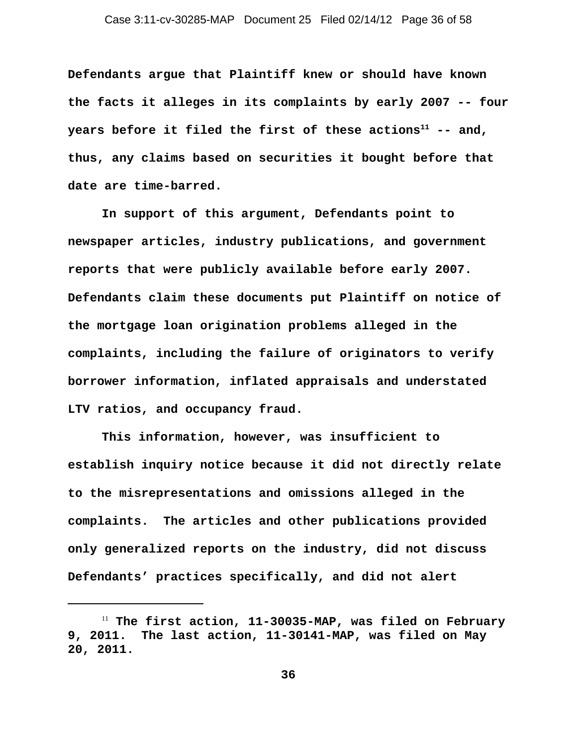Defendants argue that Plaintiff knew or should have known the facts it alleges in its complaints by early 2007 -- four years before it filed the first of these actions[11] -- and, thus, any claims based on securities it bought before that date are time-barred.

In support of this argument, Defendants point to newspaper articles, industry publications, and government reports that were publicly available before early 2007. Defendants claim these documents put Plaintiff on notice of the mortgage loan origination problems alleged in the complaints, including the failure of originators to verify borrower information, inflated appraisals and understated LTV ratios, and occupancy fraud.

This information, however, was insufficient to establish inquiry notice because it did not directly relate to the misrepresentations and omissions alleged in the complaints. The articles and other publications provided only generalized reports on the industry, did not discuss Defendants' practices specifically, and did not alert

---

[11] The first action, 11-30035-MAP, was filed on February 9, 2011. The last action, 11-30141-MAP, was filed on May 20, 2011.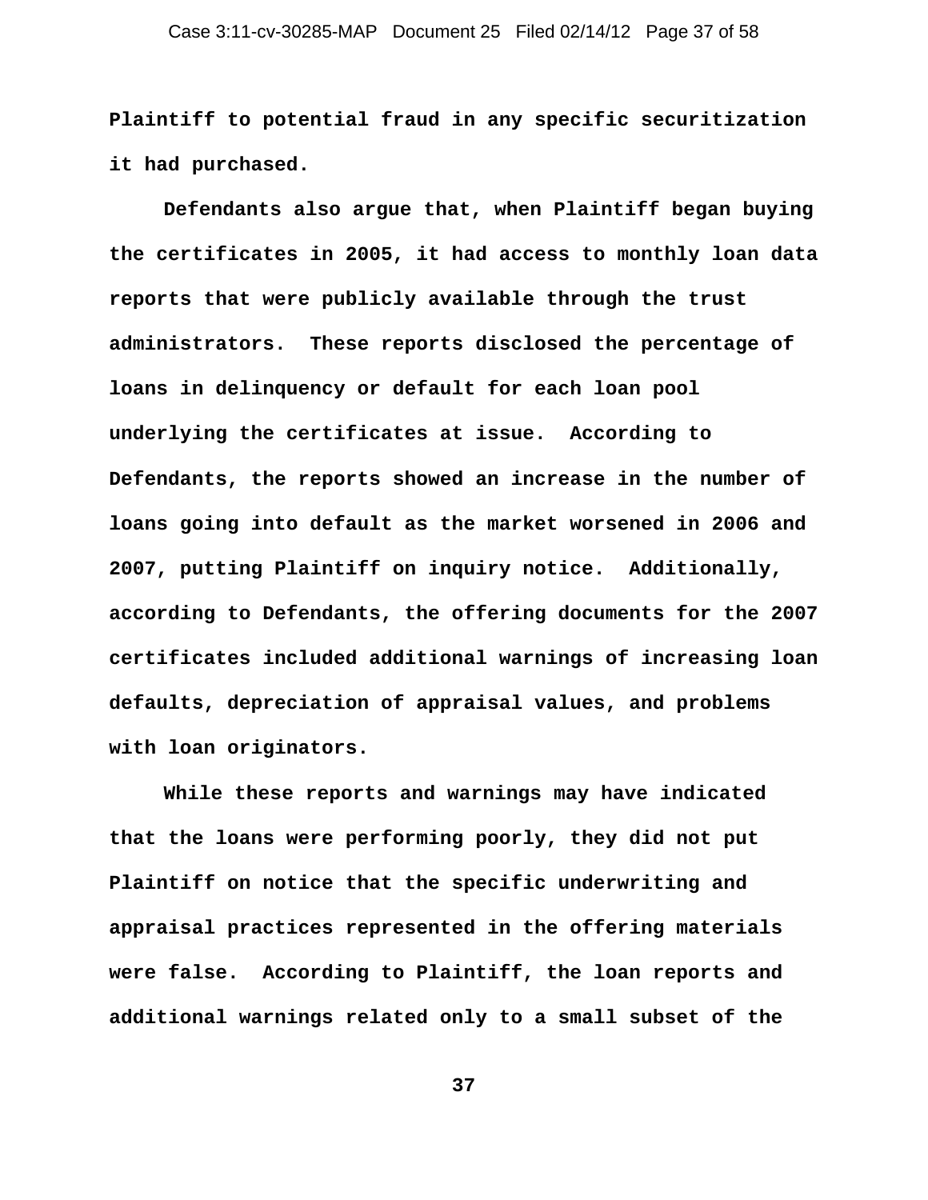Plaintiff to potential fraud in any specific securitization it had purchased.

Defendants also argue that, when Plaintiff began buying the certificates in 2005, it had access to monthly loan data reports that were publicly available through the trust administrators. These reports disclosed the percentage of loans in delinquency or default for each loan pool underlying the certificates at issue. According to Defendants, the reports showed an increase in the number of loans going into default as the market worsened in 2006 and 2007, putting Plaintiff on inquiry notice. Additionally, according to Defendants, the offering documents for the 2007 certificates included additional warnings of increasing loan defaults, depreciation of appraisal values, and problems with loan originators.

While these reports and warnings may have indicated that the loans were performing poorly, they did not put Plaintiff on notice that the specific underwriting and appraisal practices represented in the offering materials were false. According to Plaintiff, the loan reports and additional warnings related only to a small subset of the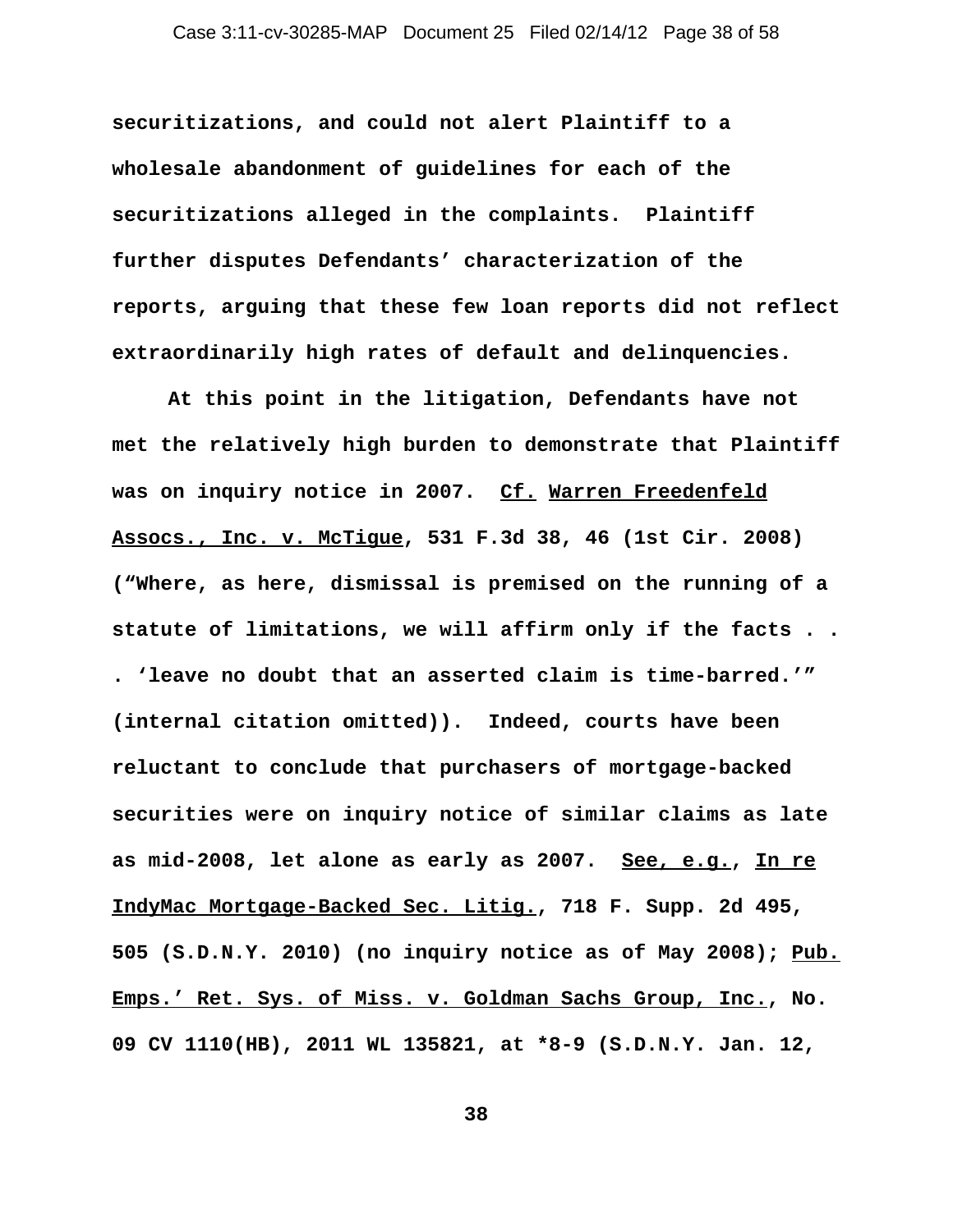securitizations, and could not alert Plaintiff to a wholesale abandonment of guidelines for each of the securitizations alleged in the complaints. Plaintiff further disputes Defendants' characterization of the reports, arguing that these few loan reports did not reflect extraordinarily high rates of default and delinquencies.

At this point in the litigation, Defendants have not met the relatively high burden to demonstrate that Plaintiff was on inquiry notice in 2007. Cf. Warren Freedenfeld Assocs., Inc. v. McTigue, 531 F.3d 38, 46 (1st Cir. 2008) ("Where, as here, dismissal is premised on the running of a statute of limitations, we will affirm only if the facts . . . 'leave no doubt that an asserted claim is time-barred.'" (internal citation omitted)). Indeed, courts have been reluctant to conclude that purchasers of mortgage-backed securities were on inquiry notice of similar claims as late as mid-2008, let alone as early as 2007. See, e.g., In re IndyMac Mortgage-Backed Sec. Litig., 718 F. Supp. 2d 495, 505 (S.D.N.Y. 2010) (no inquiry notice as of May 2008); Pub. Emps.' Ret. Sys. of Miss. v. Goldman Sachs Group, Inc., No. 09 CV 1110(HB), 2011 WL 135821, at *8-9 (S.D.N.Y. Jan. 12,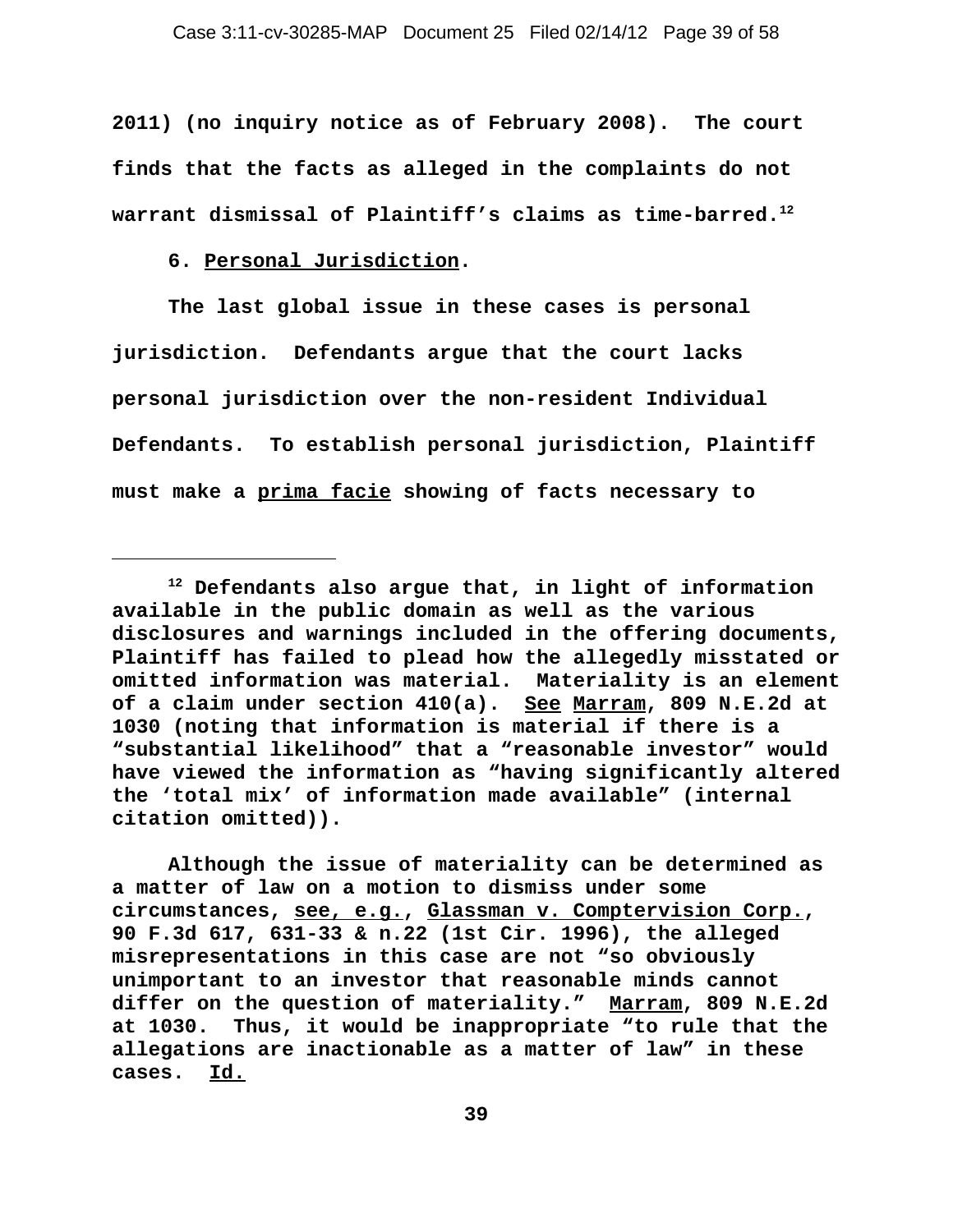2011) (no inquiry notice as of February 2008). The court finds that the facts as alleged in the complaints do not warrant dismissal of Plaintiff's claims as time-barred.[12]

6. Personal Jurisdiction.

The last global issue in these cases is personal jurisdiction. Defendants argue that the court lacks personal jurisdiction over the non-resident Individual Defendants. To establish personal jurisdiction, Plaintiff must make a prima facie showing of facts necessary to

---

[12] Defendants also argue that, in light of information available in the public domain as well as the various disclosures and warnings included in the offering documents, Plaintiff has failed to plead how the allegedly misstated or omitted information was material. Materiality is an element of a claim under section 410(a). See Marram, 809 N.E.2d at 1030 (noting that information is material if there is a "substantial likelihood" that a "reasonable investor" would have viewed the information as "having significantly altered the 'total mix' of information made available" (internal citation omitted)).

Although the issue of materiality can be determined as a matter of law on a motion to dismiss under some circumstances, see, e.g., Glassman v. Comptervision Corp., 90 F.3d 617, 631-33 & n.22 (1st Cir. 1996), the alleged misrepresentations in this case are not "so obviously unimportant to an investor that reasonable minds cannot differ on the question of materiality." Marram, 809 N.E.2d at 1030. Thus, it would be inappropriate "to rule that the allegations are inactionable as a matter of law" in these cases. Id.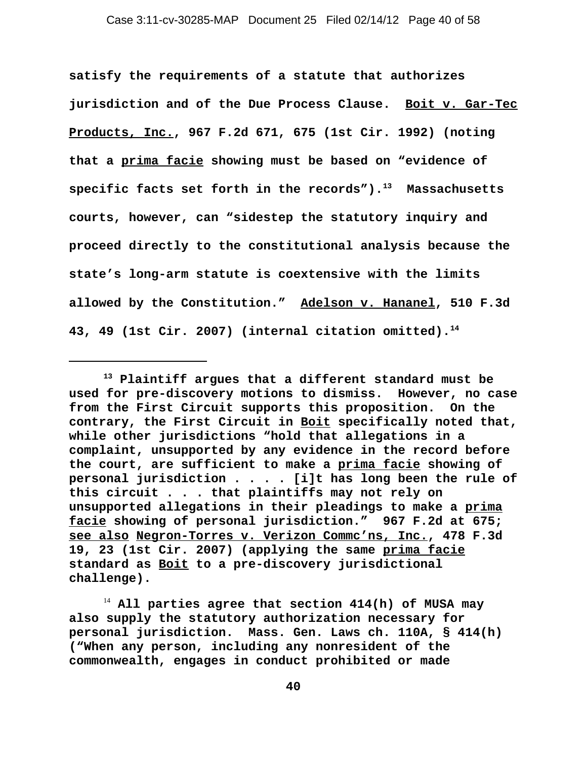**satisfy the requirements of a statute that authorizes jurisdiction and of the Due Process Clause. Boit v. Gar-Tec Products, Inc., 967 F.2d 671, 675 (1st Cir. 1992) (noting that a prima facie showing must be based on "evidence of specific facts set forth in the records").[13] Massachusetts courts, however, can "sidestep the statutory inquiry and proceed directly to the constitutional analysis because the state's long-arm statute is coextensive with the limits allowed by the Constitution." Adelson v. Hananel, 510 F.3d 43, 49 (1st Cir. 2007) (internal citation omitted).[14]**

---

**[13] Plaintiff argues that a different standard must be used for pre-discovery motions to dismiss. However, no case from the First Circuit supports this proposition. On the contrary, the First Circuit in Boit specifically noted that, while other jurisdictions "hold that allegations in a complaint, unsupported by any evidence in the record before the court, are sufficient to make a prima facie showing of personal jurisdiction . . . . [i]t has long been the rule of this circuit . . . that plaintiffs may not rely on unsupported allegations in their pleadings to make a prima facie showing of personal jurisdiction." 967 F.2d at 675; see also Negron-Torres v. Verizon Commc'ns, Inc., 478 F.3d 19, 23 (1st Cir. 2007) (applying the same prima facie standard as Boit to a pre-discovery jurisdictional challenge).**

**[14] All parties agree that section 414(h) of MUSA may also supply the statutory authorization necessary for personal jurisdiction. Mass. Gen. Laws ch. 110A, § 414(h) ("When any person, including any nonresident of the commonwealth, engages in conduct prohibited or made**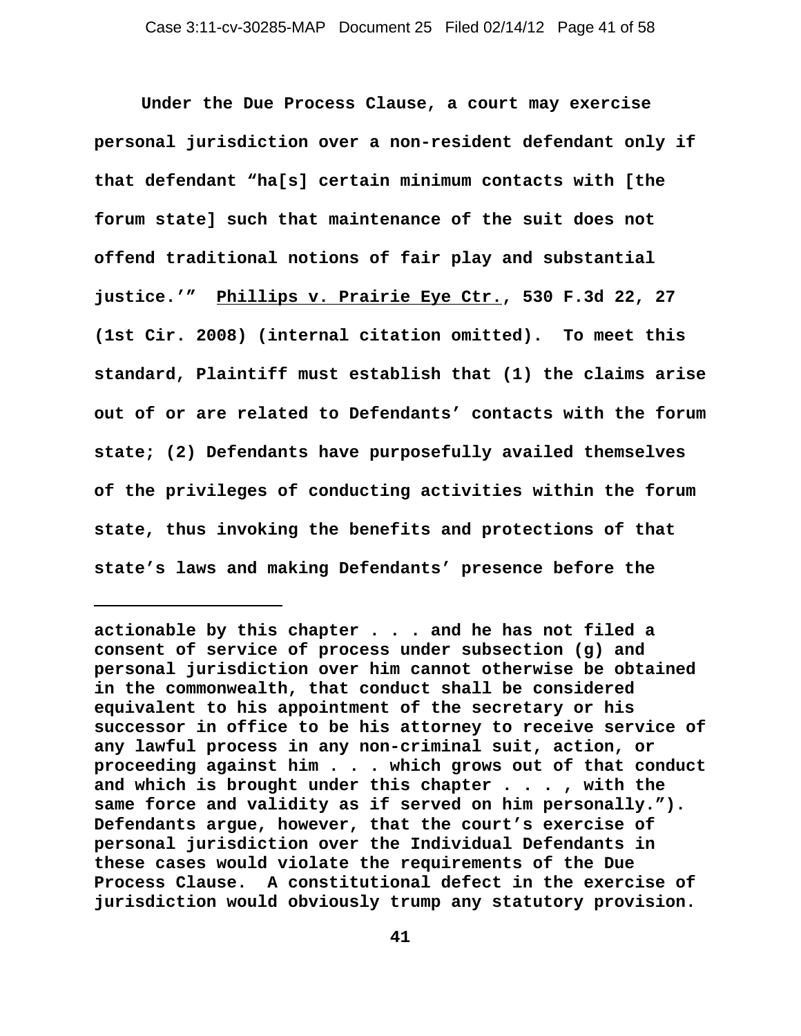Under the Due Process Clause, a court may exercise personal jurisdiction over a non-resident defendant only if that defendant "ha[s] certain minimum contacts with [the forum state] such that maintenance of the suit does not offend traditional notions of fair play and substantial justice.'" Phillips v. Prairie Eye Ctr., 530 F.3d 22, 27 (1st Cir. 2008) (internal citation omitted). To meet this standard, Plaintiff must establish that (1) the claims arise out of or are related to Defendants' contacts with the forum state; (2) Defendants have purposefully availed themselves of the privileges of conducting activities within the forum state, thus invoking the benefits and protections of that state's laws and making Defendants' presence before the

---

actionable by this chapter . . . and he has not filed a consent of service of process under subsection (g) and personal jurisdiction over him cannot otherwise be obtained in the commonwealth, that conduct shall be considered equivalent to his appointment of the secretary or his successor in office to be his attorney to receive service of any lawful process in any non-criminal suit, action, or proceeding against him . . . which grows out of that conduct and which is brought under this chapter . . . , with the same force and validity as if served on him personally."). Defendants argue, however, that the court's exercise of personal jurisdiction over the Individual Defendants in these cases would violate the requirements of the Due Process Clause. A constitutional defect in the exercise of jurisdiction would obviously trump any statutory provision.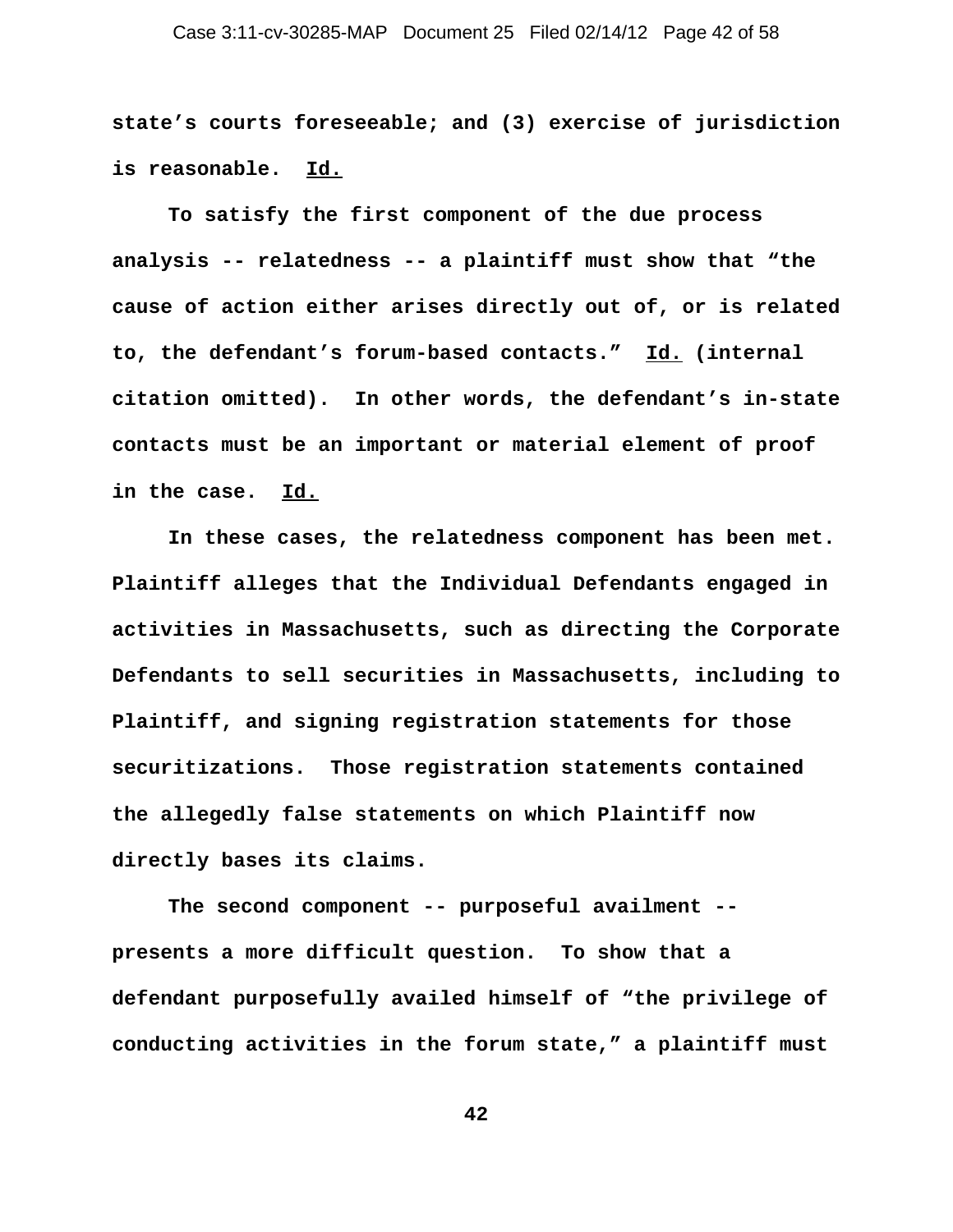state's courts foreseeable; and (3) exercise of jurisdiction is reasonable. Id.

To satisfy the first component of the due process analysis -- relatedness -- a plaintiff must show that "the cause of action either arises directly out of, or is related to, the defendant's forum-based contacts." Id. (internal citation omitted). In other words, the defendant's in-state contacts must be an important or material element of proof in the case. Id.

In these cases, the relatedness component has been met. Plaintiff alleges that the Individual Defendants engaged in activities in Massachusetts, such as directing the Corporate Defendants to sell securities in Massachusetts, including to Plaintiff, and signing registration statements for those securitizations. Those registration statements contained the allegedly false statements on which Plaintiff now directly bases its claims.

The second component -- purposeful availment -- presents a more difficult question. To show that a defendant purposefully availed himself of "the privilege of conducting activities in the forum state," a plaintiff must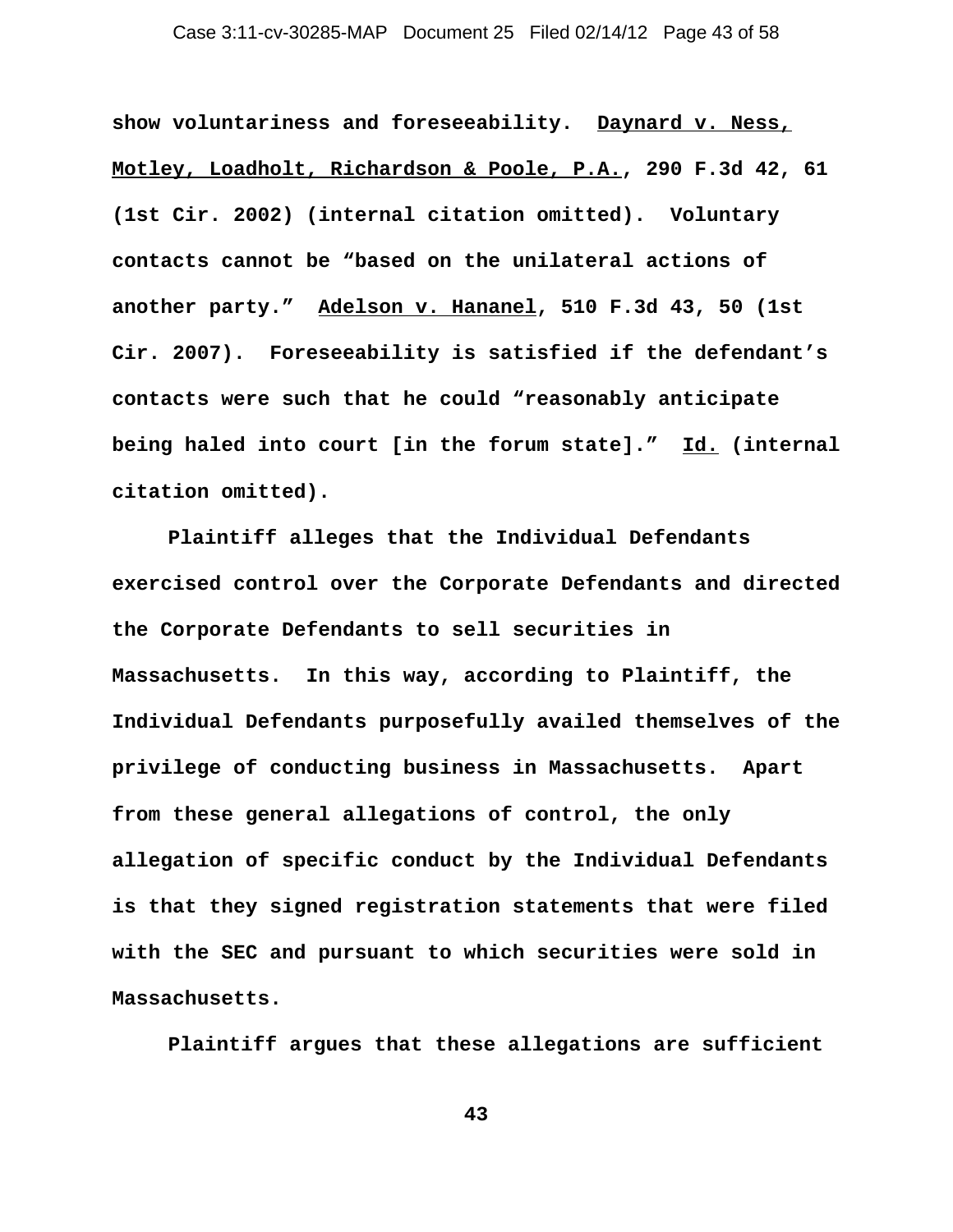show voluntariness and foreseeability. Daynard v. Ness, Motley, Loadholt, Richardson & Poole, P.A., 290 F.3d 42, 61 (1st Cir. 2002) (internal citation omitted). Voluntary contacts cannot be "based on the unilateral actions of another party." Adelson v. Hananel, 510 F.3d 43, 50 (1st Cir. 2007). Foreseeability is satisfied if the defendant's contacts were such that he could "reasonably anticipate being haled into court [in the forum state]." Id. (internal citation omitted).

Plaintiff alleges that the Individual Defendants exercised control over the Corporate Defendants and directed the Corporate Defendants to sell securities in Massachusetts. In this way, according to Plaintiff, the Individual Defendants purposefully availed themselves of the privilege of conducting business in Massachusetts. Apart from these general allegations of control, the only allegation of specific conduct by the Individual Defendants is that they signed registration statements that were filed with the SEC and pursuant to which securities were sold in Massachusetts.

Plaintiff argues that these allegations are sufficient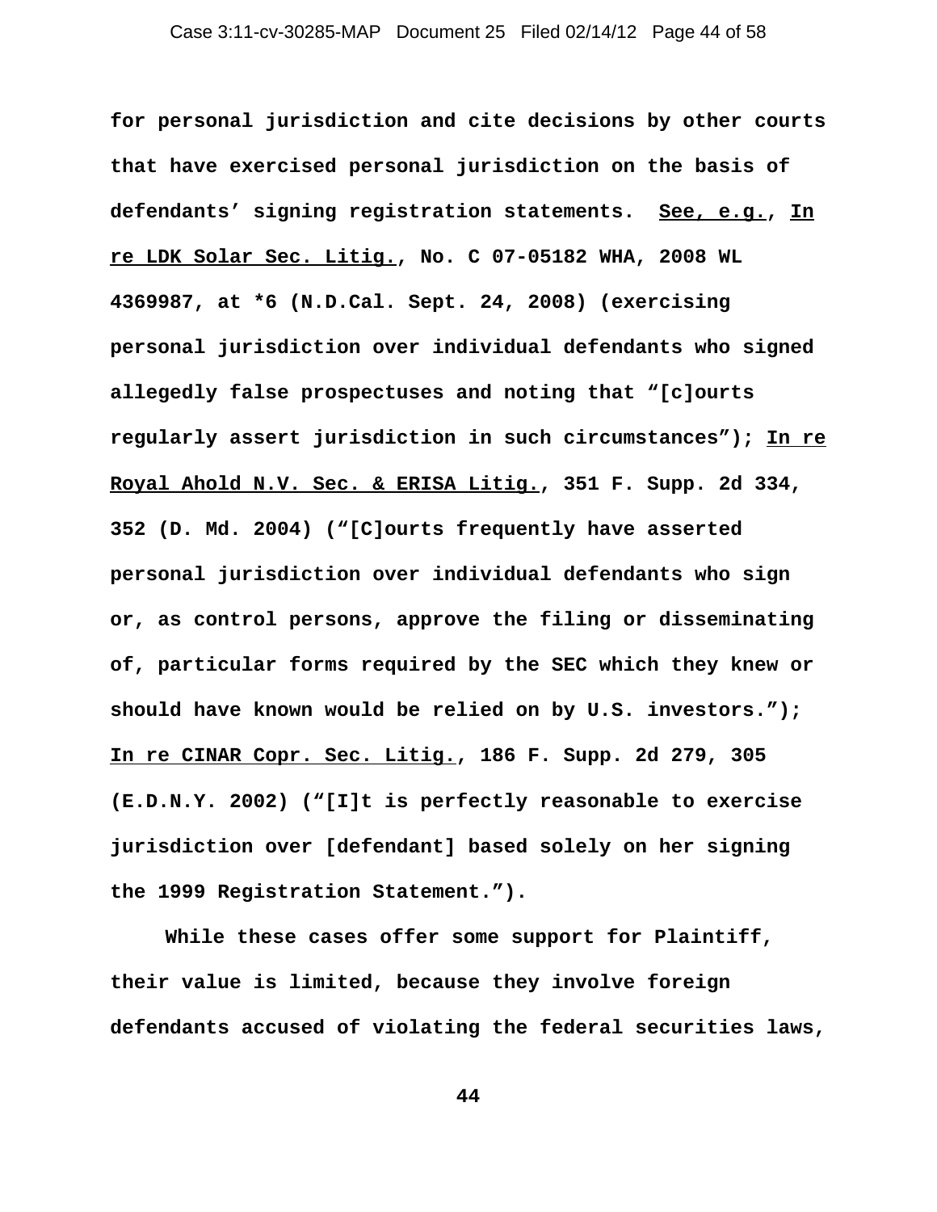**for personal jurisdiction and cite decisions by other courts that have exercised personal jurisdiction on the basis of defendants' signing registration statements. <u>See, e.g.</u>, <u>In re LDK Solar Sec. Litig.</u>, No. C 07-05182 WHA, 2008 WL 4369987, at *6 (N.D.Cal. Sept. 24, 2008) (exercising personal jurisdiction over individual defendants who signed allegedly false prospectuses and noting that "[c]ourts regularly assert jurisdiction in such circumstances"); <u>In re Royal Ahold N.V. Sec. & ERISA Litig.</u>, 351 F. Supp. 2d 334, 352 (D. Md. 2004) ("[C]ourts frequently have asserted personal jurisdiction over individual defendants who sign or, as control persons, approve the filing or disseminating of, particular forms required by the SEC which they knew or should have known would be relied on by U.S. investors."); <u>In re CINAR Copr. Sec. Litig.</u>, 186 F. Supp. 2d 279, 305 (E.D.N.Y. 2002) ("[I]t is perfectly reasonable to exercise jurisdiction over [defendant] based solely on her signing the 1999 Registration Statement.").**

**While these cases offer some support for Plaintiff, their value is limited, because they involve foreign defendants accused of violating the federal securities laws,**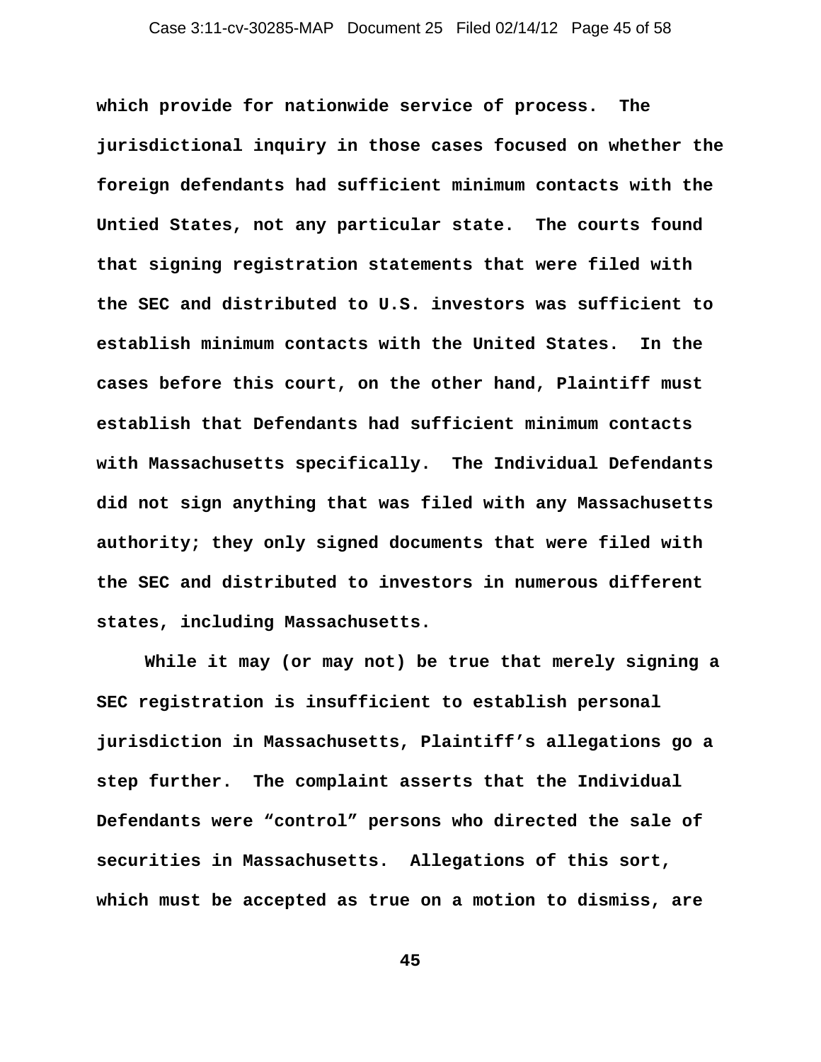which provide for nationwide service of process. The jurisdictional inquiry in those cases focused on whether the foreign defendants had sufficient minimum contacts with the Untied States, not any particular state. The courts found that signing registration statements that were filed with the SEC and distributed to U.S. investors was sufficient to establish minimum contacts with the United States. In the cases before this court, on the other hand, Plaintiff must establish that Defendants had sufficient minimum contacts with Massachusetts specifically. The Individual Defendants did not sign anything that was filed with any Massachusetts authority; they only signed documents that were filed with the SEC and distributed to investors in numerous different states, including Massachusetts.

While it may (or may not) be true that merely signing a SEC registration is insufficient to establish personal jurisdiction in Massachusetts, Plaintiff's allegations go a step further. The complaint asserts that the Individual Defendants were "control" persons who directed the sale of securities in Massachusetts. Allegations of this sort, which must be accepted as true on a motion to dismiss, are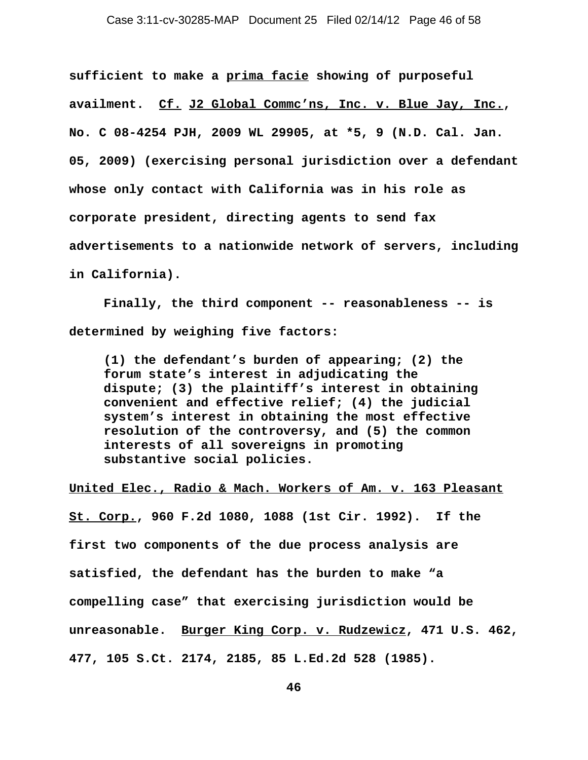**sufficient to make a <u>prima facie</u> showing of purposeful availment. <u>Cf.</u> <u>J2 Global Commc'ns, Inc. v. Blue Jay, Inc.</u>, No. C 08-4254 PJH, 2009 WL 29905, at *5, 9 (N.D. Cal. Jan. 05, 2009) (exercising personal jurisdiction over a defendant whose only contact with California was in his role as corporate president, directing agents to send fax advertisements to a nationwide network of servers, including in California).**

**Finally, the third component -- reasonableness -- is determined by weighing five factors:**

> **(1) the defendant's burden of appearing; (2) the forum state's interest in adjudicating the dispute; (3) the plaintiff's interest in obtaining convenient and effective relief; (4) the judicial system's interest in obtaining the most effective resolution of the controversy, and (5) the common interests of all sovereigns in promoting substantive social policies.**

**<u>United Elec., Radio & Mach. Workers of Am. v. 163 Pleasant St. Corp.</u>, 960 F.2d 1080, 1088 (1st Cir. 1992). If the first two components of the due process analysis are satisfied, the defendant has the burden to make "a compelling case" that exercising jurisdiction would be unreasonable. <u>Burger King Corp. v. Rudzewicz</u>, 471 U.S. 462, 477, 105 S.Ct. 2174, 2185, 85 L.Ed.2d 528 (1985).**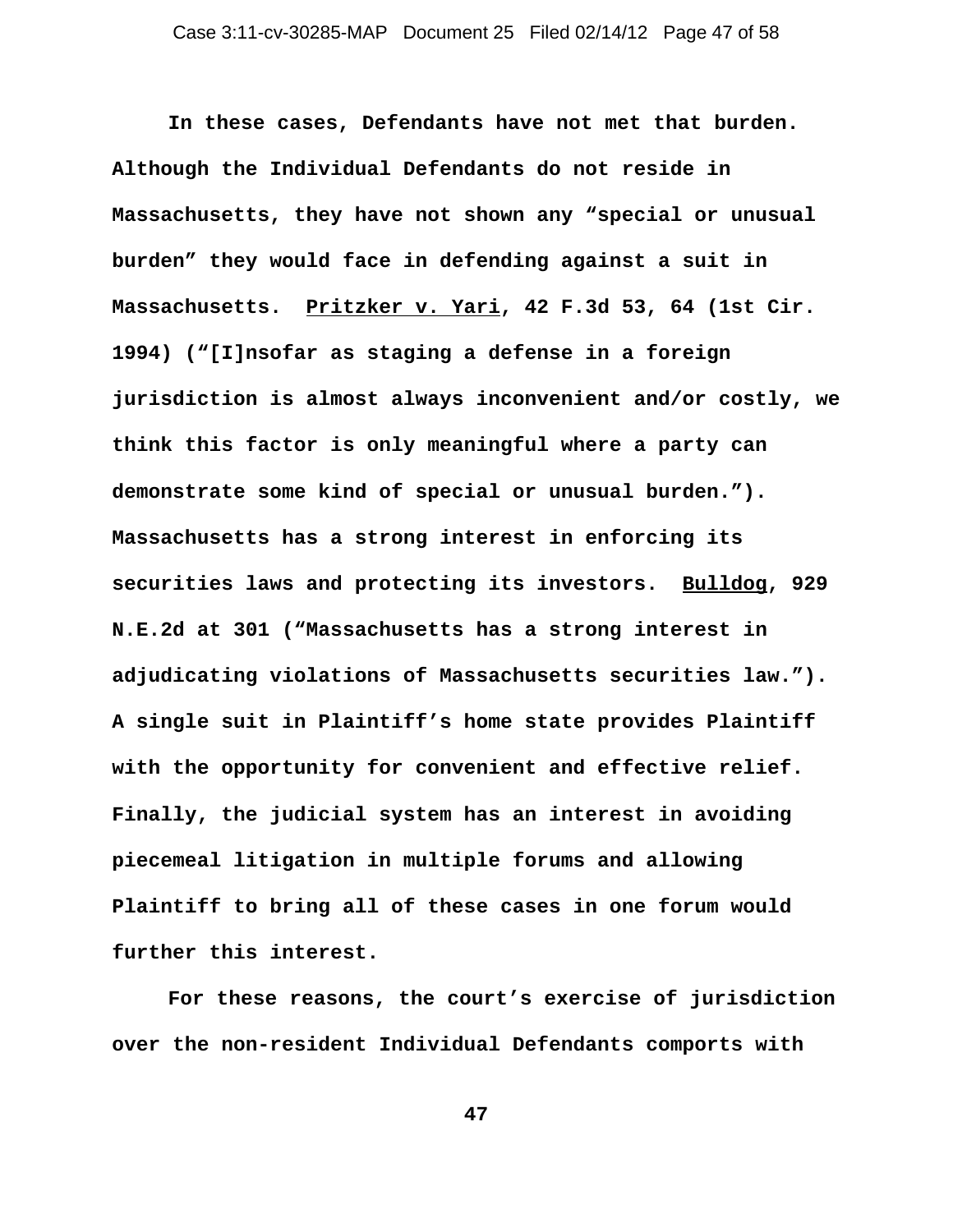In these cases, Defendants have not met that burden. Although the Individual Defendants do not reside in Massachusetts, they have not shown any "special or unusual burden" they would face in defending against a suit in Massachusetts. Pritzker v. Yari, 42 F.3d 53, 64 (1st Cir. 1994) ("[I]nsofar as staging a defense in a foreign jurisdiction is almost always inconvenient and/or costly, we think this factor is only meaningful where a party can demonstrate some kind of special or unusual burden."). Massachusetts has a strong interest in enforcing its securities laws and protecting its investors. Bulldog, 929 N.E.2d at 301 ("Massachusetts has a strong interest in adjudicating violations of Massachusetts securities law."). A single suit in Plaintiff's home state provides Plaintiff with the opportunity for convenient and effective relief. Finally, the judicial system has an interest in avoiding piecemeal litigation in multiple forums and allowing Plaintiff to bring all of these cases in one forum would further this interest.

For these reasons, the court's exercise of jurisdiction over the non-resident Individual Defendants comports with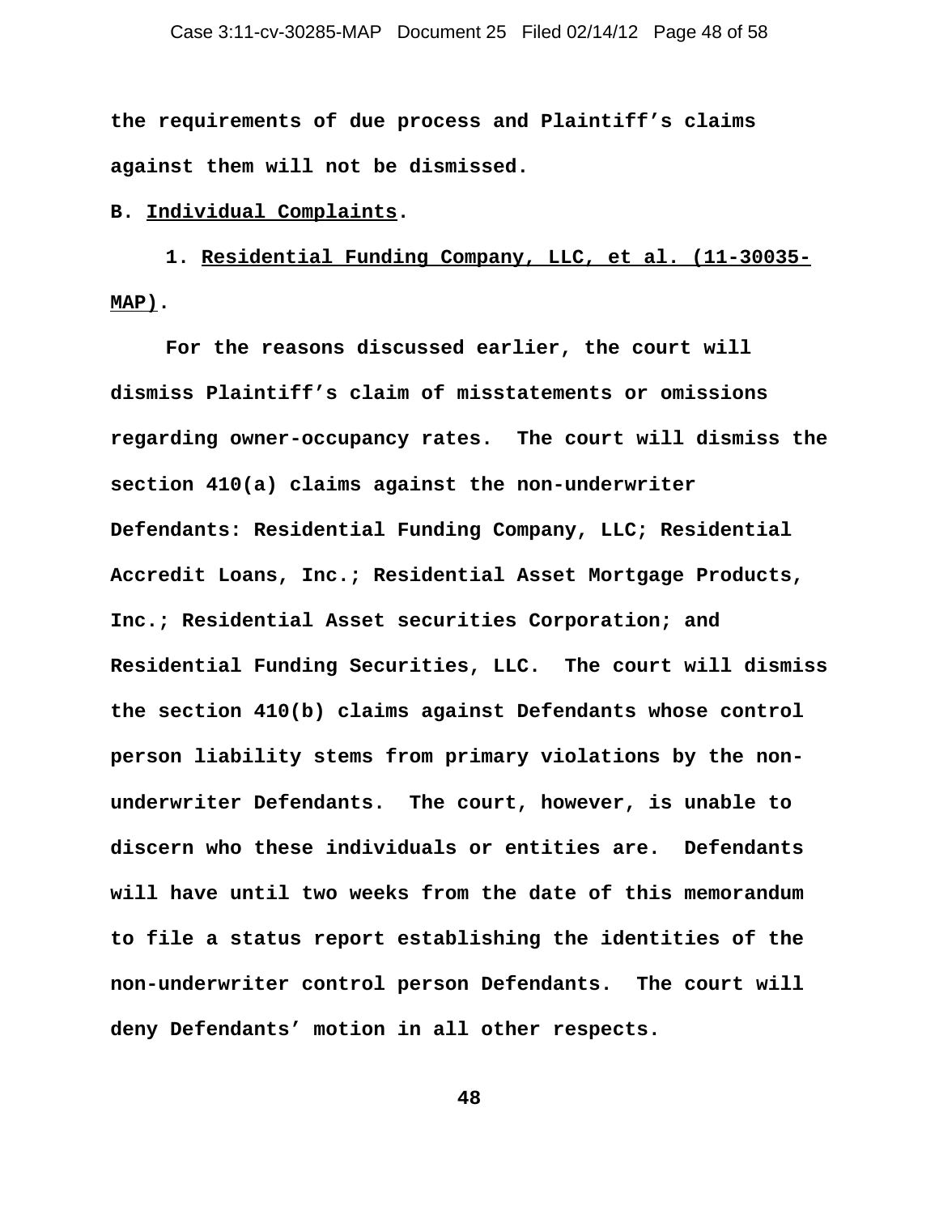**the requirements of due process and Plaintiff's claims against them will not be dismissed.**

**B. <u>Individual Complaints</u>.**

**1. <u>Residential Funding Company, LLC, et al. (11-30035-MAP)</u>.**

**For the reasons discussed earlier, the court will dismiss Plaintiff's claim of misstatements or omissions regarding owner-occupancy rates. The court will dismiss the section 410(a) claims against the non-underwriter Defendants: Residential Funding Company, LLC; Residential Accredit Loans, Inc.; Residential Asset Mortgage Products, Inc.; Residential Asset securities Corporation; and Residential Funding Securities, LLC. The court will dismiss the section 410(b) claims against Defendants whose control person liability stems from primary violations by the non-underwriter Defendants. The court, however, is unable to discern who these individuals or entities are. Defendants will have until two weeks from the date of this memorandum to file a status report establishing the identities of the non-underwriter control person Defendants. The court will deny Defendants' motion in all other respects.**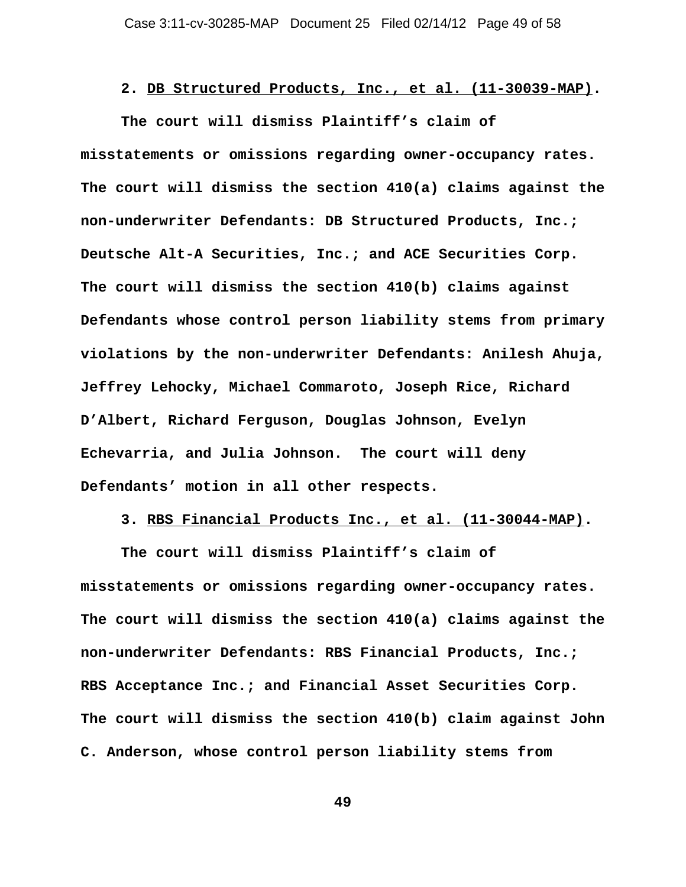**2. <u>DB Structured Products, Inc., et al. (11-30039-MAP)</u>.**

**The court will dismiss Plaintiff's claim of misstatements or omissions regarding owner-occupancy rates. The court will dismiss the section 410(a) claims against the non-underwriter Defendants: DB Structured Products, Inc.; Deutsche Alt-A Securities, Inc.; and ACE Securities Corp. The court will dismiss the section 410(b) claims against Defendants whose control person liability stems from primary violations by the non-underwriter Defendants: Anilesh Ahuja, Jeffrey Lehocky, Michael Commaroto, Joseph Rice, Richard D'Albert, Richard Ferguson, Douglas Johnson, Evelyn Echevarria, and Julia Johnson. The court will deny Defendants' motion in all other respects.**

**3. <u>RBS Financial Products Inc., et al. (11-30044-MAP)</u>.**

**The court will dismiss Plaintiff's claim of misstatements or omissions regarding owner-occupancy rates. The court will dismiss the section 410(a) claims against the non-underwriter Defendants: RBS Financial Products, Inc.; RBS Acceptance Inc.; and Financial Asset Securities Corp. The court will dismiss the section 410(b) claim against John C. Anderson, whose control person liability stems from**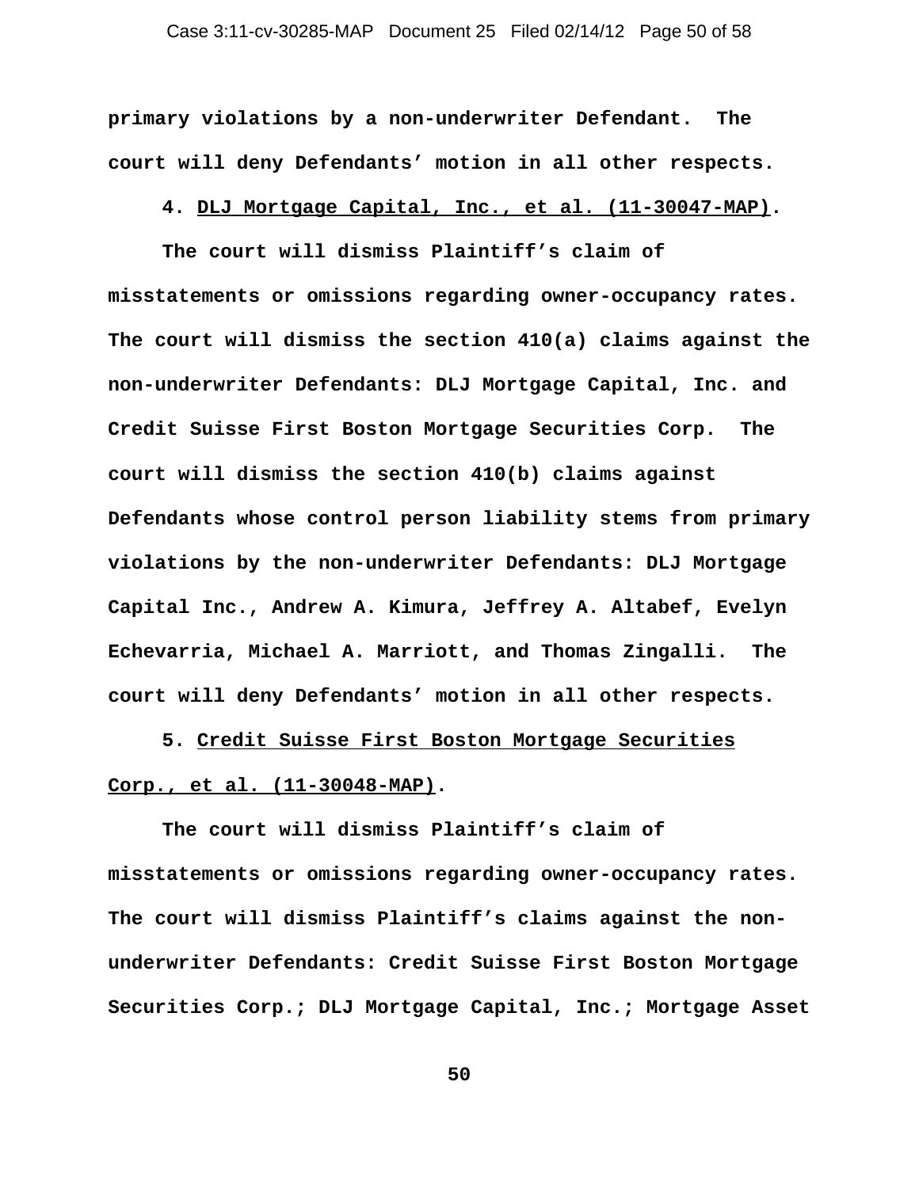**primary violations by a non-underwriter Defendant. The court will deny Defendants' motion in all other respects.**

**4. <u>DLJ Mortgage Capital, Inc., et al. (11-30047-MAP)</u>.**

**The court will dismiss Plaintiff's claim of misstatements or omissions regarding owner-occupancy rates. The court will dismiss the section 410(a) claims against the non-underwriter Defendants: DLJ Mortgage Capital, Inc. and Credit Suisse First Boston Mortgage Securities Corp. The court will dismiss the section 410(b) claims against Defendants whose control person liability stems from primary violations by the non-underwriter Defendants: DLJ Mortgage Capital Inc., Andrew A. Kimura, Jeffrey A. Altabef, Evelyn Echevarria, Michael A. Marriott, and Thomas Zingalli. The court will deny Defendants' motion in all other respects.**

**5. <u>Credit Suisse First Boston Mortgage Securities Corp., et al. (11-30048-MAP)</u>.**

**The court will dismiss Plaintiff's claim of misstatements or omissions regarding owner-occupancy rates. The court will dismiss Plaintiff's claims against the non-underwriter Defendants: Credit Suisse First Boston Mortgage Securities Corp.; DLJ Mortgage Capital, Inc.; Mortgage Asset**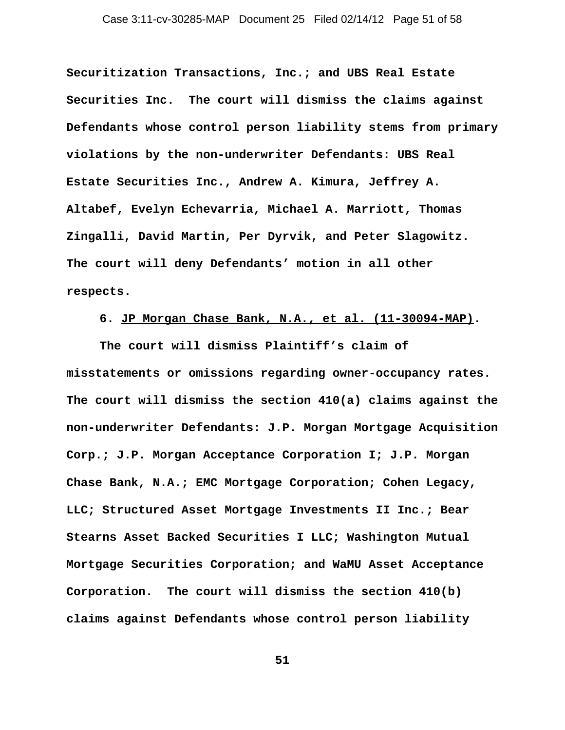**Securitization Transactions, Inc.; and UBS Real Estate Securities Inc. The court will dismiss the claims against Defendants whose control person liability stems from primary violations by the non-underwriter Defendants: UBS Real Estate Securities Inc., Andrew A. Kimura, Jeffrey A. Altabef, Evelyn Echevarria, Michael A. Marriott, Thomas Zingalli, David Martin, Per Dyrvik, and Peter Slagowitz. The court will deny Defendants' motion in all other respects.**

**6. <u>JP Morgan Chase Bank, N.A., et al. (11-30094-MAP)</u>.**

**The court will dismiss Plaintiff's claim of misstatements or omissions regarding owner-occupancy rates. The court will dismiss the section 410(a) claims against the non-underwriter Defendants: J.P. Morgan Mortgage Acquisition Corp.; J.P. Morgan Acceptance Corporation I; J.P. Morgan Chase Bank, N.A.; EMC Mortgage Corporation; Cohen Legacy, LLC; Structured Asset Mortgage Investments II Inc.; Bear Stearns Asset Backed Securities I LLC; Washington Mutual Mortgage Securities Corporation; and WaMU Asset Acceptance Corporation. The court will dismiss the section 410(b) claims against Defendants whose control person liability**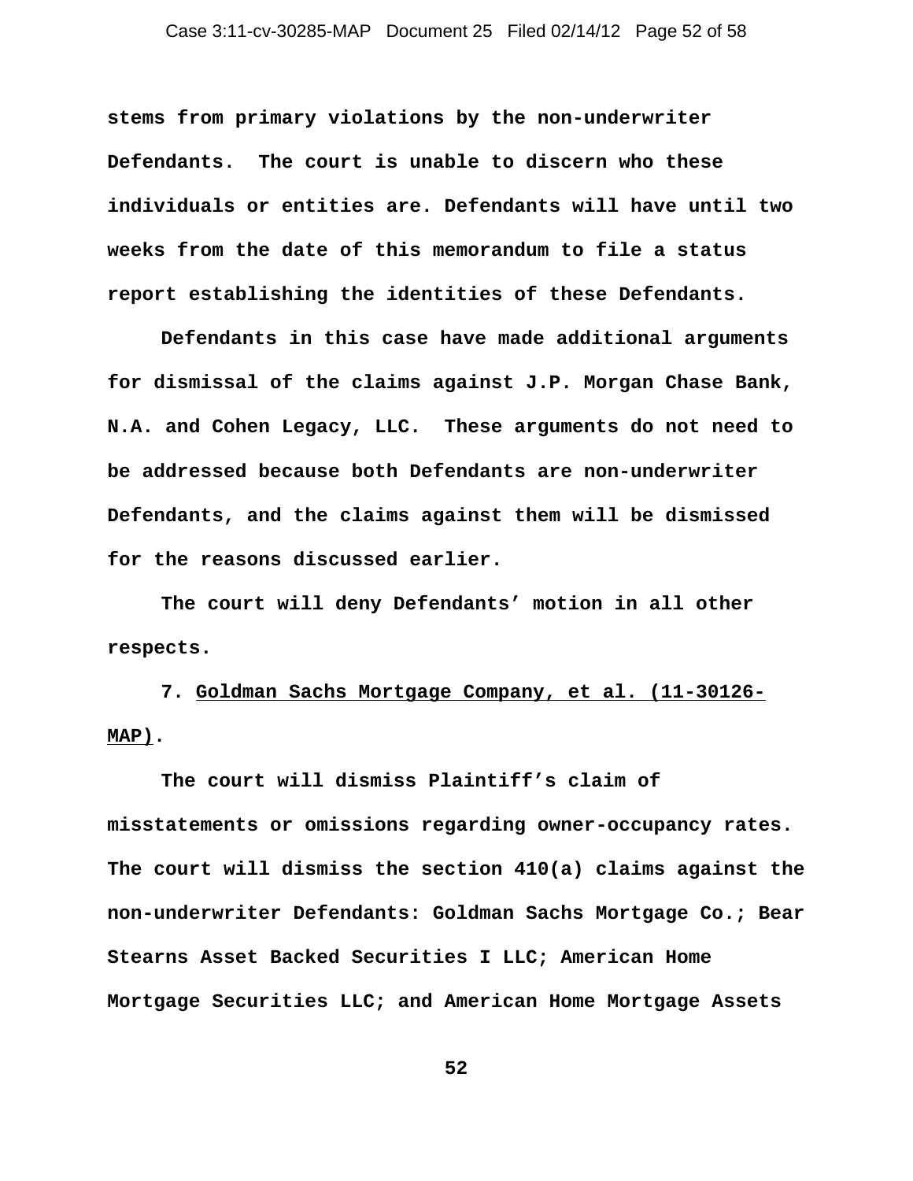stems from primary violations by the non-underwriter Defendants. The court is unable to discern who these individuals or entities are. Defendants will have until two weeks from the date of this memorandum to file a status report establishing the identities of these Defendants.

Defendants in this case have made additional arguments for dismissal of the claims against J.P. Morgan Chase Bank, N.A. and Cohen Legacy, LLC. These arguments do not need to be addressed because both Defendants are non-underwriter Defendants, and the claims against them will be dismissed for the reasons discussed earlier.

The court will deny Defendants' motion in all other respects.

7. Goldman Sachs Mortgage Company, et al. (11-30126-MAP).

The court will dismiss Plaintiff's claim of misstatements or omissions regarding owner-occupancy rates. The court will dismiss the section 410(a) claims against the non-underwriter Defendants: Goldman Sachs Mortgage Co.; Bear Stearns Asset Backed Securities I LLC; American Home Mortgage Securities LLC; and American Home Mortgage Assets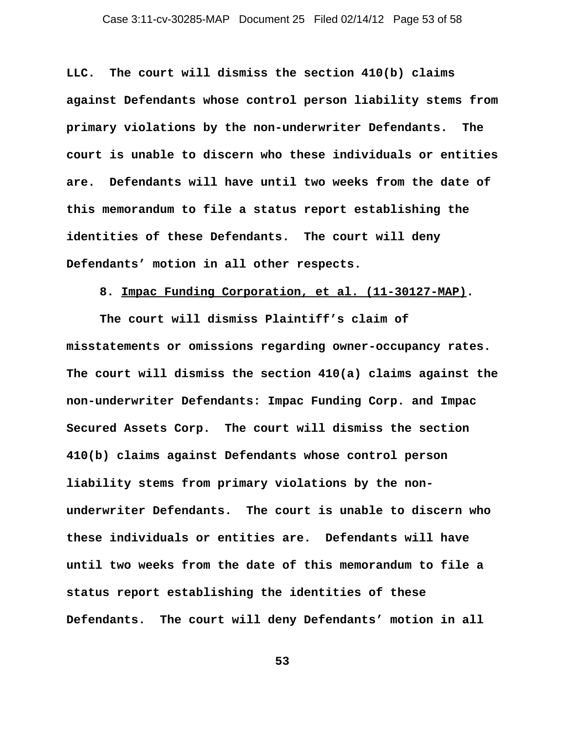**LLC. The court will dismiss the section 410(b) claims against Defendants whose control person liability stems from primary violations by the non-underwriter Defendants. The court is unable to discern who these individuals or entities are. Defendants will have until two weeks from the date of this memorandum to file a status report establishing the identities of these Defendants. The court will deny Defendants' motion in all other respects.**

**8. <u>Impac Funding Corporation, et al. (11-30127-MAP)</u>.**

**The court will dismiss Plaintiff's claim of misstatements or omissions regarding owner-occupancy rates. The court will dismiss the section 410(a) claims against the non-underwriter Defendants: Impac Funding Corp. and Impac Secured Assets Corp. The court will dismiss the section 410(b) claims against Defendants whose control person liability stems from primary violations by the non-underwriter Defendants. The court is unable to discern who these individuals or entities are. Defendants will have until two weeks from the date of this memorandum to file a status report establishing the identities of these Defendants. The court will deny Defendants' motion in all**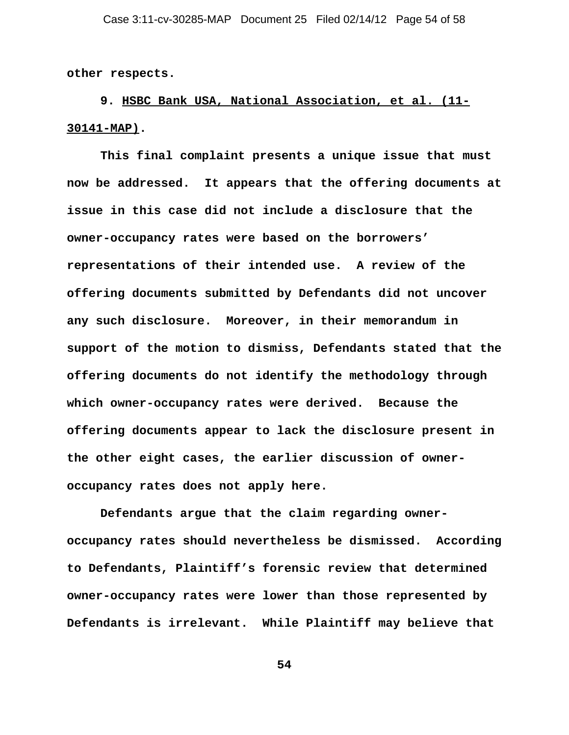other respects.

**9. HSBC Bank USA, National Association, et al. (11-30141-MAP).**

This final complaint presents a unique issue that must now be addressed. It appears that the offering documents at issue in this case did not include a disclosure that the owner-occupancy rates were based on the borrowers' representations of their intended use. A review of the offering documents submitted by Defendants did not uncover any such disclosure. Moreover, in their memorandum in support of the motion to dismiss, Defendants stated that the offering documents do not identify the methodology through which owner-occupancy rates were derived. Because the offering documents appear to lack the disclosure present in the other eight cases, the earlier discussion of owner-occupancy rates does not apply here.

Defendants argue that the claim regarding owner-occupancy rates should nevertheless be dismissed. According to Defendants, Plaintiff's forensic review that determined owner-occupancy rates were lower than those represented by Defendants is irrelevant. While Plaintiff may believe that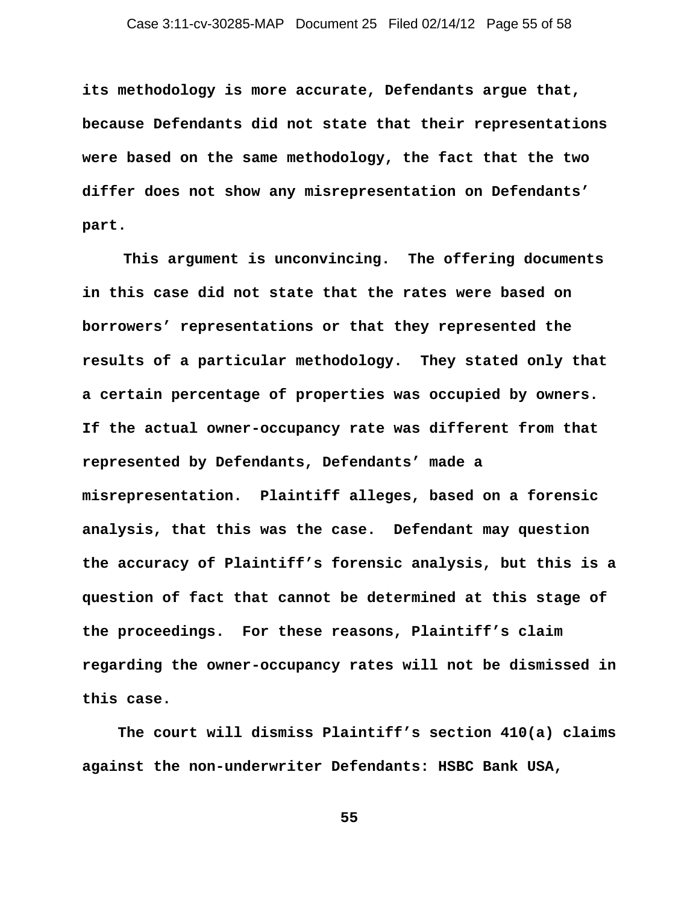its methodology is more accurate, Defendants argue that, because Defendants did not state that their representations were based on the same methodology, the fact that the two differ does not show any misrepresentation on Defendants' part.

This argument is unconvincing. The offering documents in this case did not state that the rates were based on borrowers' representations or that they represented the results of a particular methodology. They stated only that a certain percentage of properties was occupied by owners. If the actual owner-occupancy rate was different from that represented by Defendants, Defendants' made a misrepresentation. Plaintiff alleges, based on a forensic analysis, that this was the case. Defendant may question the accuracy of Plaintiff's forensic analysis, but this is a question of fact that cannot be determined at this stage of the proceedings. For these reasons, Plaintiff's claim regarding the owner-occupancy rates will not be dismissed in this case.

The court will dismiss Plaintiff's section 410(a) claims against the non-underwriter Defendants: HSBC Bank USA,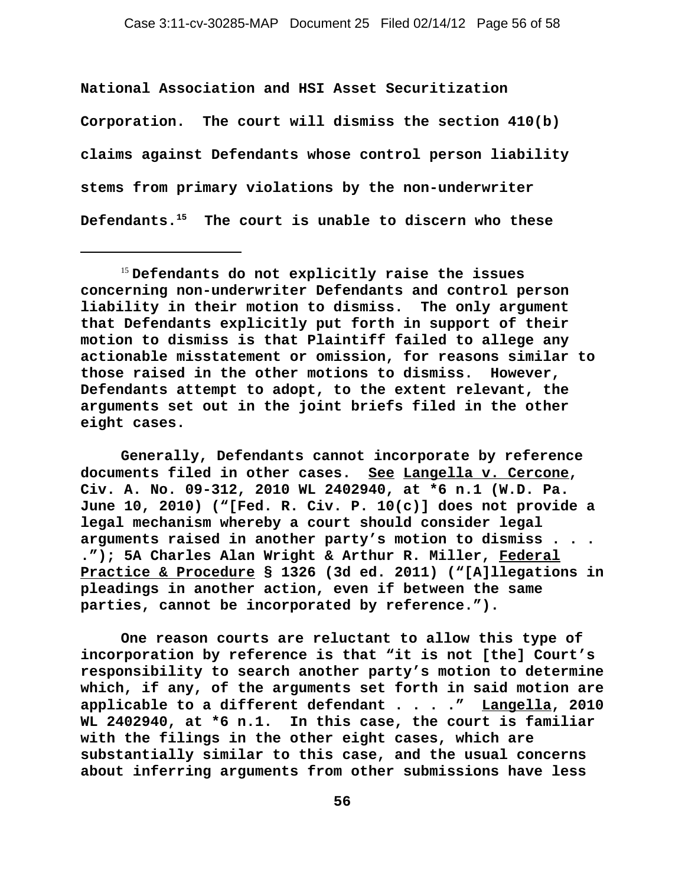**National Association and HSI Asset Securitization Corporation. The court will dismiss the section 410(b) claims against Defendants whose control person liability stems from primary violations by the non-underwriter Defendants.[15] The court is unable to discern who these**

---

[15] **Defendants do not explicitly raise the issues concerning non-underwriter Defendants and control person liability in their motion to dismiss. The only argument that Defendants explicitly put forth in support of their motion to dismiss is that Plaintiff failed to allege any actionable misstatement or omission, for reasons similar to those raised in the other motions to dismiss. However, Defendants attempt to adopt, to the extent relevant, the arguments set out in the joint briefs filed in the other eight cases.**

**Generally, Defendants cannot incorporate by reference documents filed in other cases. See Langella v. Cercone, Civ. A. No. 09-312, 2010 WL 2402940, at *6 n.1 (W.D. Pa. June 10, 2010) ("[Fed. R. Civ. P. 10(c)] does not provide a legal mechanism whereby a court should consider legal arguments raised in another party's motion to dismiss . . . ."); 5A Charles Alan Wright & Arthur R. Miller, Federal Practice & Procedure § 1326 (3d ed. 2011) ("[A]llegations in pleadings in another action, even if between the same parties, cannot be incorporated by reference.").**

**One reason courts are reluctant to allow this type of incorporation by reference is that "it is not [the] Court's responsibility to search another party's motion to determine which, if any, of the arguments set forth in said motion are applicable to a different defendant . . . ." Langella, 2010 WL 2402940, at *6 n.1. In this case, the court is familiar with the filings in the other eight cases, which are substantially similar to this case, and the usual concerns about inferring arguments from other submissions have less**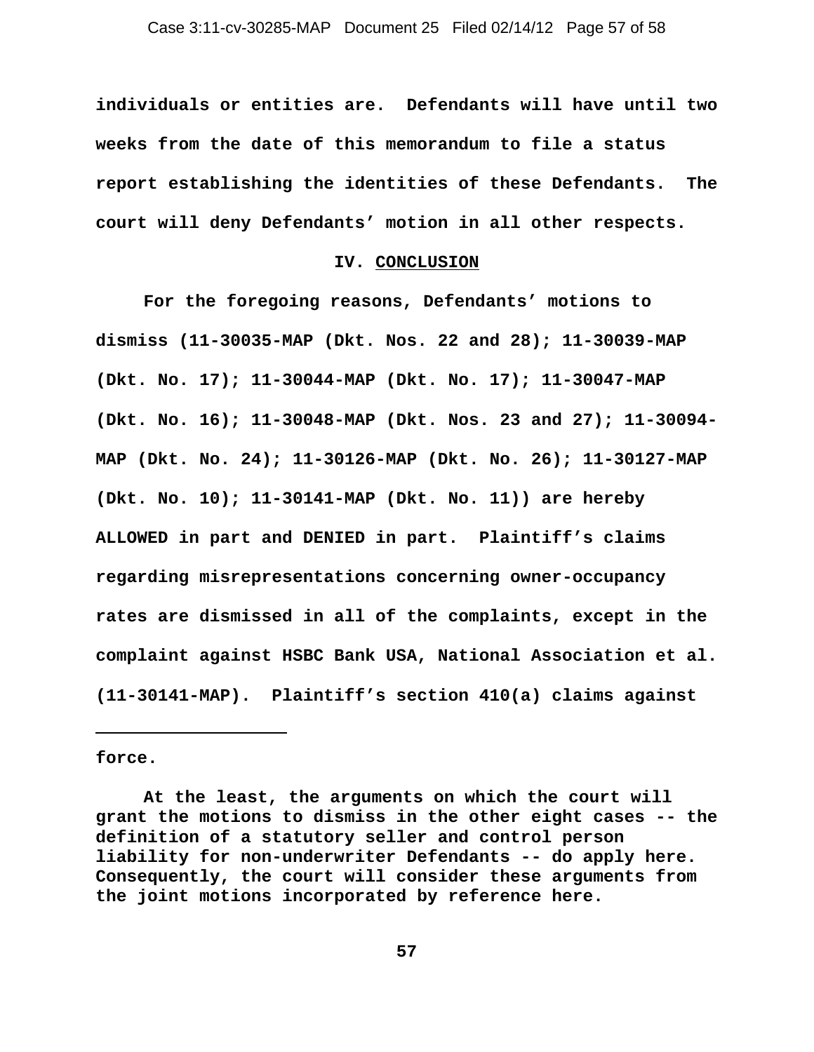individuals or entities are. Defendants will have until two weeks from the date of this memorandum to file a status report establishing the identities of these Defendants. The court will deny Defendants' motion in all other respects.

## IV. CONCLUSION

For the foregoing reasons, Defendants' motions to dismiss (11-30035-MAP (Dkt. Nos. 22 and 28); 11-30039-MAP (Dkt. No. 17); 11-30044-MAP (Dkt. No. 17); 11-30047-MAP (Dkt. No. 16); 11-30048-MAP (Dkt. Nos. 23 and 27); 11-30094-MAP (Dkt. No. 24); 11-30126-MAP (Dkt. No. 26); 11-30127-MAP (Dkt. No. 10); 11-30141-MAP (Dkt. No. 11)) are hereby ALLOWED in part and DENIED in part. Plaintiff's claims regarding misrepresentations concerning owner-occupancy rates are dismissed in all of the complaints, except in the complaint against HSBC Bank USA, National Association et al. (11-30141-MAP). Plaintiff's section 410(a) claims against

---

force.

At the least, the arguments on which the court will grant the motions to dismiss in the other eight cases -- the definition of a statutory seller and control person liability for non-underwriter Defendants -- do apply here. Consequently, the court will consider these arguments from the joint motions incorporated by reference here.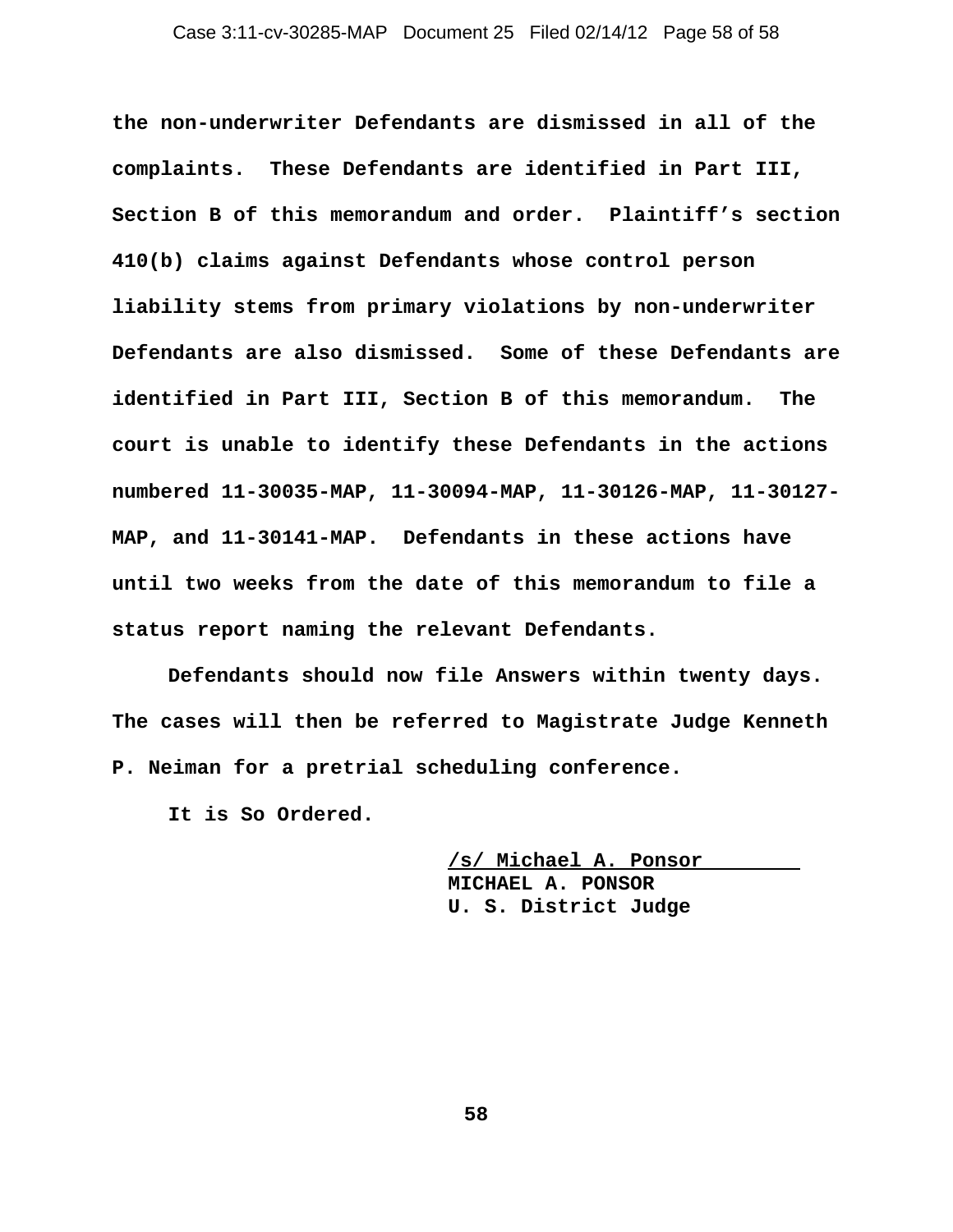**the non-underwriter Defendants are dismissed in all of the complaints. These Defendants are identified in Part III, Section B of this memorandum and order. Plaintiff's section 410(b) claims against Defendants whose control person liability stems from primary violations by non-underwriter Defendants are also dismissed. Some of these Defendants are identified in Part III, Section B of this memorandum. The court is unable to identify these Defendants in the actions numbered 11-30035-MAP, 11-30094-MAP, 11-30126-MAP, 11-30127-MAP, and 11-30141-MAP. Defendants in these actions have until two weeks from the date of this memorandum to file a status report naming the relevant Defendants.**

**Defendants should now file Answers within twenty days. The cases will then be referred to Magistrate Judge Kenneth P. Neiman for a pretrial scheduling conference.**

**It is So Ordered.**

**/s/ Michael A. Ponsor**
**MICHAEL A. PONSOR**
**U. S. District Judge**